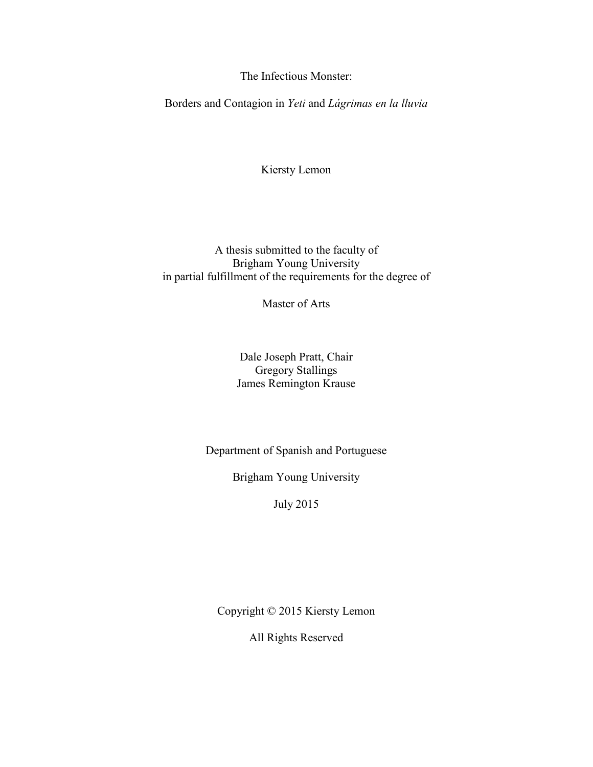# The Infectious Monster:

## Borders and Contagion in *Yeti* and *Lágrimas en la lluvia*

Kiersty Lemon

A thesis submitted to the faculty of
Brigham Young University
in partial fulfillment of the requirements for the degree of

Master of Arts

Dale Joseph Pratt, Chair
Gregory Stallings
James Remington Krause

Department of Spanish and Portuguese

Brigham Young University

July 2015

Copyright © 2015 Kiersty Lemon

All Rights Reserved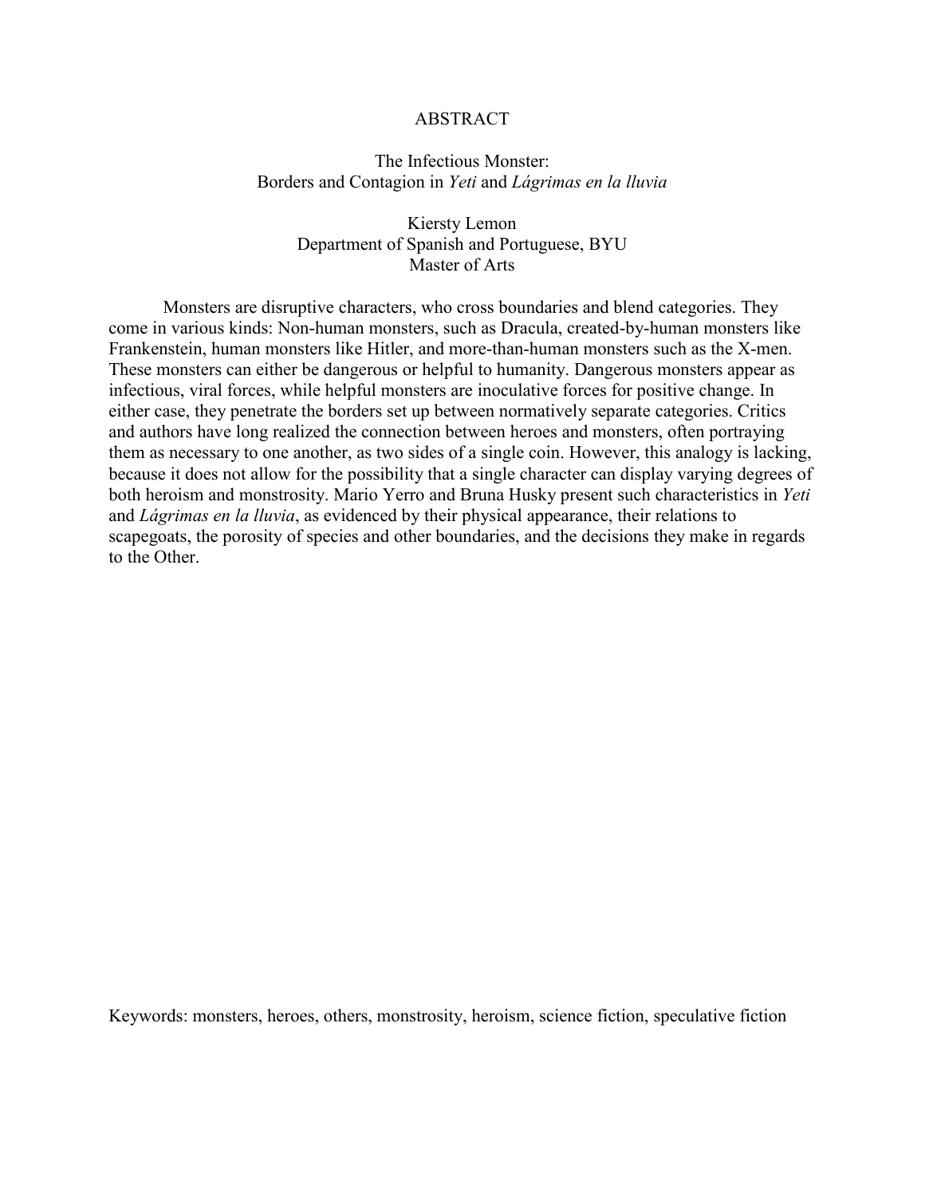# ABSTRACT

## The Infectious Monster: Borders and Contagion in *Yeti* and *Lágrimas en la lluvia*

Kiersty Lemon
Department of Spanish and Portuguese, BYU
Master of Arts

Monsters are disruptive characters, who cross boundaries and blend categories. They come in various kinds: Non-human monsters, such as Dracula, created-by-human monsters like Frankenstein, human monsters like Hitler, and more-than-human monsters such as the X-men. These monsters can either be dangerous or helpful to humanity. Dangerous monsters appear as infectious, viral forces, while helpful monsters are inoculative forces for positive change. In either case, they penetrate the borders set up between normatively separate categories. Critics and authors have long realized the connection between heroes and monsters, often portraying them as necessary to one another, as two sides of a single coin. However, this analogy is lacking, because it does not allow for the possibility that a single character can display varying degrees of both heroism and monstrosity. Mario Yerro and Bruna Husky present such characteristics in *Yeti* and *Lágrimas en la lluvia*, as evidenced by their physical appearance, their relations to scapegoats, the porosity of species and other boundaries, and the decisions they make in regards to the Other.

Keywords: monsters, heroes, others, monstrosity, heroism, science fiction, speculative fiction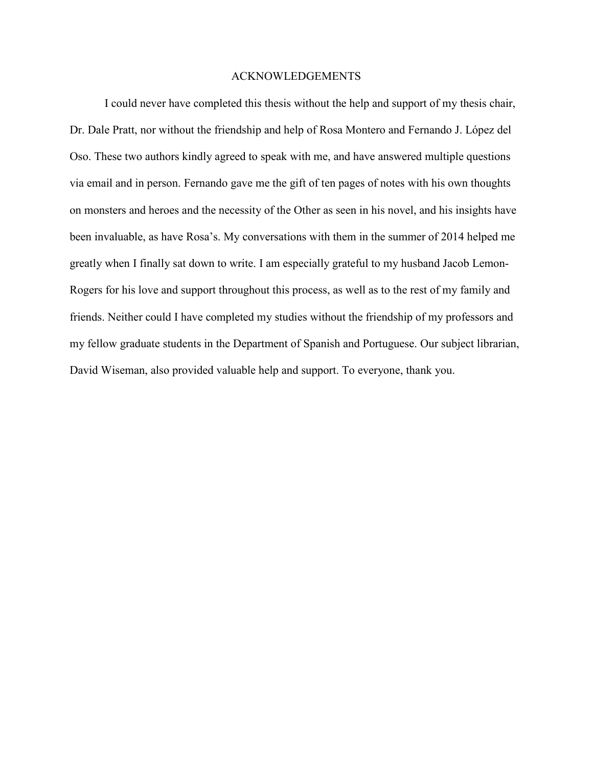# ACKNOWLEDGEMENTS

I could never have completed this thesis without the help and support of my thesis chair, Dr. Dale Pratt, nor without the friendship and help of Rosa Montero and Fernando J. López del Oso. These two authors kindly agreed to speak with me, and have answered multiple questions via email and in person. Fernando gave me the gift of ten pages of notes with his own thoughts on monsters and heroes and the necessity of the Other as seen in his novel, and his insights have been invaluable, as have Rosa's. My conversations with them in the summer of 2014 helped me greatly when I finally sat down to write. I am especially grateful to my husband Jacob Lemon-Rogers for his love and support throughout this process, as well as to the rest of my family and friends. Neither could I have completed my studies without the friendship of my professors and my fellow graduate students in the Department of Spanish and Portuguese. Our subject librarian, David Wiseman, also provided valuable help and support. To everyone, thank you.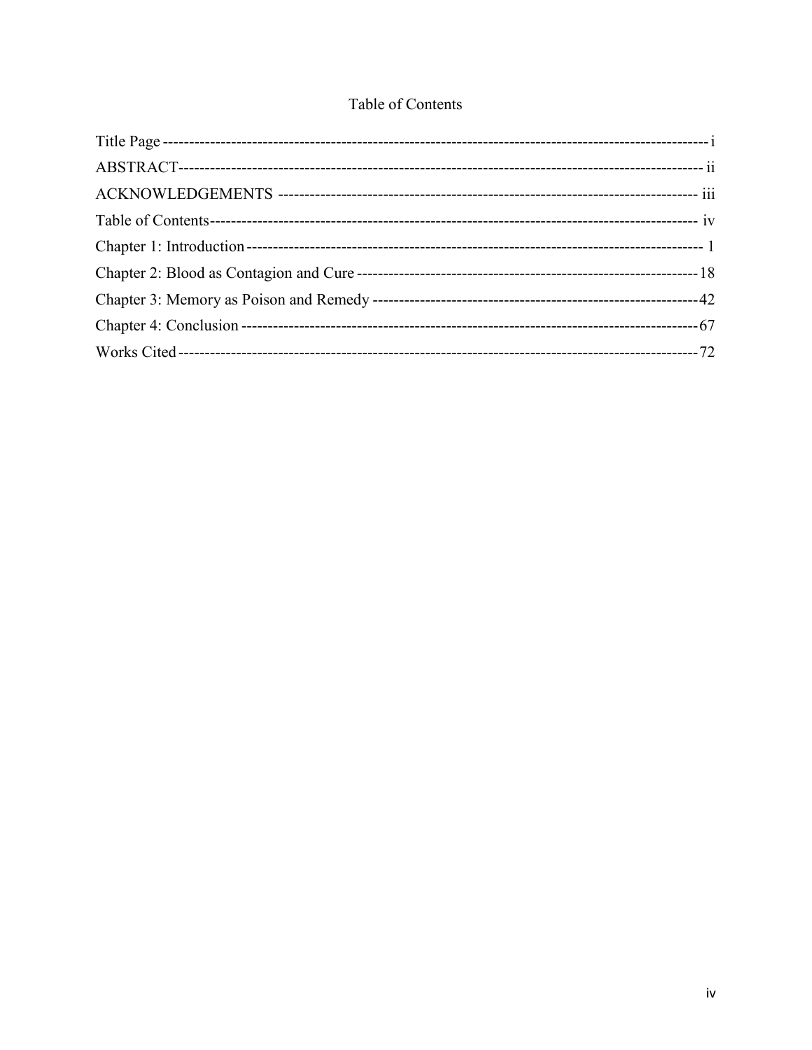# Table of Contents

| | |
|---|---|
| Title Page | i |
| ABSTRACT | ii |
| ACKNOWLEDGEMENTS | iii |
| Table of Contents | iv |
| Chapter 1: Introduction | 1 |
| Chapter 2: Blood as Contagion and Cure | 18 |
| Chapter 3: Memory as Poison and Remedy | 42 |
| Chapter 4: Conclusion | 67 |
| Works Cited | 72 |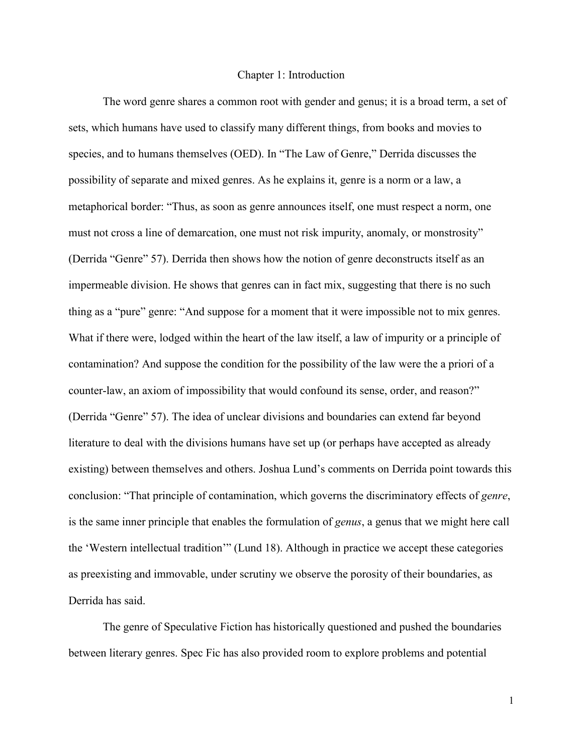# Chapter 1: Introduction

The word genre shares a common root with gender and genus; it is a broad term, a set of sets, which humans have used to classify many different things, from books and movies to species, and to humans themselves (OED). In "The Law of Genre," Derrida discusses the possibility of separate and mixed genres. As he explains it, genre is a norm or a law, a metaphorical border: "Thus, as soon as genre announces itself, one must respect a norm, one must not cross a line of demarcation, one must not risk impurity, anomaly, or monstrosity" (Derrida "Genre" 57). Derrida then shows how the notion of genre deconstructs itself as an impermeable division. He shows that genres can in fact mix, suggesting that there is no such thing as a "pure" genre: "And suppose for a moment that it were impossible not to mix genres. What if there were, lodged within the heart of the law itself, a law of impurity or a principle of contamination? And suppose the condition for the possibility of the law were the a priori of a counter-law, an axiom of impossibility that would confound its sense, order, and reason?" (Derrida "Genre" 57). The idea of unclear divisions and boundaries can extend far beyond literature to deal with the divisions humans have set up (or perhaps have accepted as already existing) between themselves and others. Joshua Lund's comments on Derrida point towards this conclusion: "That principle of contamination, which governs the discriminatory effects of *genre*, is the same inner principle that enables the formulation of *genus*, a genus that we might here call the 'Western intellectual tradition'" (Lund 18). Although in practice we accept these categories as preexisting and immovable, under scrutiny we observe the porosity of their boundaries, as Derrida has said.

The genre of Speculative Fiction has historically questioned and pushed the boundaries between literary genres. Spec Fic has also provided room to explore problems and potential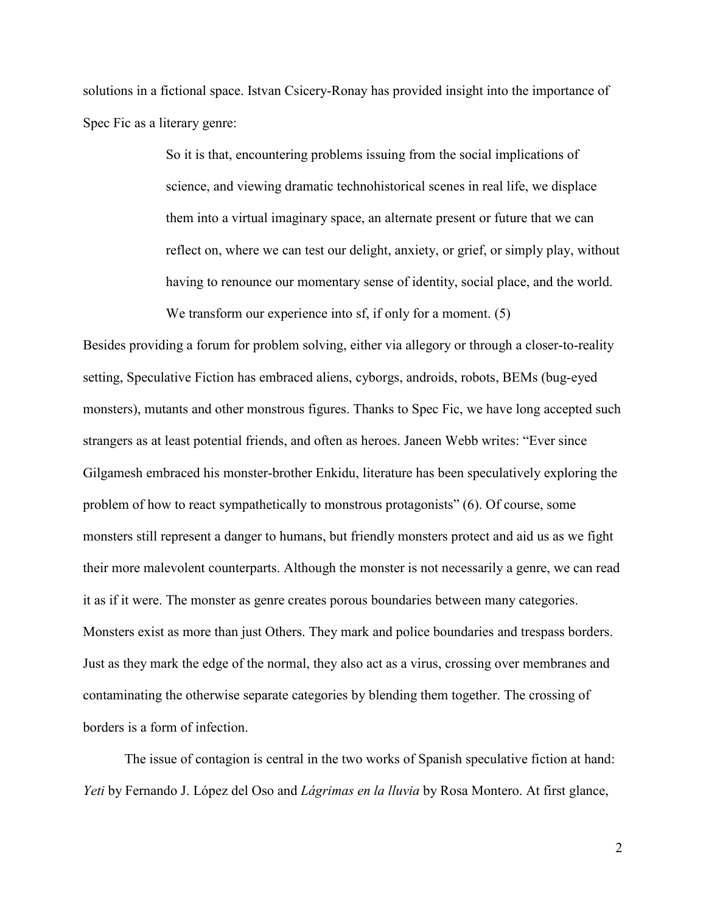solutions in a fictional space. Istvan Csicery-Ronay has provided insight into the importance of Spec Fic as a literary genre:

> So it is that, encountering problems issuing from the social implications of science, and viewing dramatic technohistorical scenes in real life, we displace them into a virtual imaginary space, an alternate present or future that we can reflect on, where we can test our delight, anxiety, or grief, or simply play, without having to renounce our momentary sense of identity, social place, and the world. We transform our experience into sf, if only for a moment. (5)

Besides providing a forum for problem solving, either via allegory or through a closer-to-reality setting, Speculative Fiction has embraced aliens, cyborgs, androids, robots, BEMs (bug-eyed monsters), mutants and other monstrous figures. Thanks to Spec Fic, we have long accepted such strangers as at least potential friends, and often as heroes. Janeen Webb writes: "Ever since Gilgamesh embraced his monster-brother Enkidu, literature has been speculatively exploring the problem of how to react sympathetically to monstrous protagonists" (6). Of course, some monsters still represent a danger to humans, but friendly monsters protect and aid us as we fight their more malevolent counterparts. Although the monster is not necessarily a genre, we can read it as if it were. The monster as genre creates porous boundaries between many categories. Monsters exist as more than just Others. They mark and police boundaries and trespass borders. Just as they mark the edge of the normal, they also act as a virus, crossing over membranes and contaminating the otherwise separate categories by blending them together. The crossing of borders is a form of infection.

The issue of contagion is central in the two works of Spanish speculative fiction at hand: *Yeti* by Fernando J. López del Oso and *Lágrimas en la lluvia* by Rosa Montero. At first glance,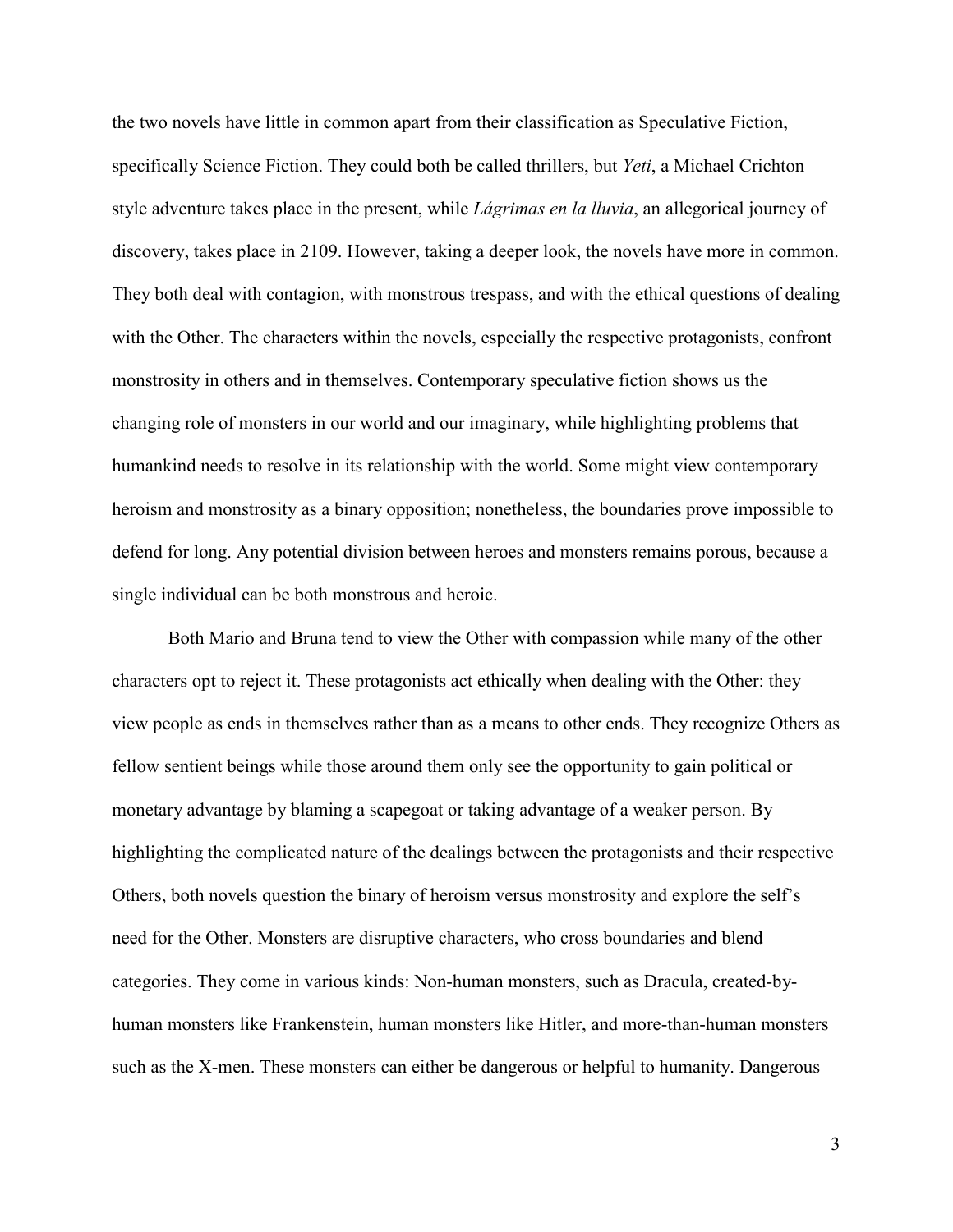the two novels have little in common apart from their classification as Speculative Fiction, specifically Science Fiction. They could both be called thrillers, but *Yeti*, a Michael Crichton style adventure takes place in the present, while *Lágrimas en la lluvia*, an allegorical journey of discovery, takes place in 2109. However, taking a deeper look, the novels have more in common. They both deal with contagion, with monstrous trespass, and with the ethical questions of dealing with the Other. The characters within the novels, especially the respective protagonists, confront monstrosity in others and in themselves. Contemporary speculative fiction shows us the changing role of monsters in our world and our imaginary, while highlighting problems that humankind needs to resolve in its relationship with the world. Some might view contemporary heroism and monstrosity as a binary opposition; nonetheless, the boundaries prove impossible to defend for long. Any potential division between heroes and monsters remains porous, because a single individual can be both monstrous and heroic.

Both Mario and Bruna tend to view the Other with compassion while many of the other characters opt to reject it. These protagonists act ethically when dealing with the Other: they view people as ends in themselves rather than as a means to other ends. They recognize Others as fellow sentient beings while those around them only see the opportunity to gain political or monetary advantage by blaming a scapegoat or taking advantage of a weaker person. By highlighting the complicated nature of the dealings between the protagonists and their respective Others, both novels question the binary of heroism versus monstrosity and explore the self's need for the Other. Monsters are disruptive characters, who cross boundaries and blend categories. They come in various kinds: Non-human monsters, such as Dracula, created-by-human monsters like Frankenstein, human monsters like Hitler, and more-than-human monsters such as the X-men. These monsters can either be dangerous or helpful to humanity. Dangerous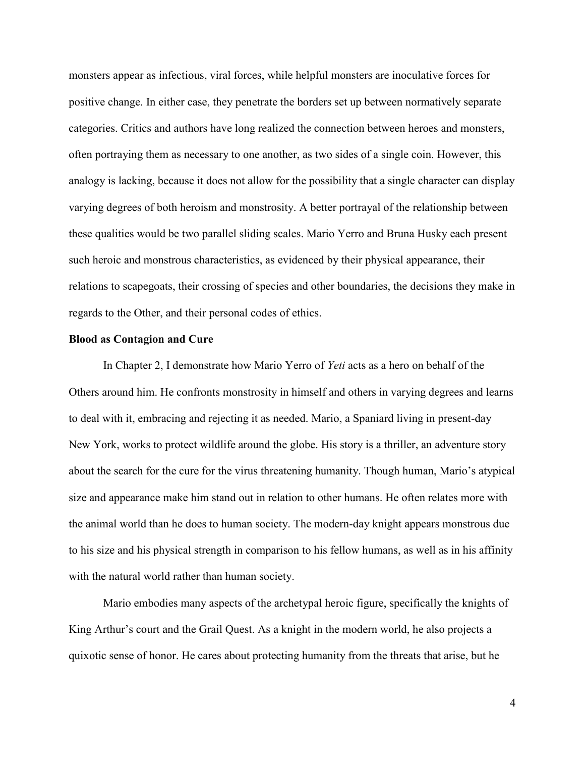monsters appear as infectious, viral forces, while helpful monsters are inoculative forces for positive change. In either case, they penetrate the borders set up between normatively separate categories. Critics and authors have long realized the connection between heroes and monsters, often portraying them as necessary to one another, as two sides of a single coin. However, this analogy is lacking, because it does not allow for the possibility that a single character can display varying degrees of both heroism and monstrosity. A better portrayal of the relationship between these qualities would be two parallel sliding scales. Mario Yerro and Bruna Husky each present such heroic and monstrous characteristics, as evidenced by their physical appearance, their relations to scapegoats, their crossing of species and other boundaries, the decisions they make in regards to the Other, and their personal codes of ethics.

**Blood as Contagion and Cure**

In Chapter 2, I demonstrate how Mario Yerro of *Yeti* acts as a hero on behalf of the Others around him. He confronts monstrosity in himself and others in varying degrees and learns to deal with it, embracing and rejecting it as needed. Mario, a Spaniard living in present-day New York, works to protect wildlife around the globe. His story is a thriller, an adventure story about the search for the cure for the virus threatening humanity. Though human, Mario's atypical size and appearance make him stand out in relation to other humans. He often relates more with the animal world than he does to human society. The modern-day knight appears monstrous due to his size and his physical strength in comparison to his fellow humans, as well as in his affinity with the natural world rather than human society.

Mario embodies many aspects of the archetypal heroic figure, specifically the knights of King Arthur's court and the Grail Quest. As a knight in the modern world, he also projects a quixotic sense of honor. He cares about protecting humanity from the threats that arise, but he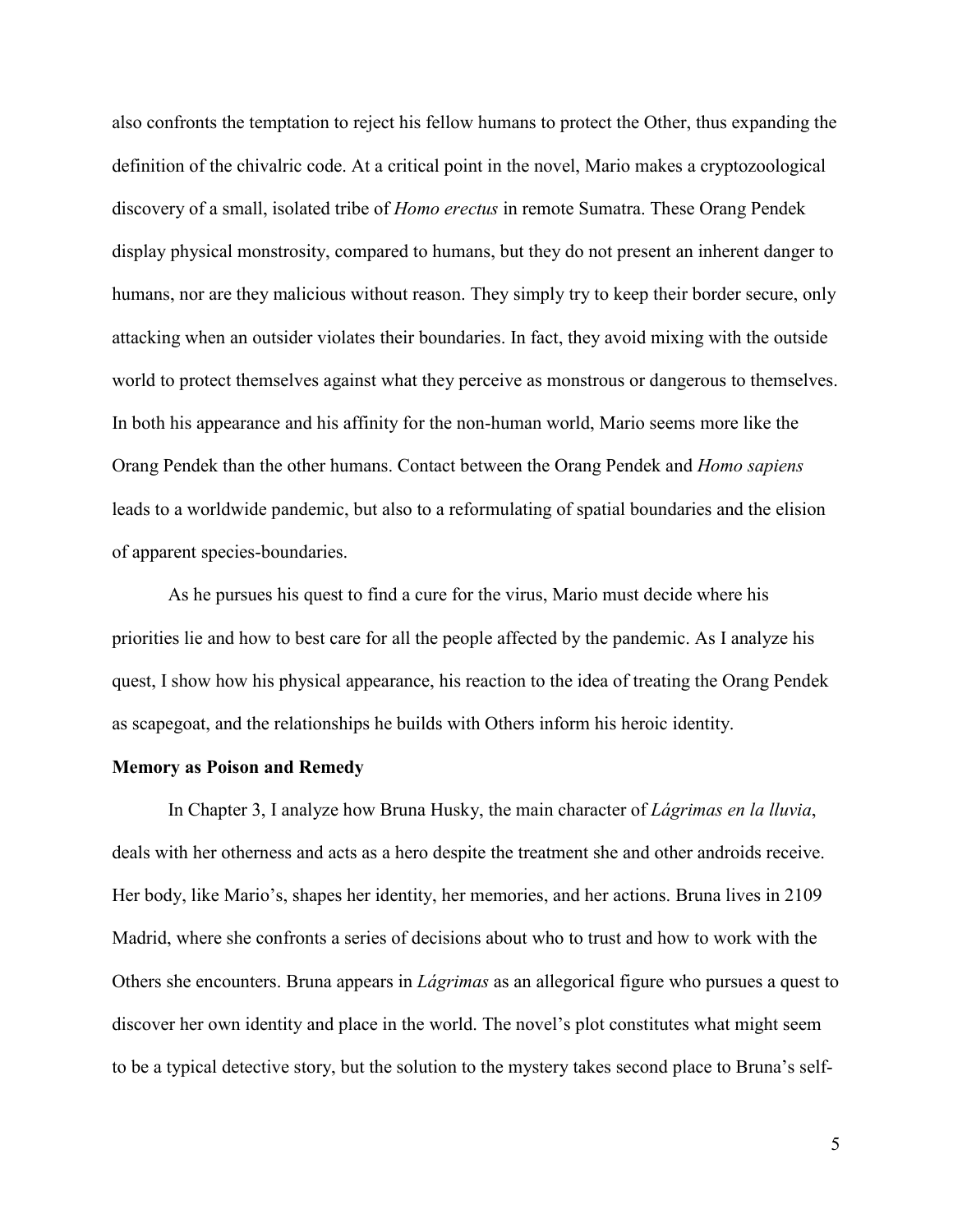also confronts the temptation to reject his fellow humans to protect the Other, thus expanding the definition of the chivalric code. At a critical point in the novel, Mario makes a cryptozoological discovery of a small, isolated tribe of *Homo erectus* in remote Sumatra. These Orang Pendek display physical monstrosity, compared to humans, but they do not present an inherent danger to humans, nor are they malicious without reason. They simply try to keep their border secure, only attacking when an outsider violates their boundaries. In fact, they avoid mixing with the outside world to protect themselves against what they perceive as monstrous or dangerous to themselves. In both his appearance and his affinity for the non-human world, Mario seems more like the Orang Pendek than the other humans. Contact between the Orang Pendek and *Homo sapiens* leads to a worldwide pandemic, but also to a reformulating of spatial boundaries and the elision of apparent species-boundaries.

As he pursues his quest to find a cure for the virus, Mario must decide where his priorities lie and how to best care for all the people affected by the pandemic. As I analyze his quest, I show how his physical appearance, his reaction to the idea of treating the Orang Pendek as scapegoat, and the relationships he builds with Others inform his heroic identity.

**Memory as Poison and Remedy**

In Chapter 3, I analyze how Bruna Husky, the main character of *Lágrimas en la lluvia*, deals with her otherness and acts as a hero despite the treatment she and other androids receive. Her body, like Mario's, shapes her identity, her memories, and her actions. Bruna lives in 2109 Madrid, where she confronts a series of decisions about who to trust and how to work with the Others she encounters. Bruna appears in *Lágrimas* as an allegorical figure who pursues a quest to discover her own identity and place in the world. The novel's plot constitutes what might seem to be a typical detective story, but the solution to the mystery takes second place to Bruna's self-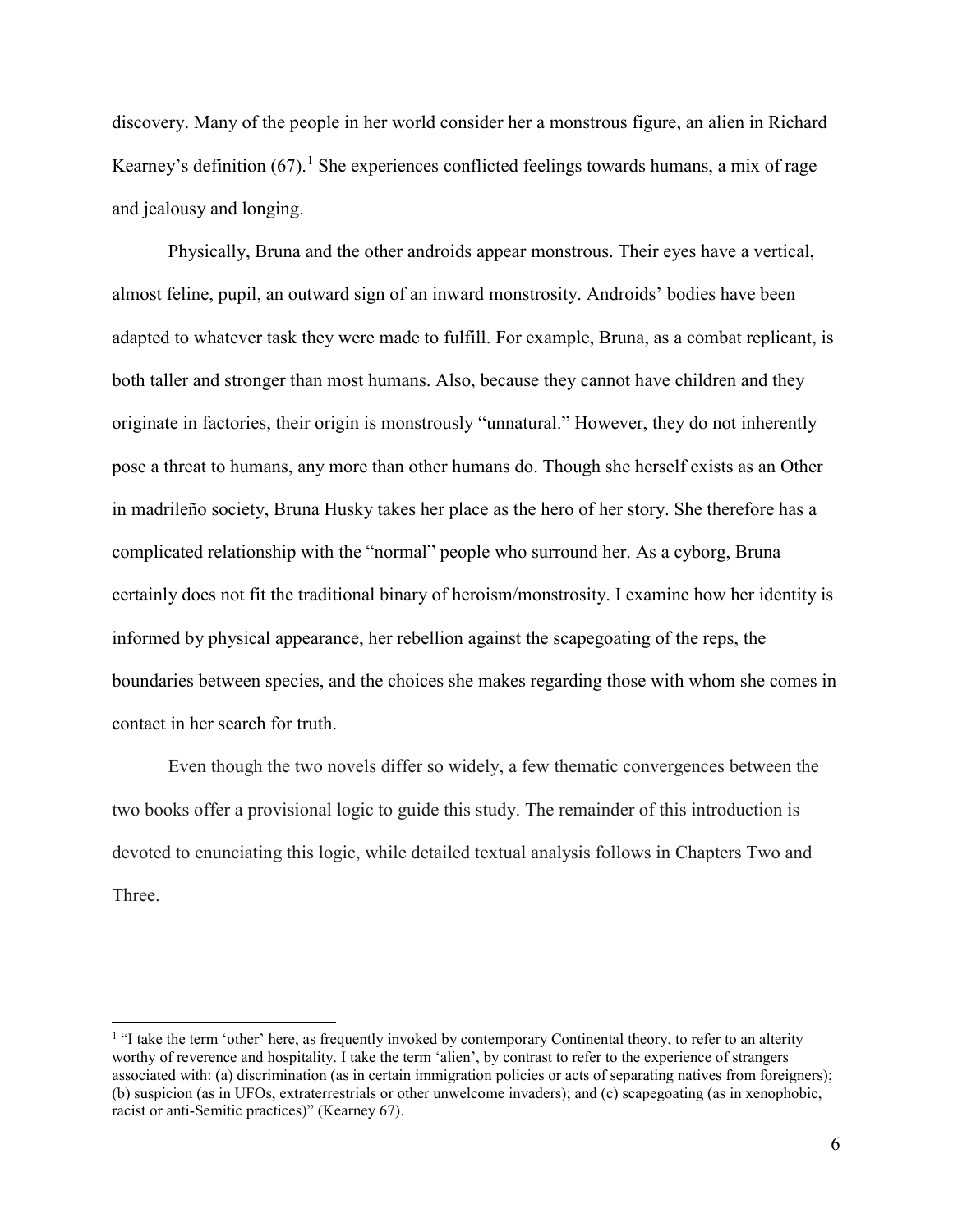discovery. Many of the people in her world consider her a monstrous figure, an alien in Richard Kearney's definition (67).[1] She experiences conflicted feelings towards humans, a mix of rage and jealousy and longing.

Physically, Bruna and the other androids appear monstrous. Their eyes have a vertical, almost feline, pupil, an outward sign of an inward monstrosity. Androids' bodies have been adapted to whatever task they were made to fulfill. For example, Bruna, as a combat replicant, is both taller and stronger than most humans. Also, because they cannot have children and they originate in factories, their origin is monstrously "unnatural." However, they do not inherently pose a threat to humans, any more than other humans do. Though she herself exists as an Other in madrileño society, Bruna Husky takes her place as the hero of her story. She therefore has a complicated relationship with the "normal" people who surround her. As a cyborg, Bruna certainly does not fit the traditional binary of heroism/monstrosity. I examine how her identity is informed by physical appearance, her rebellion against the scapegoating of the reps, the boundaries between species, and the choices she makes regarding those with whom she comes in contact in her search for truth.

Even though the two novels differ so widely, a few thematic convergences between the two books offer a provisional logic to guide this study. The remainder of this introduction is devoted to enunciating this logic, while detailed textual analysis follows in Chapters Two and Three.

---

[1] "I take the term 'other' here, as frequently invoked by contemporary Continental theory, to refer to an alterity worthy of reverence and hospitality. I take the term 'alien', by contrast to refer to the experience of strangers associated with: (a) discrimination (as in certain immigration policies or acts of separating natives from foreigners); (b) suspicion (as in UFOs, extraterrestrials or other unwelcome invaders); and (c) scapegoating (as in xenophobic, racist or anti-Semitic practices)" (Kearney 67).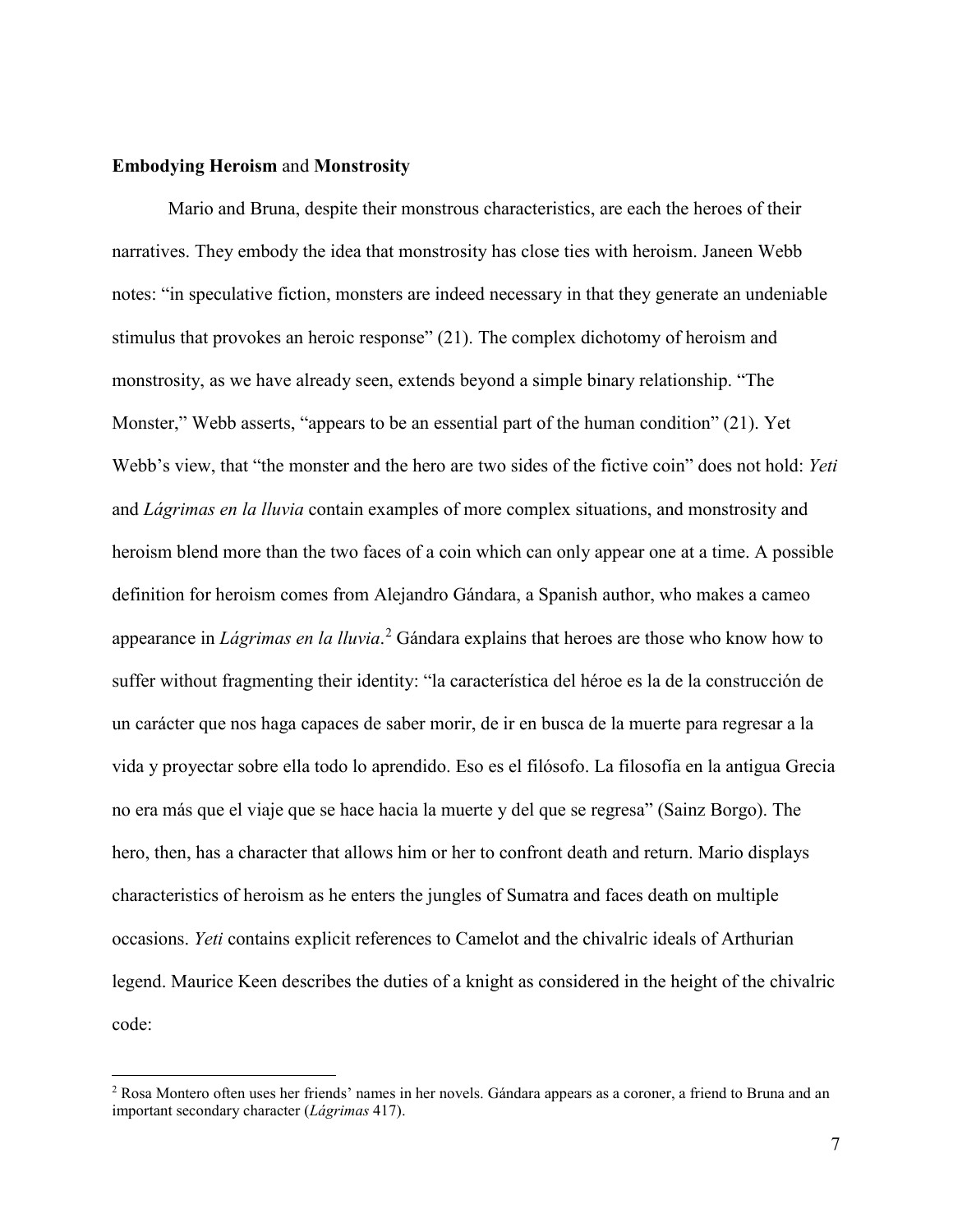**Embodying Heroism** and **Monstrosity**

Mario and Bruna, despite their monstrous characteristics, are each the heroes of their narratives. They embody the idea that monstrosity has close ties with heroism. Janeen Webb notes: "in speculative fiction, monsters are indeed necessary in that they generate an undeniable stimulus that provokes an heroic response" (21). The complex dichotomy of heroism and monstrosity, as we have already seen, extends beyond a simple binary relationship. "The Monster," Webb asserts, "appears to be an essential part of the human condition" (21). Yet Webb's view, that "the monster and the hero are two sides of the fictive coin" does not hold: *Yeti* and *Lágrimas en la lluvia* contain examples of more complex situations, and monstrosity and heroism blend more than the two faces of a coin which can only appear one at a time. A possible definition for heroism comes from Alejandro Gándara, a Spanish author, who makes a cameo appearance in *Lágrimas en la lluvia*.[2] Gándara explains that heroes are those who know how to suffer without fragmenting their identity: "la característica del héroe es la de la construcción de un carácter que nos haga capaces de saber morir, de ir en busca de la muerte para regresar a la vida y proyectar sobre ella todo lo aprendido. Eso es el filósofo. La filosofía en la antigua Grecia no era más que el viaje que se hace hacia la muerte y del que se regresa" (Sainz Borgo). The hero, then, has a character that allows him or her to confront death and return. Mario displays characteristics of heroism as he enters the jungles of Sumatra and faces death on multiple occasions. *Yeti* contains explicit references to Camelot and the chivalric ideals of Arthurian legend. Maurice Keen describes the duties of a knight as considered in the height of the chivalric code:

[2] Rosa Montero often uses her friends' names in her novels. Gándara appears as a coroner, a friend to Bruna and an important secondary character (*Lágrimas* 417).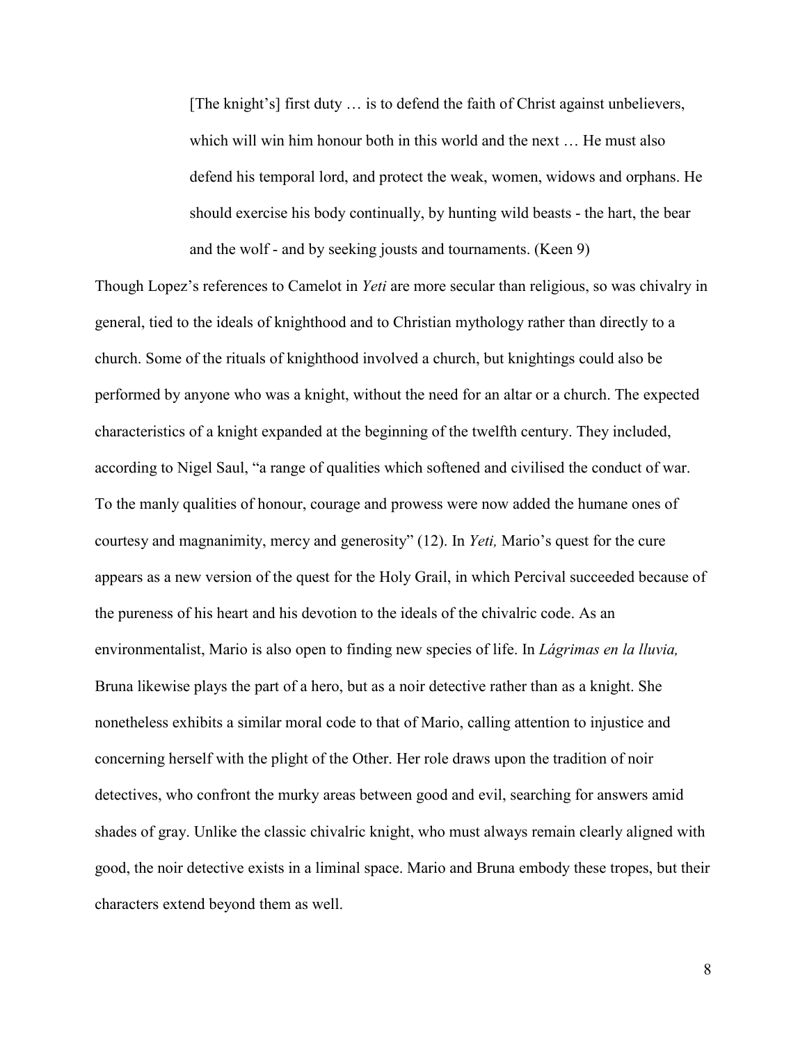> [The knight's] first duty … is to defend the faith of Christ against unbelievers, which will win him honour both in this world and the next … He must also defend his temporal lord, and protect the weak, women, widows and orphans. He should exercise his body continually, by hunting wild beasts - the hart, the bear and the wolf - and by seeking jousts and tournaments. (Keen 9)

Though Lopez's references to Camelot in *Yeti* are more secular than religious, so was chivalry in general, tied to the ideals of knighthood and to Christian mythology rather than directly to a church. Some of the rituals of knighthood involved a church, but knightings could also be performed by anyone who was a knight, without the need for an altar or a church. The expected characteristics of a knight expanded at the beginning of the twelfth century. They included, according to Nigel Saul, "a range of qualities which softened and civilised the conduct of war. To the manly qualities of honour, courage and prowess were now added the humane ones of courtesy and magnanimity, mercy and generosity" (12). In *Yeti,* Mario's quest for the cure appears as a new version of the quest for the Holy Grail, in which Percival succeeded because of the pureness of his heart and his devotion to the ideals of the chivalric code. As an environmentalist, Mario is also open to finding new species of life. In *Lágrimas en la lluvia,* Bruna likewise plays the part of a hero, but as a noir detective rather than as a knight. She nonetheless exhibits a similar moral code to that of Mario, calling attention to injustice and concerning herself with the plight of the Other. Her role draws upon the tradition of noir detectives, who confront the murky areas between good and evil, searching for answers amid shades of gray. Unlike the classic chivalric knight, who must always remain clearly aligned with good, the noir detective exists in a liminal space. Mario and Bruna embody these tropes, but their characters extend beyond them as well.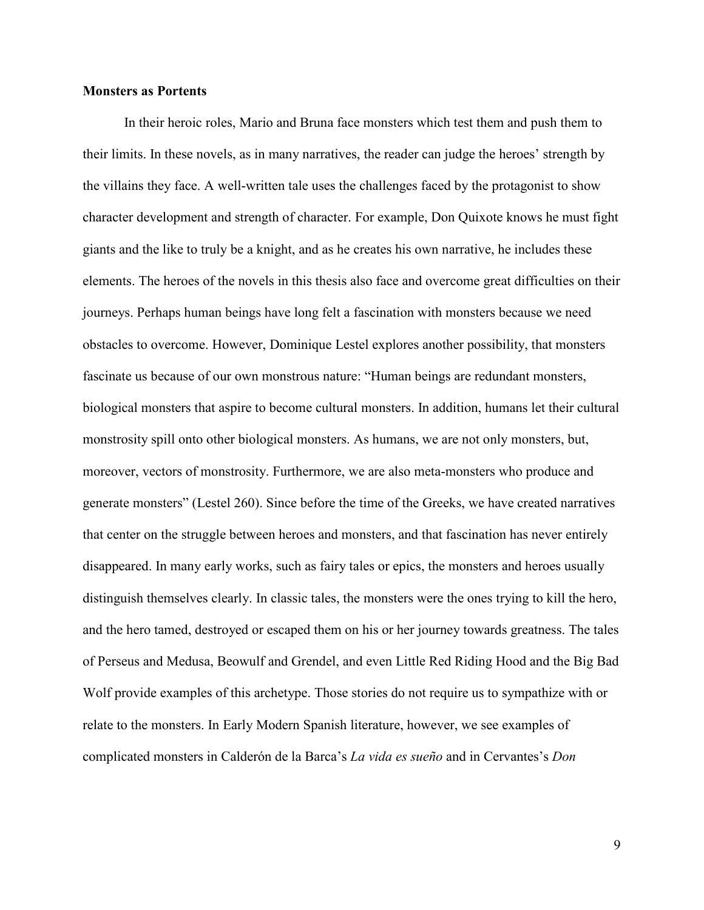**Monsters as Portents**

In their heroic roles, Mario and Bruna face monsters which test them and push them to their limits. In these novels, as in many narratives, the reader can judge the heroes' strength by the villains they face. A well-written tale uses the challenges faced by the protagonist to show character development and strength of character. For example, Don Quixote knows he must fight giants and the like to truly be a knight, and as he creates his own narrative, he includes these elements. The heroes of the novels in this thesis also face and overcome great difficulties on their journeys. Perhaps human beings have long felt a fascination with monsters because we need obstacles to overcome. However, Dominique Lestel explores another possibility, that monsters fascinate us because of our own monstrous nature: "Human beings are redundant monsters, biological monsters that aspire to become cultural monsters. In addition, humans let their cultural monstrosity spill onto other biological monsters. As humans, we are not only monsters, but, moreover, vectors of monstrosity. Furthermore, we are also meta-monsters who produce and generate monsters" (Lestel 260). Since before the time of the Greeks, we have created narratives that center on the struggle between heroes and monsters, and that fascination has never entirely disappeared. In many early works, such as fairy tales or epics, the monsters and heroes usually distinguish themselves clearly. In classic tales, the monsters were the ones trying to kill the hero, and the hero tamed, destroyed or escaped them on his or her journey towards greatness. The tales of Perseus and Medusa, Beowulf and Grendel, and even Little Red Riding Hood and the Big Bad Wolf provide examples of this archetype. Those stories do not require us to sympathize with or relate to the monsters. In Early Modern Spanish literature, however, we see examples of complicated monsters in Calderón de la Barca's *La vida es sueño* and in Cervantes's *Don*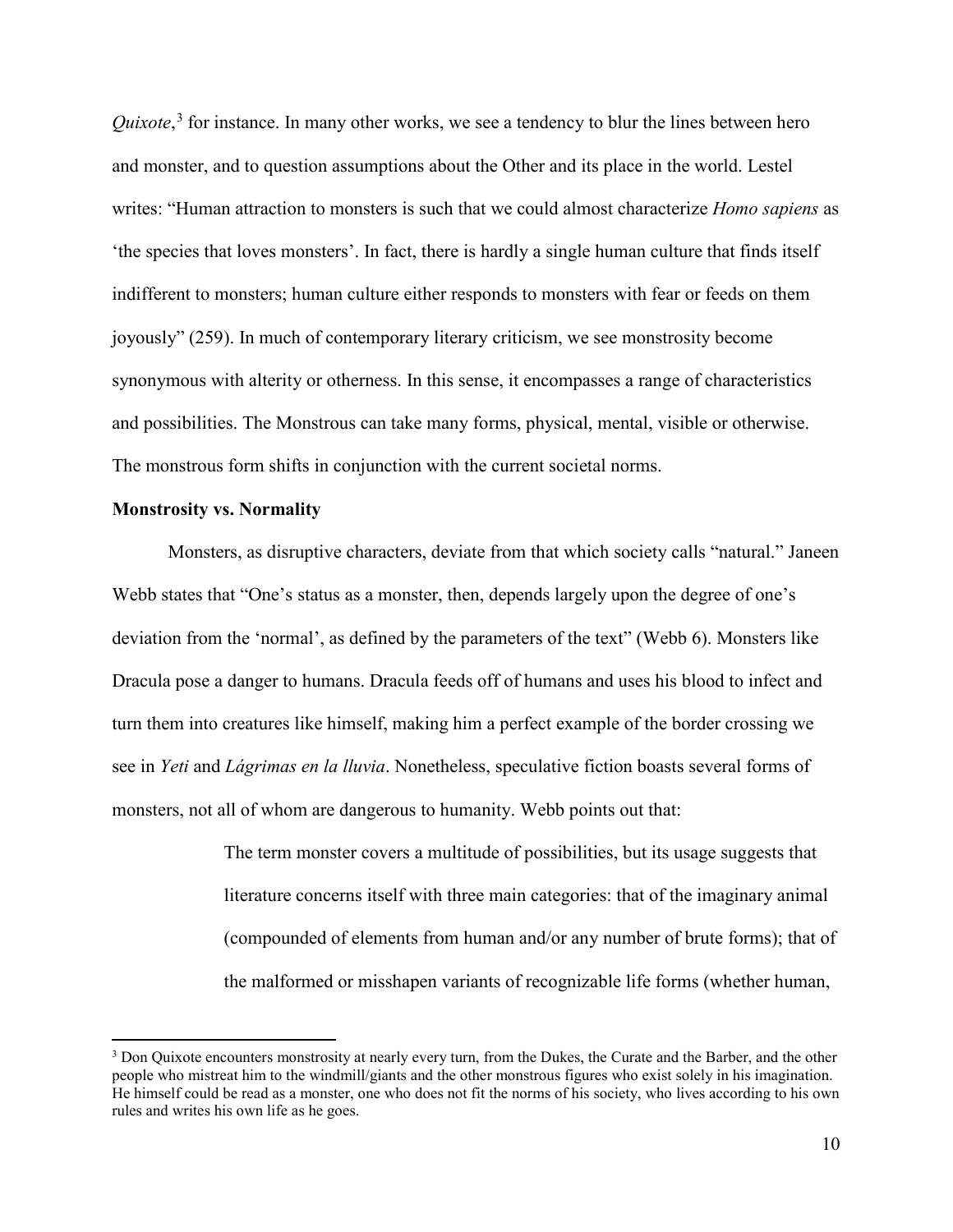*Quixote*,[3] for instance. In many other works, we see a tendency to blur the lines between hero and monster, and to question assumptions about the Other and its place in the world. Lestel writes: "Human attraction to monsters is such that we could almost characterize *Homo sapiens* as 'the species that loves monsters'. In fact, there is hardly a single human culture that finds itself indifferent to monsters; human culture either responds to monsters with fear or feeds on them joyously" (259). In much of contemporary literary criticism, we see monstrosity become synonymous with alterity or otherness. In this sense, it encompasses a range of characteristics and possibilities. The Monstrous can take many forms, physical, mental, visible or otherwise. The monstrous form shifts in conjunction with the current societal norms.

**Monstrosity vs. Normality**

Monsters, as disruptive characters, deviate from that which society calls "natural." Janeen Webb states that "One's status as a monster, then, depends largely upon the degree of one's deviation from the 'normal', as defined by the parameters of the text" (Webb 6). Monsters like Dracula pose a danger to humans. Dracula feeds off of humans and uses his blood to infect and turn them into creatures like himself, making him a perfect example of the border crossing we see in *Yeti* and *Lágrimas en la lluvia*. Nonetheless, speculative fiction boasts several forms of monsters, not all of whom are dangerous to humanity. Webb points out that:

> The term monster covers a multitude of possibilities, but its usage suggests that literature concerns itself with three main categories: that of the imaginary animal (compounded of elements from human and/or any number of brute forms); that of the malformed or misshapen variants of recognizable life forms (whether human,

[3] Don Quixote encounters monstrosity at nearly every turn, from the Dukes, the Curate and the Barber, and the other people who mistreat him to the windmill/giants and the other monstrous figures who exist solely in his imagination. He himself could be read as a monster, one who does not fit the norms of his society, who lives according to his own rules and writes his own life as he goes.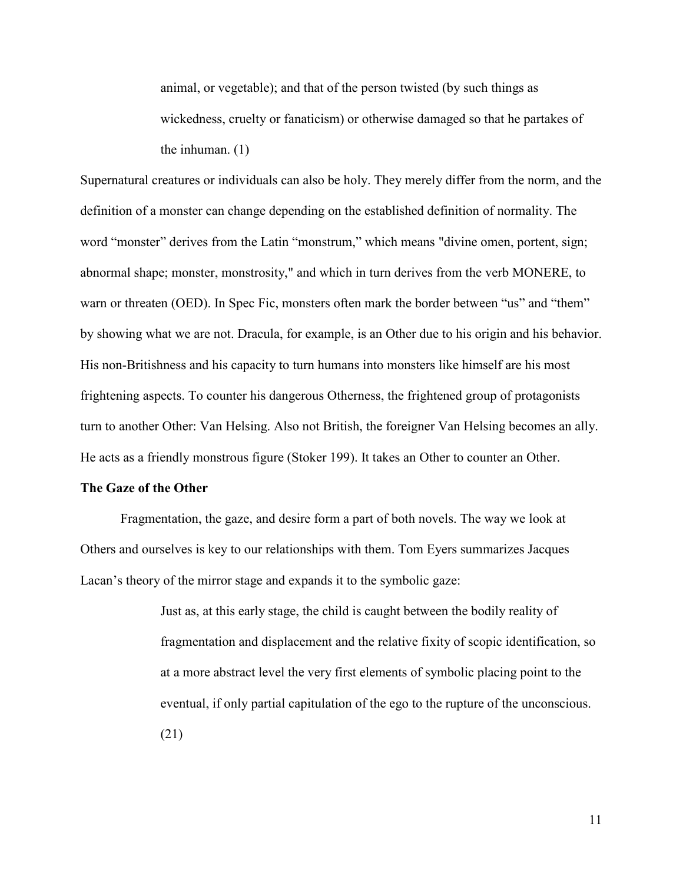> animal, or vegetable); and that of the person twisted (by such things as wickedness, cruelty or fanaticism) or otherwise damaged so that he partakes of the inhuman. (1)

Supernatural creatures or individuals can also be holy. They merely differ from the norm, and the definition of a monster can change depending on the established definition of normality. The word "monster" derives from the Latin "monstrum," which means "divine omen, portent, sign; abnormal shape; monster, monstrosity," and which in turn derives from the verb MONERE, to warn or threaten (OED). In Spec Fic, monsters often mark the border between "us" and "them" by showing what we are not. Dracula, for example, is an Other due to his origin and his behavior. His non-Britishness and his capacity to turn humans into monsters like himself are his most frightening aspects. To counter his dangerous Otherness, the frightened group of protagonists turn to another Other: Van Helsing. Also not British, the foreigner Van Helsing becomes an ally. He acts as a friendly monstrous figure (Stoker 199). It takes an Other to counter an Other.

**The Gaze of the Other**

Fragmentation, the gaze, and desire form a part of both novels. The way we look at Others and ourselves is key to our relationships with them. Tom Eyers summarizes Jacques Lacan's theory of the mirror stage and expands it to the symbolic gaze:

> Just as, at this early stage, the child is caught between the bodily reality of fragmentation and displacement and the relative fixity of scopic identification, so at a more abstract level the very first elements of symbolic placing point to the eventual, if only partial capitulation of the ego to the rupture of the unconscious. (21)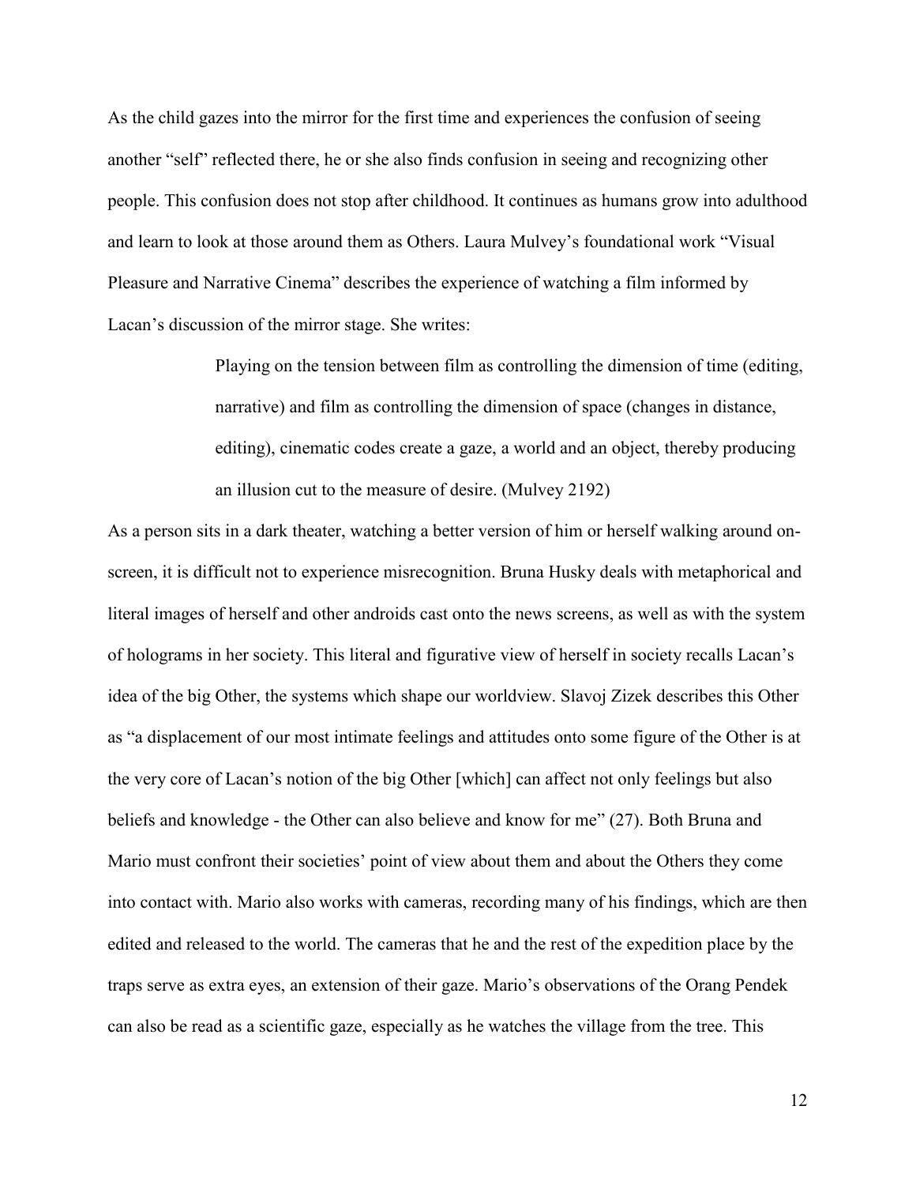As the child gazes into the mirror for the first time and experiences the confusion of seeing another "self" reflected there, he or she also finds confusion in seeing and recognizing other people. This confusion does not stop after childhood. It continues as humans grow into adulthood and learn to look at those around them as Others. Laura Mulvey's foundational work "Visual Pleasure and Narrative Cinema" describes the experience of watching a film informed by Lacan's discussion of the mirror stage. She writes:

> Playing on the tension between film as controlling the dimension of time (editing, narrative) and film as controlling the dimension of space (changes in distance, editing), cinematic codes create a gaze, a world and an object, thereby producing an illusion cut to the measure of desire. (Mulvey 2192)

As a person sits in a dark theater, watching a better version of him or herself walking around on-screen, it is difficult not to experience misrecognition. Bruna Husky deals with metaphorical and literal images of herself and other androids cast onto the news screens, as well as with the system of holograms in her society. This literal and figurative view of herself in society recalls Lacan's idea of the big Other, the systems which shape our worldview. Slavoj Zizek describes this Other as "a displacement of our most intimate feelings and attitudes onto some figure of the Other is at the very core of Lacan's notion of the big Other [which] can affect not only feelings but also beliefs and knowledge - the Other can also believe and know for me" (27). Both Bruna and Mario must confront their societies' point of view about them and about the Others they come into contact with. Mario also works with cameras, recording many of his findings, which are then edited and released to the world. The cameras that he and the rest of the expedition place by the traps serve as extra eyes, an extension of their gaze. Mario's observations of the Orang Pendek can also be read as a scientific gaze, especially as he watches the village from the tree. This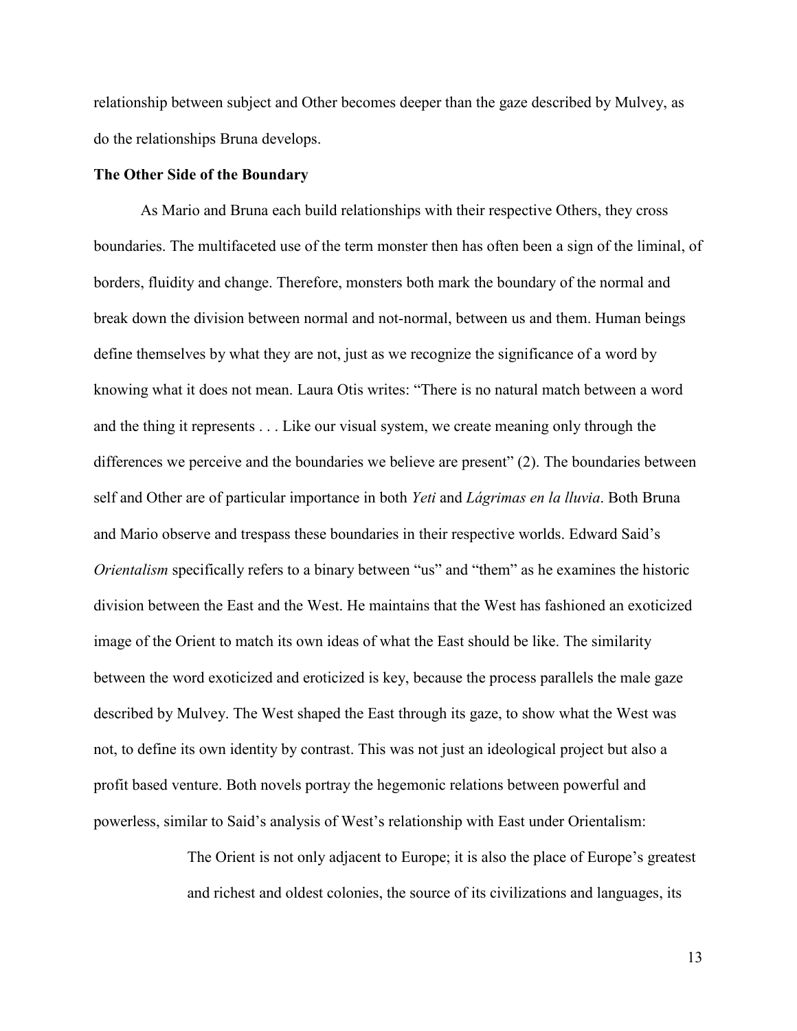relationship between subject and Other becomes deeper than the gaze described by Mulvey, as do the relationships Bruna develops.

**The Other Side of the Boundary**

As Mario and Bruna each build relationships with their respective Others, they cross boundaries. The multifaceted use of the term monster then has often been a sign of the liminal, of borders, fluidity and change. Therefore, monsters both mark the boundary of the normal and break down the division between normal and not-normal, between us and them. Human beings define themselves by what they are not, just as we recognize the significance of a word by knowing what it does not mean. Laura Otis writes: "There is no natural match between a word and the thing it represents . . . Like our visual system, we create meaning only through the differences we perceive and the boundaries we believe are present" (2). The boundaries between self and Other are of particular importance in both *Yeti* and *Lágrimas en la lluvia*. Both Bruna and Mario observe and trespass these boundaries in their respective worlds. Edward Said's *Orientalism* specifically refers to a binary between "us" and "them" as he examines the historic division between the East and the West. He maintains that the West has fashioned an exoticized image of the Orient to match its own ideas of what the East should be like. The similarity between the word exoticized and eroticized is key, because the process parallels the male gaze described by Mulvey. The West shaped the East through its gaze, to show what the West was not, to define its own identity by contrast. This was not just an ideological project but also a profit based venture. Both novels portray the hegemonic relations between powerful and powerless, similar to Said's analysis of West's relationship with East under Orientalism:

> The Orient is not only adjacent to Europe; it is also the place of Europe's greatest and richest and oldest colonies, the source of its civilizations and languages, its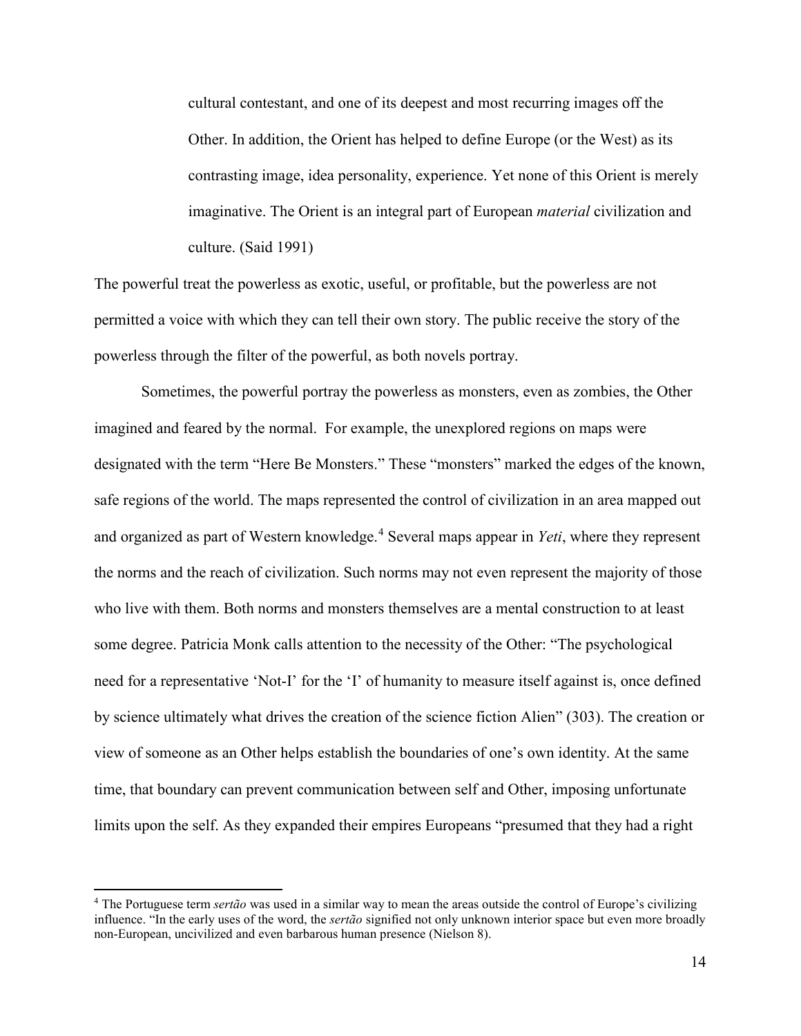> cultural contestant, and one of its deepest and most recurring images off the Other. In addition, the Orient has helped to define Europe (or the West) as its contrasting image, idea personality, experience. Yet none of this Orient is merely imaginative. The Orient is an integral part of European *material* civilization and culture. (Said 1991)

The powerful treat the powerless as exotic, useful, or profitable, but the powerless are not permitted a voice with which they can tell their own story. The public receive the story of the powerless through the filter of the powerful, as both novels portray.

Sometimes, the powerful portray the powerless as monsters, even as zombies, the Other imagined and feared by the normal. For example, the unexplored regions on maps were designated with the term "Here Be Monsters." These "monsters" marked the edges of the known, safe regions of the world. The maps represented the control of civilization in an area mapped out and organized as part of Western knowledge.[4] Several maps appear in *Yeti*, where they represent the norms and the reach of civilization. Such norms may not even represent the majority of those who live with them. Both norms and monsters themselves are a mental construction to at least some degree. Patricia Monk calls attention to the necessity of the Other: "The psychological need for a representative 'Not-I' for the 'I' of humanity to measure itself against is, once defined by science ultimately what drives the creation of the science fiction Alien" (303). The creation or view of someone as an Other helps establish the boundaries of one's own identity. At the same time, that boundary can prevent communication between self and Other, imposing unfortunate limits upon the self. As they expanded their empires Europeans "presumed that they had a right

---

[4] The Portuguese term *sertão* was used in a similar way to mean the areas outside the control of Europe's civilizing influence. "In the early uses of the word, the *sertão* signified not only unknown interior space but even more broadly non-European, uncivilized and even barbarous human presence (Nielson 8).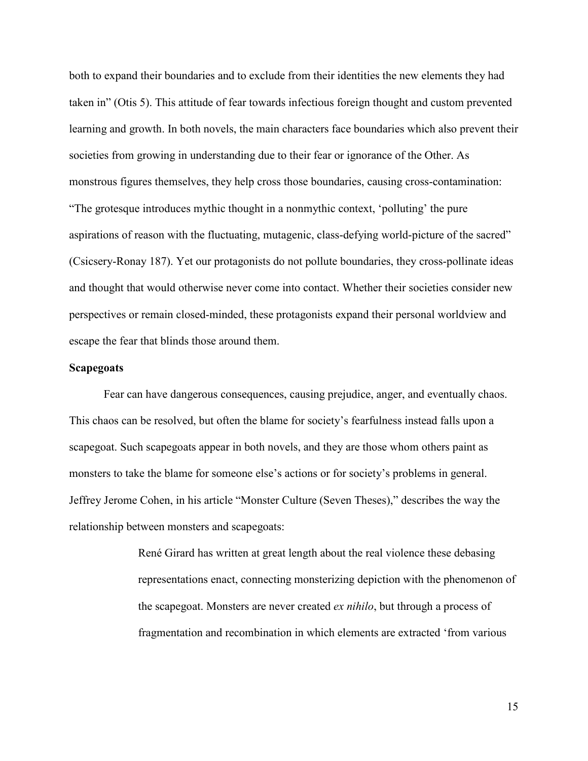both to expand their boundaries and to exclude from their identities the new elements they had taken in" (Otis 5). This attitude of fear towards infectious foreign thought and custom prevented learning and growth. In both novels, the main characters face boundaries which also prevent their societies from growing in understanding due to their fear or ignorance of the Other. As monstrous figures themselves, they help cross those boundaries, causing cross-contamination: "The grotesque introduces mythic thought in a nonmythic context, 'polluting' the pure aspirations of reason with the fluctuating, mutagenic, class-defying world-picture of the sacred" (Csicsery-Ronay 187). Yet our protagonists do not pollute boundaries, they cross-pollinate ideas and thought that would otherwise never come into contact. Whether their societies consider new perspectives or remain closed-minded, these protagonists expand their personal worldview and escape the fear that blinds those around them.

**Scapegoats**

Fear can have dangerous consequences, causing prejudice, anger, and eventually chaos. This chaos can be resolved, but often the blame for society's fearfulness instead falls upon a scapegoat. Such scapegoats appear in both novels, and they are those whom others paint as monsters to take the blame for someone else's actions or for society's problems in general. Jeffrey Jerome Cohen, in his article "Monster Culture (Seven Theses)," describes the way the relationship between monsters and scapegoats:

> René Girard has written at great length about the real violence these debasing representations enact, connecting monsterizing depiction with the phenomenon of the scapegoat. Monsters are never created *ex nihilo*, but through a process of fragmentation and recombination in which elements are extracted 'from various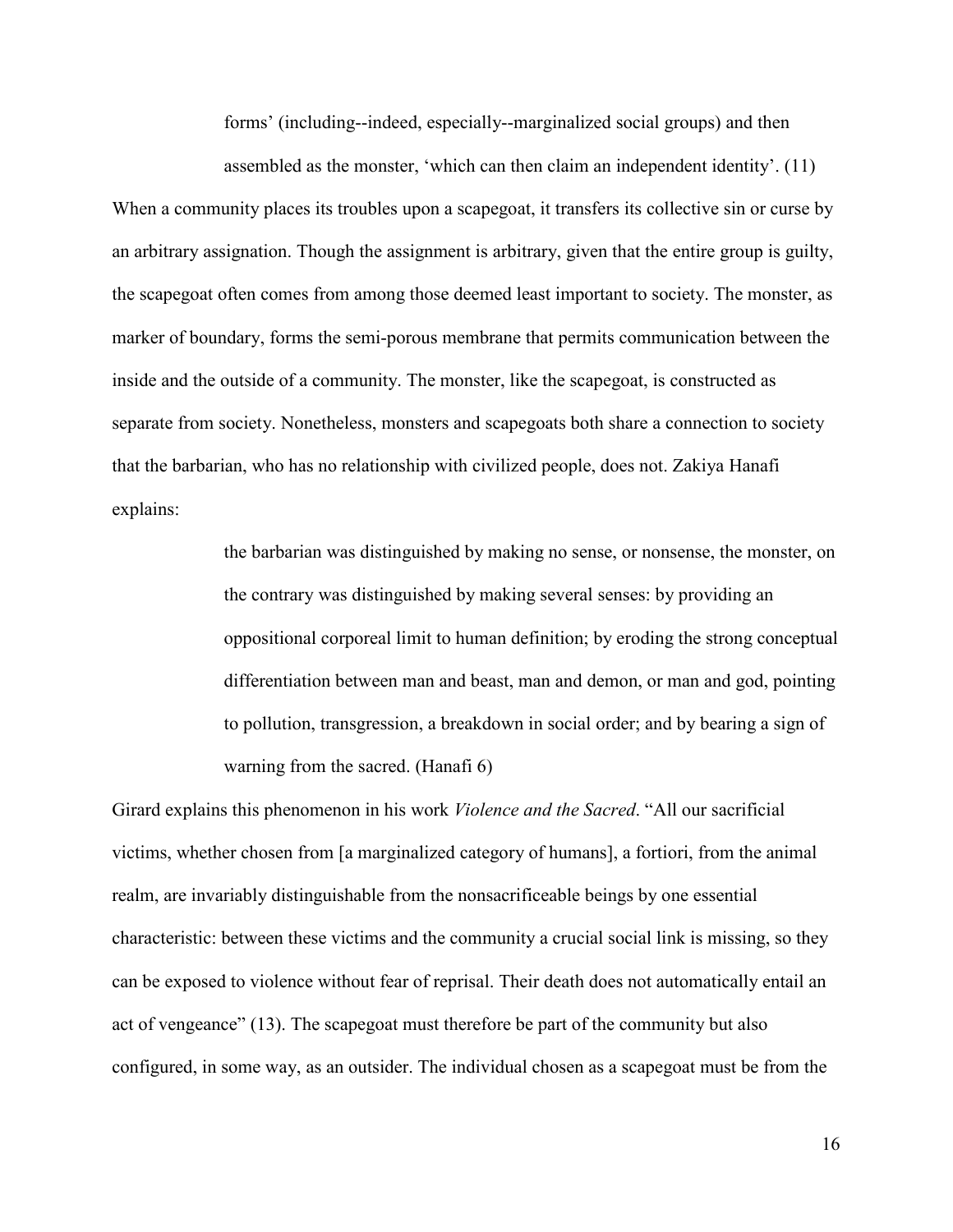> forms' (including--indeed, especially--marginalized social groups) and then assembled as the monster, 'which can then claim an independent identity'. (11)

When a community places its troubles upon a scapegoat, it transfers its collective sin or curse by an arbitrary assignation. Though the assignment is arbitrary, given that the entire group is guilty, the scapegoat often comes from among those deemed least important to society. The monster, as marker of boundary, forms the semi-porous membrane that permits communication between the inside and the outside of a community. The monster, like the scapegoat, is constructed as separate from society. Nonetheless, monsters and scapegoats both share a connection to society that the barbarian, who has no relationship with civilized people, does not. Zakiya Hanafi explains:

> the barbarian was distinguished by making no sense, or nonsense, the monster, on the contrary was distinguished by making several senses: by providing an oppositional corporeal limit to human definition; by eroding the strong conceptual differentiation between man and beast, man and demon, or man and god, pointing to pollution, transgression, a breakdown in social order; and by bearing a sign of warning from the sacred. (Hanafi 6)

Girard explains this phenomenon in his work *Violence and the Sacred*. "All our sacrificial victims, whether chosen from [a marginalized category of humans], a fortiori, from the animal realm, are invariably distinguishable from the nonsacrificeable beings by one essential characteristic: between these victims and the community a crucial social link is missing, so they can be exposed to violence without fear of reprisal. Their death does not automatically entail an act of vengeance" (13). The scapegoat must therefore be part of the community but also configured, in some way, as an outsider. The individual chosen as a scapegoat must be from the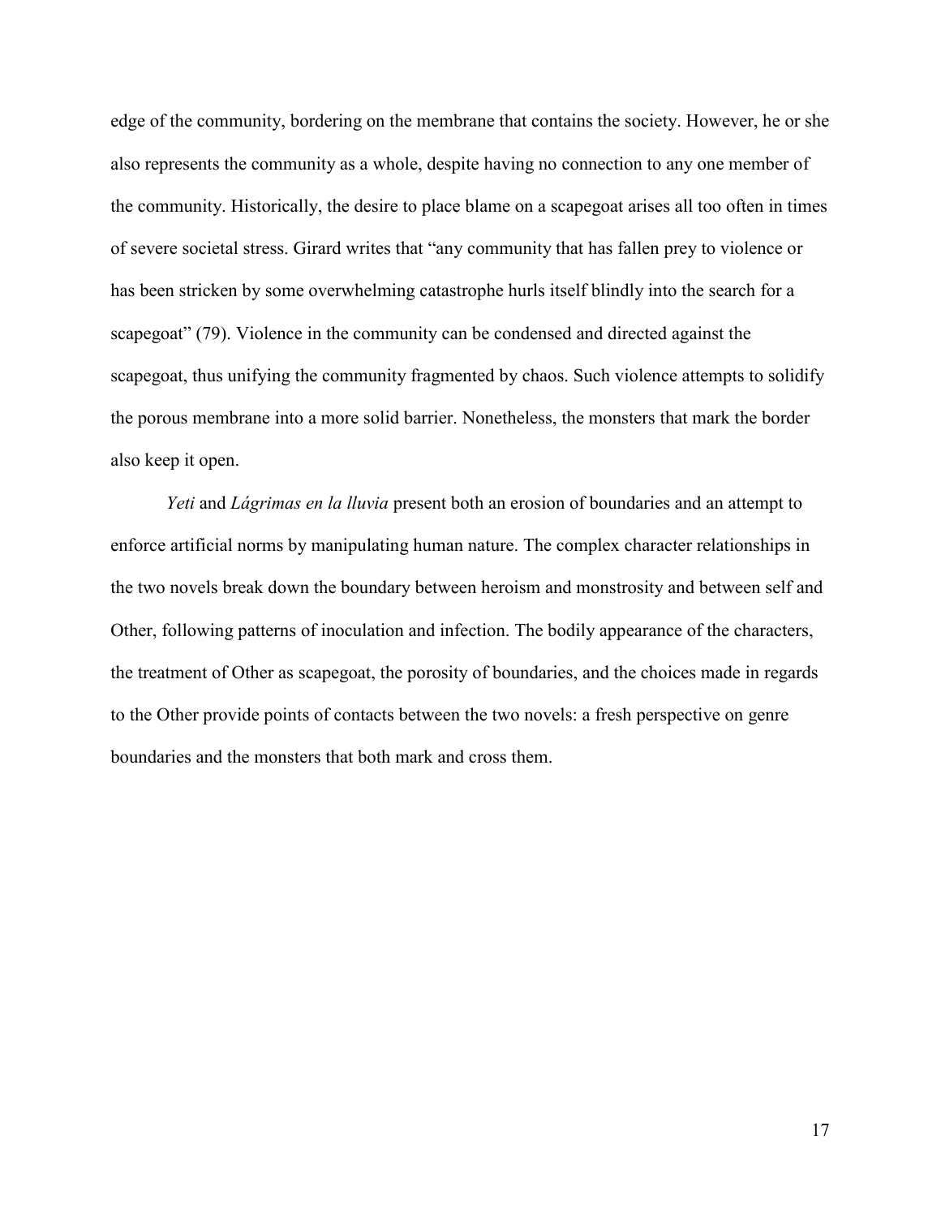edge of the community, bordering on the membrane that contains the society. However, he or she also represents the community as a whole, despite having no connection to any one member of the community. Historically, the desire to place blame on a scapegoat arises all too often in times of severe societal stress. Girard writes that "any community that has fallen prey to violence or has been stricken by some overwhelming catastrophe hurls itself blindly into the search for a scapegoat" (79). Violence in the community can be condensed and directed against the scapegoat, thus unifying the community fragmented by chaos. Such violence attempts to solidify the porous membrane into a more solid barrier. Nonetheless, the monsters that mark the border also keep it open.

*Yeti* and *Lágrimas en la lluvia* present both an erosion of boundaries and an attempt to enforce artificial norms by manipulating human nature. The complex character relationships in the two novels break down the boundary between heroism and monstrosity and between self and Other, following patterns of inoculation and infection. The bodily appearance of the characters, the treatment of Other as scapegoat, the porosity of boundaries, and the choices made in regards to the Other provide points of contacts between the two novels: a fresh perspective on genre boundaries and the monsters that both mark and cross them.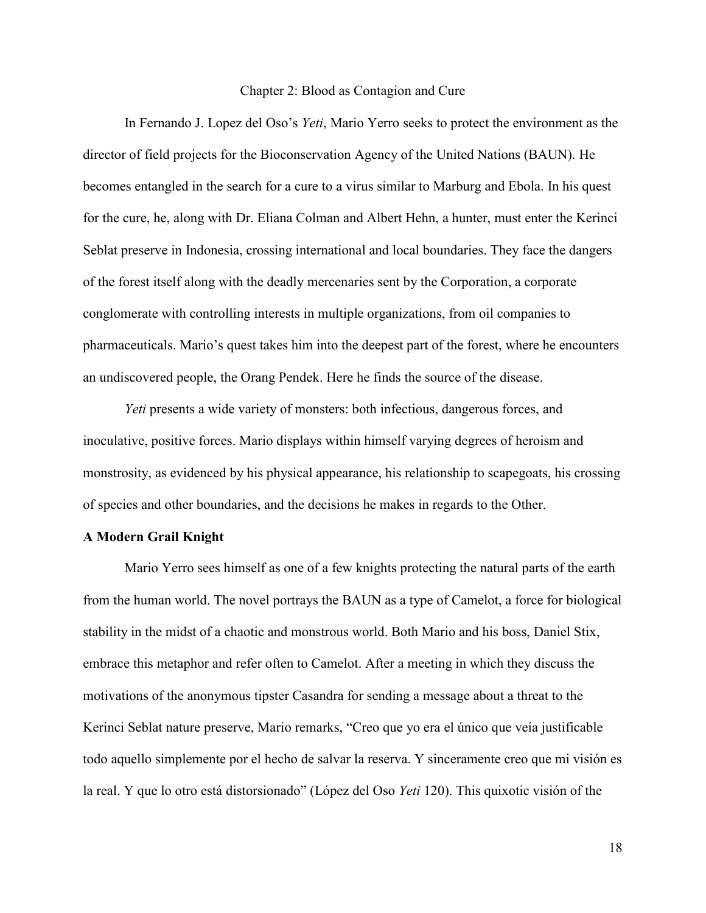## Chapter 2: Blood as Contagion and Cure

In Fernando J. Lopez del Oso's *Yeti*, Mario Yerro seeks to protect the environment as the director of field projects for the Bioconservation Agency of the United Nations (BAUN). He becomes entangled in the search for a cure to a virus similar to Marburg and Ebola. In his quest for the cure, he, along with Dr. Eliana Colman and Albert Hehn, a hunter, must enter the Kerinci Seblat preserve in Indonesia, crossing international and local boundaries. They face the dangers of the forest itself along with the deadly mercenaries sent by the Corporation, a corporate conglomerate with controlling interests in multiple organizations, from oil companies to pharmaceuticals. Mario's quest takes him into the deepest part of the forest, where he encounters an undiscovered people, the Orang Pendek. Here he finds the source of the disease.

*Yeti* presents a wide variety of monsters: both infectious, dangerous forces, and inoculative, positive forces. Mario displays within himself varying degrees of heroism and monstrosity, as evidenced by his physical appearance, his relationship to scapegoats, his crossing of species and other boundaries, and the decisions he makes in regards to the Other.

### A Modern Grail Knight

Mario Yerro sees himself as one of a few knights protecting the natural parts of the earth from the human world. The novel portrays the BAUN as a type of Camelot, a force for biological stability in the midst of a chaotic and monstrous world. Both Mario and his boss, Daniel Stix, embrace this metaphor and refer often to Camelot. After a meeting in which they discuss the motivations of the anonymous tipster Casandra for sending a message about a threat to the Kerinci Seblat nature preserve, Mario remarks, "Creo que yo era el único que veía justificable todo aquello simplemente por el hecho de salvar la reserva. Y sinceramente creo que mi visión es la real. Y que lo otro está distorsionado" (López del Oso *Yeti* 120). This quixotic visión of the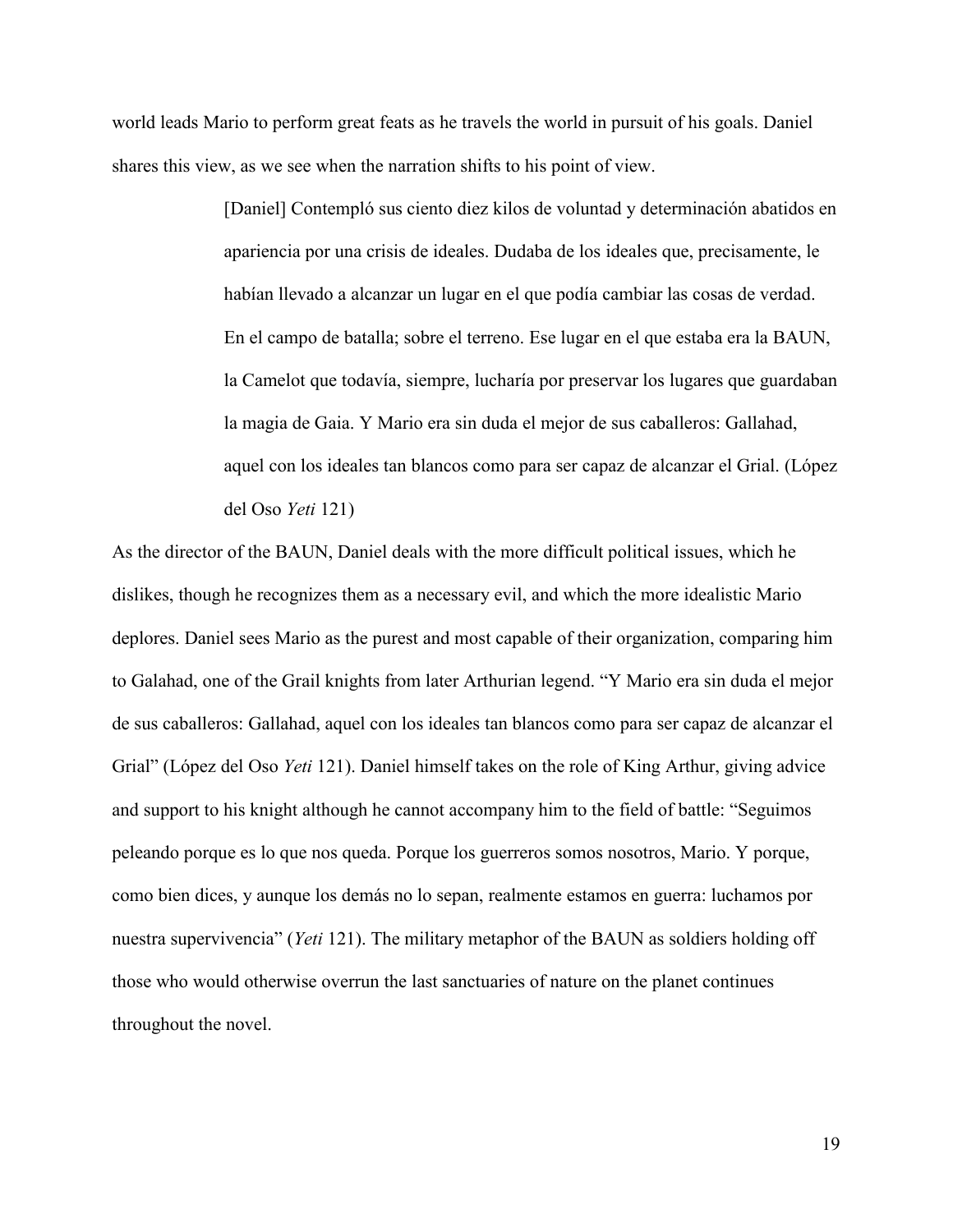world leads Mario to perform great feats as he travels the world in pursuit of his goals. Daniel shares this view, as we see when the narration shifts to his point of view.

> [Daniel] Contempló sus ciento diez kilos de voluntad y determinación abatidos en apariencia por una crisis de ideales. Dudaba de los ideales que, precisamente, le habían llevado a alcanzar un lugar en el que podía cambiar las cosas de verdad. En el campo de batalla; sobre el terreno. Ese lugar en el que estaba era la BAUN, la Camelot que todavía, siempre, lucharía por preservar los lugares que guardaban la magia de Gaia. Y Mario era sin duda el mejor de sus caballeros: Gallahad, aquel con los ideales tan blancos como para ser capaz de alcanzar el Grial. (López del Oso *Yeti* 121)

As the director of the BAUN, Daniel deals with the more difficult political issues, which he dislikes, though he recognizes them as a necessary evil, and which the more idealistic Mario deplores. Daniel sees Mario as the purest and most capable of their organization, comparing him to Galahad, one of the Grail knights from later Arthurian legend. "Y Mario era sin duda el mejor de sus caballeros: Gallahad, aquel con los ideales tan blancos como para ser capaz de alcanzar el Grial" (López del Oso *Yeti* 121). Daniel himself takes on the role of King Arthur, giving advice and support to his knight although he cannot accompany him to the field of battle: "Seguimos peleando porque es lo que nos queda. Porque los guerreros somos nosotros, Mario. Y porque, como bien dices, y aunque los demás no lo sepan, realmente estamos en guerra: luchamos por nuestra supervivencia" (*Yeti* 121). The military metaphor of the BAUN as soldiers holding off those who would otherwise overrun the last sanctuaries of nature on the planet continues throughout the novel.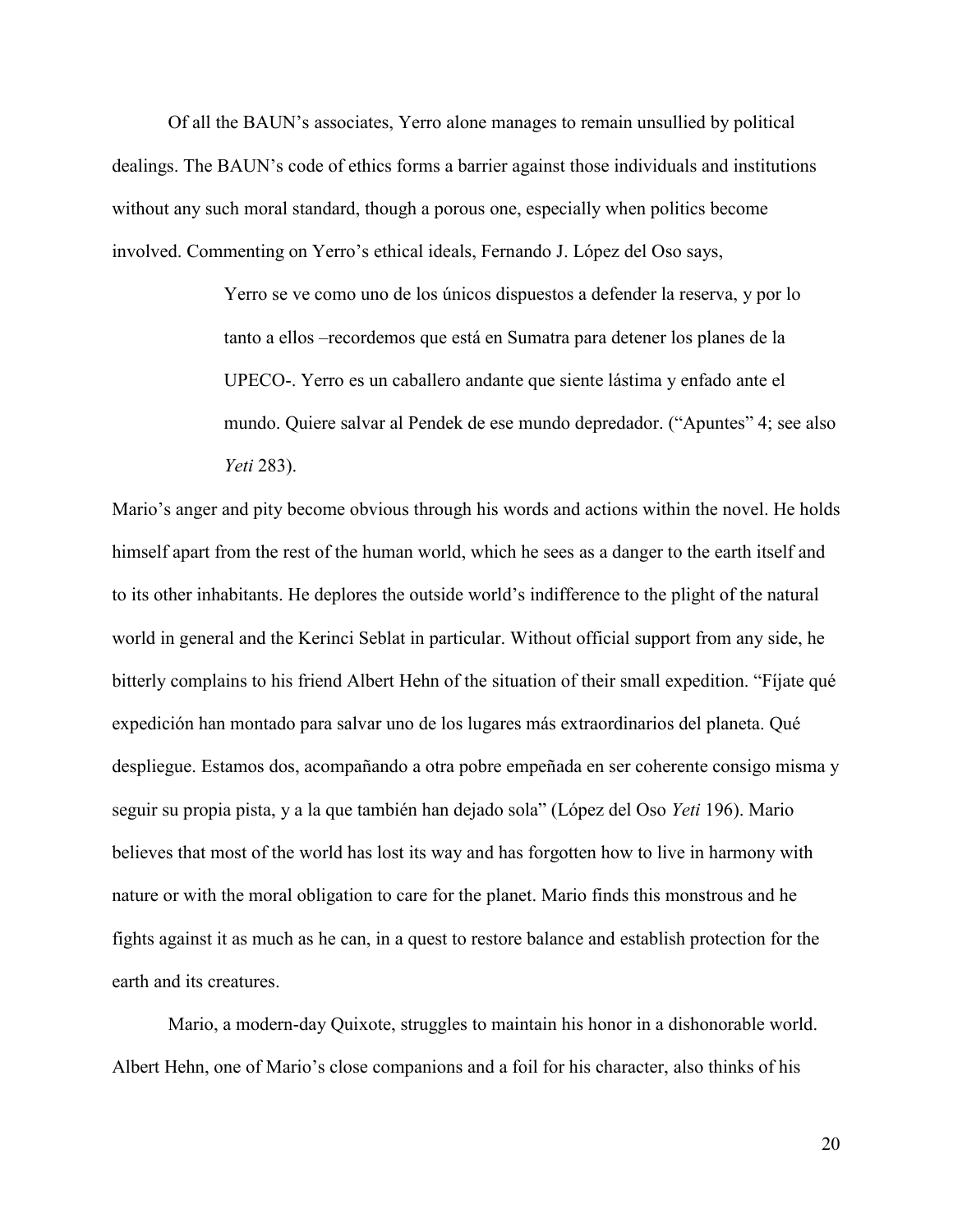Of all the BAUN's associates, Yerro alone manages to remain unsullied by political dealings. The BAUN's code of ethics forms a barrier against those individuals and institutions without any such moral standard, though a porous one, especially when politics become involved. Commenting on Yerro's ethical ideals, Fernando J. López del Oso says,

> Yerro se ve como uno de los únicos dispuestos a defender la reserva, y por lo tanto a ellos –recordemos que está en Sumatra para detener los planes de la UPECO-. Yerro es un caballero andante que siente lástima y enfado ante el mundo. Quiere salvar al Pendek de ese mundo depredador. ("Apuntes" 4; see also *Yeti* 283).

Mario's anger and pity become obvious through his words and actions within the novel. He holds himself apart from the rest of the human world, which he sees as a danger to the earth itself and to its other inhabitants. He deplores the outside world's indifference to the plight of the natural world in general and the Kerinci Seblat in particular. Without official support from any side, he bitterly complains to his friend Albert Hehn of the situation of their small expedition. "Fíjate qué expedición han montado para salvar uno de los lugares más extraordinarios del planeta. Qué despliegue. Estamos dos, acompañando a otra pobre empeñada en ser coherente consigo misma y seguir su propia pista, y a la que también han dejado sola" (López del Oso *Yeti* 196). Mario believes that most of the world has lost its way and has forgotten how to live in harmony with nature or with the moral obligation to care for the planet. Mario finds this monstrous and he fights against it as much as he can, in a quest to restore balance and establish protection for the earth and its creatures.

Mario, a modern-day Quixote, struggles to maintain his honor in a dishonorable world. Albert Hehn, one of Mario's close companions and a foil for his character, also thinks of his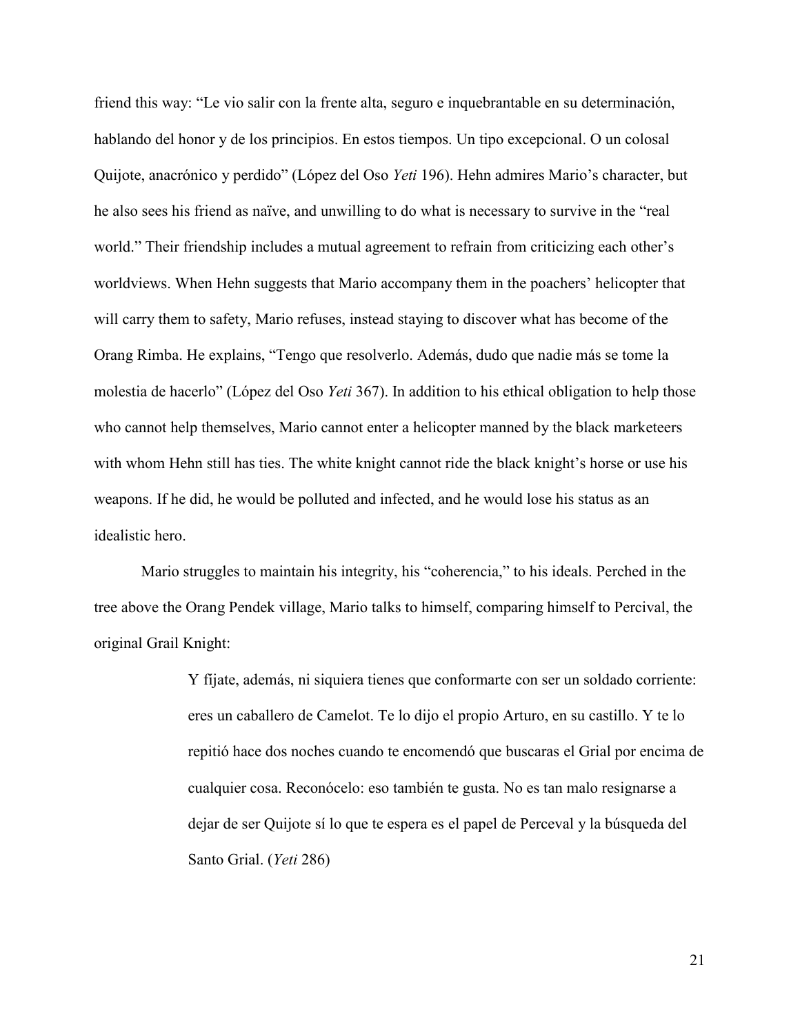friend this way: "Le vio salir con la frente alta, seguro e inquebrantable en su determinación, hablando del honor y de los principios. En estos tiempos. Un tipo excepcional. O un colosal Quijote, anacrónico y perdido" (López del Oso *Yeti* 196). Hehn admires Mario's character, but he also sees his friend as naïve, and unwilling to do what is necessary to survive in the "real world." Their friendship includes a mutual agreement to refrain from criticizing each other's worldviews. When Hehn suggests that Mario accompany them in the poachers' helicopter that will carry them to safety, Mario refuses, instead staying to discover what has become of the Orang Rimba. He explains, "Tengo que resolverlo. Además, dudo que nadie más se tome la molestia de hacerlo" (López del Oso *Yeti* 367). In addition to his ethical obligation to help those who cannot help themselves, Mario cannot enter a helicopter manned by the black marketeers with whom Hehn still has ties. The white knight cannot ride the black knight's horse or use his weapons. If he did, he would be polluted and infected, and he would lose his status as an idealistic hero.

Mario struggles to maintain his integrity, his "coherencia," to his ideals. Perched in the tree above the Orang Pendek village, Mario talks to himself, comparing himself to Percival, the original Grail Knight:

> Y fíjate, además, ni siquiera tienes que conformarte con ser un soldado corriente: eres un caballero de Camelot. Te lo dijo el propio Arturo, en su castillo. Y te lo repitió hace dos noches cuando te encomendó que buscaras el Grial por encima de cualquier cosa. Reconócelo: eso también te gusta. No es tan malo resignarse a dejar de ser Quijote sí lo que te espera es el papel de Perceval y la búsqueda del Santo Grial. (*Yeti* 286)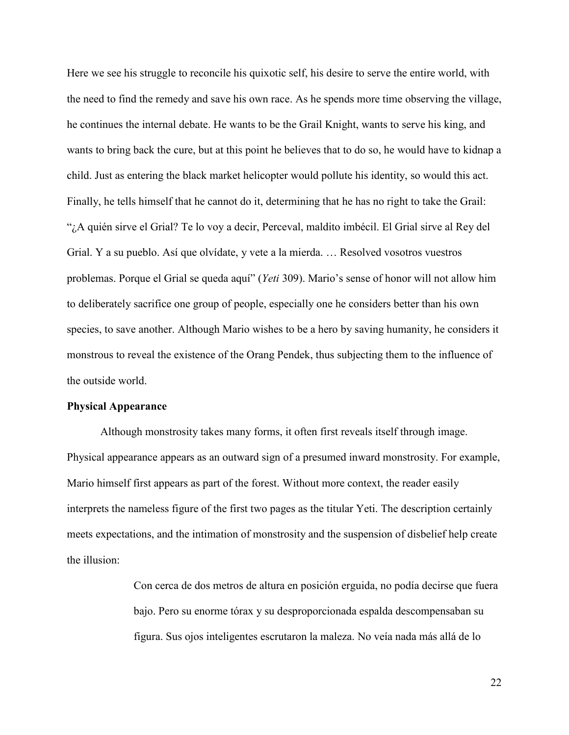Here we see his struggle to reconcile his quixotic self, his desire to serve the entire world, with the need to find the remedy and save his own race. As he spends more time observing the village, he continues the internal debate. He wants to be the Grail Knight, wants to serve his king, and wants to bring back the cure, but at this point he believes that to do so, he would have to kidnap a child. Just as entering the black market helicopter would pollute his identity, so would this act. Finally, he tells himself that he cannot do it, determining that he has no right to take the Grail: "¿A quién sirve el Grial? Te lo voy a decir, Perceval, maldito imbécil. El Grial sirve al Rey del Grial. Y a su pueblo. Así que olvídate, y vete a la mierda. … Resolved vosotros vuestros problemas. Porque el Grial se queda aquí" (*Yeti* 309). Mario's sense of honor will not allow him to deliberately sacrifice one group of people, especially one he considers better than his own species, to save another. Although Mario wishes to be a hero by saving humanity, he considers it monstrous to reveal the existence of the Orang Pendek, thus subjecting them to the influence of the outside world.

**Physical Appearance**

Although monstrosity takes many forms, it often first reveals itself through image. Physical appearance appears as an outward sign of a presumed inward monstrosity. For example, Mario himself first appears as part of the forest. Without more context, the reader easily interprets the nameless figure of the first two pages as the titular Yeti. The description certainly meets expectations, and the intimation of monstrosity and the suspension of disbelief help create the illusion:

> Con cerca de dos metros de altura en posición erguida, no podía decirse que fuera bajo. Pero su enorme tórax y su desproporcionada espalda descompensaban su figura. Sus ojos inteligentes escrutaron la maleza. No veía nada más allá de lo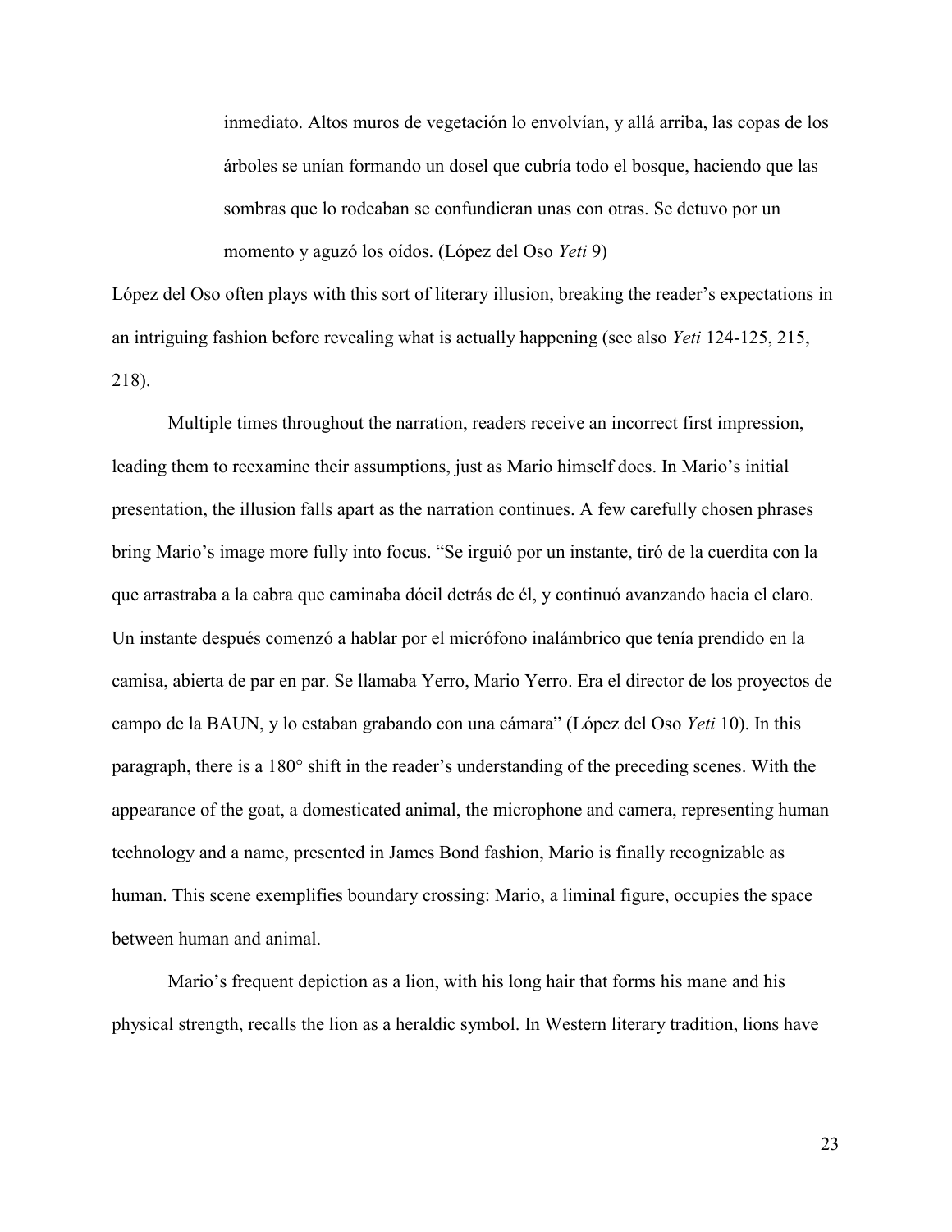> inmediato. Altos muros de vegetación lo envolvían, y allá arriba, las copas de los árboles se unían formando un dosel que cubría todo el bosque, haciendo que las sombras que lo rodeaban se confundieran unas con otras. Se detuvo por un momento y aguzó los oídos. (López del Oso *Yeti* 9)

López del Oso often plays with this sort of literary illusion, breaking the reader's expectations in an intriguing fashion before revealing what is actually happening (see also *Yeti* 124-125, 215, 218).

Multiple times throughout the narration, readers receive an incorrect first impression, leading them to reexamine their assumptions, just as Mario himself does. In Mario's initial presentation, the illusion falls apart as the narration continues. A few carefully chosen phrases bring Mario's image more fully into focus. "Se irguió por un instante, tiró de la cuerdita con la que arrastraba a la cabra que caminaba dócil detrás de él, y continuó avanzando hacia el claro. Un instante después comenzó a hablar por el micrófono inalámbrico que tenía prendido en la camisa, abierta de par en par. Se llamaba Yerro, Mario Yerro. Era el director de los proyectos de campo de la BAUN, y lo estaban grabando con una cámara" (López del Oso *Yeti* 10). In this paragraph, there is a 180° shift in the reader's understanding of the preceding scenes. With the appearance of the goat, a domesticated animal, the microphone and camera, representing human technology and a name, presented in James Bond fashion, Mario is finally recognizable as human. This scene exemplifies boundary crossing: Mario, a liminal figure, occupies the space between human and animal.

Mario's frequent depiction as a lion, with his long hair that forms his mane and his physical strength, recalls the lion as a heraldic symbol. In Western literary tradition, lions have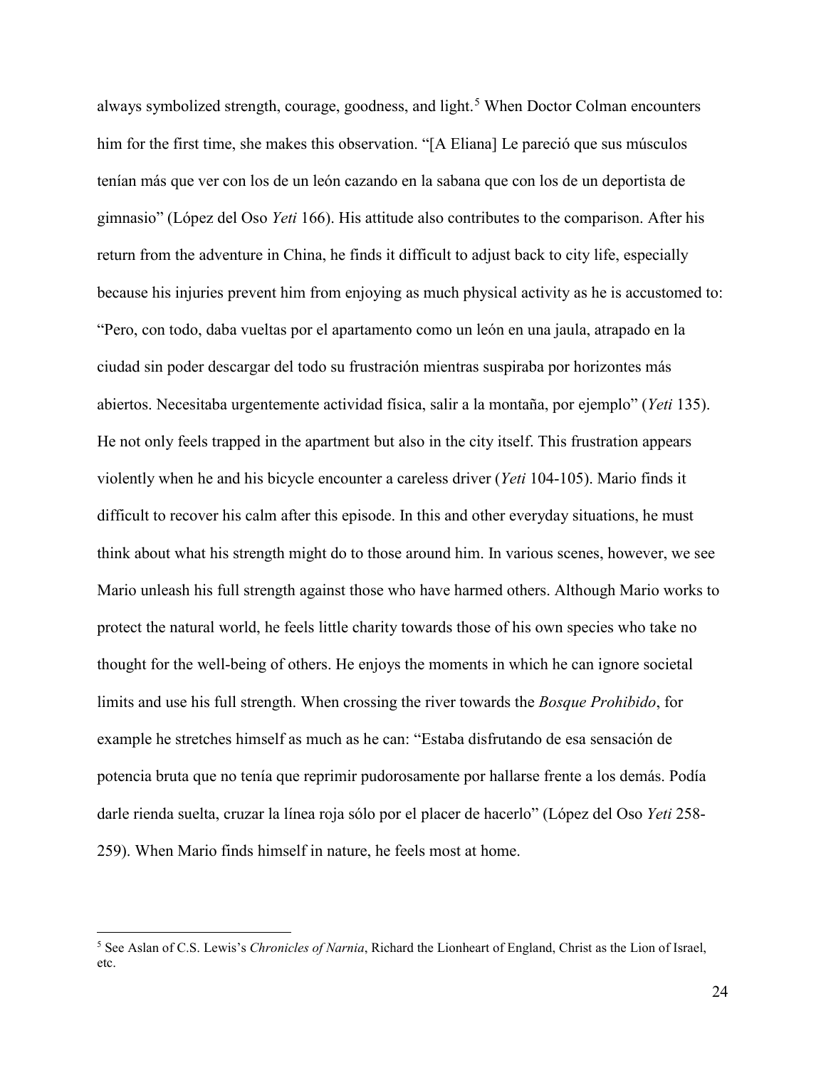always symbolized strength, courage, goodness, and light.[5] When Doctor Colman encounters him for the first time, she makes this observation. "[A Eliana] Le pareció que sus músculos tenían más que ver con los de un león cazando en la sabana que con los de un deportista de gimnasio" (López del Oso *Yeti* 166). His attitude also contributes to the comparison. After his return from the adventure in China, he finds it difficult to adjust back to city life, especially because his injuries prevent him from enjoying as much physical activity as he is accustomed to: "Pero, con todo, daba vueltas por el apartamento como un león en una jaula, atrapado en la ciudad sin poder descargar del todo su frustración mientras suspiraba por horizontes más abiertos. Necesitaba urgentemente actividad física, salir a la montaña, por ejemplo" (*Yeti* 135). He not only feels trapped in the apartment but also in the city itself. This frustration appears violently when he and his bicycle encounter a careless driver (*Yeti* 104-105). Mario finds it difficult to recover his calm after this episode. In this and other everyday situations, he must think about what his strength might do to those around him. In various scenes, however, we see Mario unleash his full strength against those who have harmed others. Although Mario works to protect the natural world, he feels little charity towards those of his own species who take no thought for the well-being of others. He enjoys the moments in which he can ignore societal limits and use his full strength. When crossing the river towards the *Bosque Prohibido*, for example he stretches himself as much as he can: "Estaba disfrutando de esa sensación de potencia bruta que no tenía que reprimir pudorosamente por hallarse frente a los demás. Podía darle rienda suelta, cruzar la línea roja sólo por el placer de hacerlo" (López del Oso *Yeti* 258-259). When Mario finds himself in nature, he feels most at home.

[5] See Aslan of C.S. Lewis's *Chronicles of Narnia*, Richard the Lionheart of England, Christ as the Lion of Israel, etc.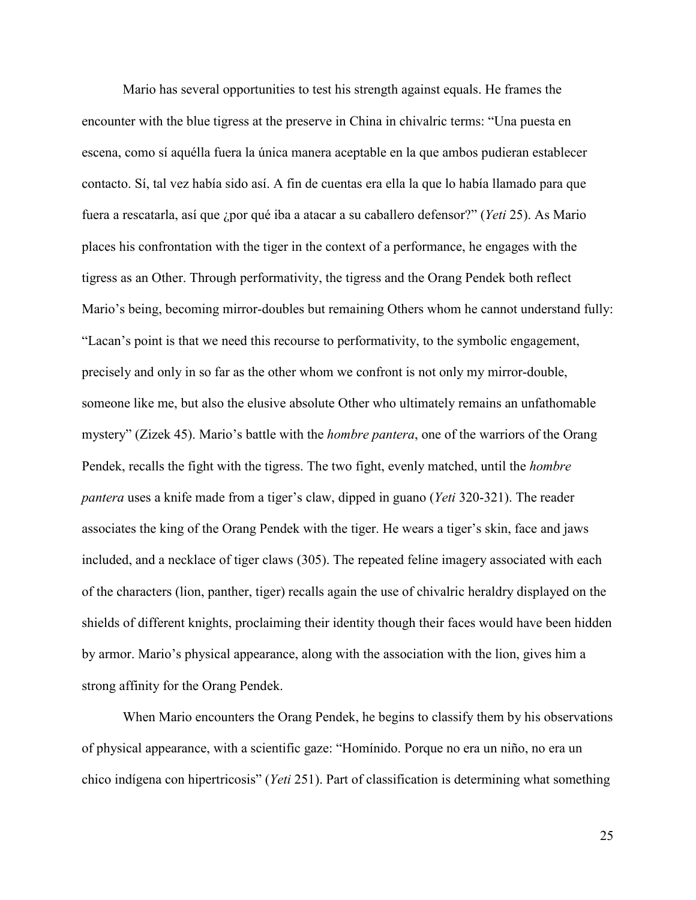Mario has several opportunities to test his strength against equals. He frames the encounter with the blue tigress at the preserve in China in chivalric terms: "Una puesta en escena, como sí aquélla fuera la única manera aceptable en la que ambos pudieran establecer contacto. Sí, tal vez había sido así. A fin de cuentas era ella la que lo había llamado para que fuera a rescatarla, así que ¿por qué iba a atacar a su caballero defensor?" (*Yeti* 25). As Mario places his confrontation with the tiger in the context of a performance, he engages with the tigress as an Other. Through performativity, the tigress and the Orang Pendek both reflect Mario's being, becoming mirror-doubles but remaining Others whom he cannot understand fully: "Lacan's point is that we need this recourse to performativity, to the symbolic engagement, precisely and only in so far as the other whom we confront is not only my mirror-double, someone like me, but also the elusive absolute Other who ultimately remains an unfathomable mystery" (Zizek 45). Mario's battle with the *hombre pantera*, one of the warriors of the Orang Pendek, recalls the fight with the tigress. The two fight, evenly matched, until the *hombre pantera* uses a knife made from a tiger's claw, dipped in guano (*Yeti* 320-321). The reader associates the king of the Orang Pendek with the tiger. He wears a tiger's skin, face and jaws included, and a necklace of tiger claws (305). The repeated feline imagery associated with each of the characters (lion, panther, tiger) recalls again the use of chivalric heraldry displayed on the shields of different knights, proclaiming their identity though their faces would have been hidden by armor. Mario's physical appearance, along with the association with the lion, gives him a strong affinity for the Orang Pendek.

When Mario encounters the Orang Pendek, he begins to classify them by his observations of physical appearance, with a scientific gaze: "Homínido. Porque no era un niño, no era un chico indígena con hipertricosis" (*Yeti* 251). Part of classification is determining what something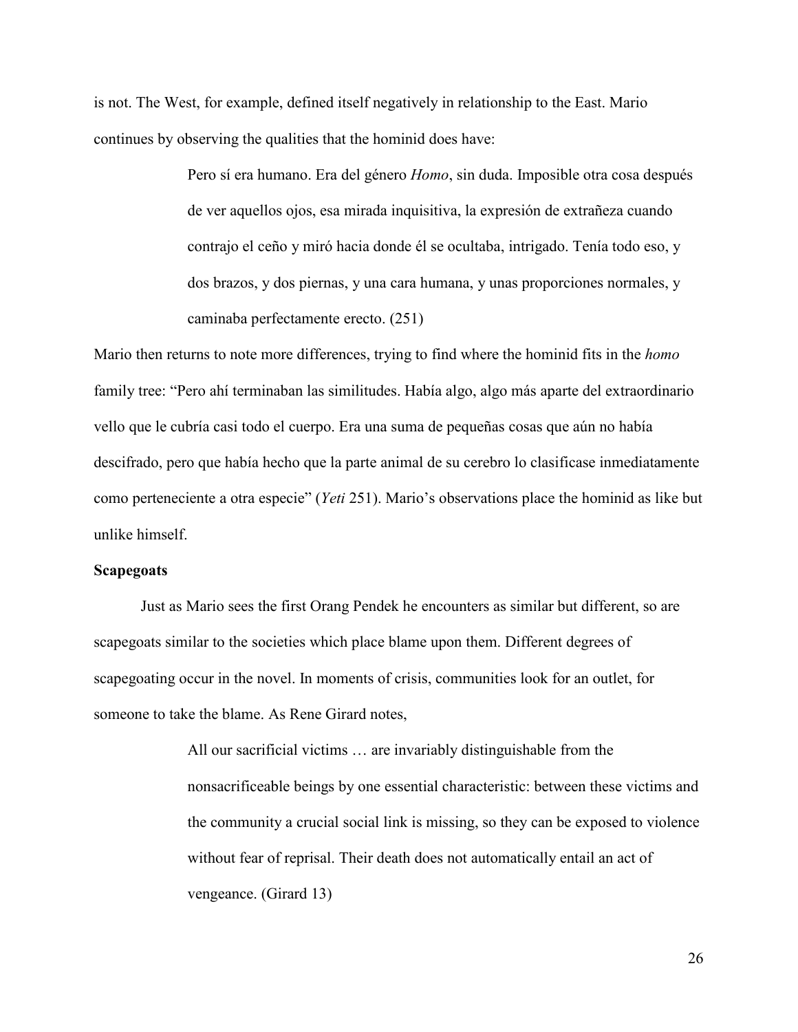is not. The West, for example, defined itself negatively in relationship to the East. Mario continues by observing the qualities that the hominid does have:

> Pero sí era humano. Era del género *Homo*, sin duda. Imposible otra cosa después de ver aquellos ojos, esa mirada inquisitiva, la expresión de extrañeza cuando contrajo el ceño y miró hacia donde él se ocultaba, intrigado. Tenía todo eso, y dos brazos, y dos piernas, y una cara humana, y unas proporciones normales, y caminaba perfectamente erecto. (251)

Mario then returns to note more differences, trying to find where the hominid fits in the *homo* family tree: "Pero ahí terminaban las similitudes. Había algo, algo más aparte del extraordinario vello que le cubría casi todo el cuerpo. Era una suma de pequeñas cosas que aún no había descifrado, pero que había hecho que la parte animal de su cerebro lo clasificase inmediatamente como perteneciente a otra especie" (*Yeti* 251). Mario's observations place the hominid as like but unlike himself.

**Scapegoats**

Just as Mario sees the first Orang Pendek he encounters as similar but different, so are scapegoats similar to the societies which place blame upon them. Different degrees of scapegoating occur in the novel. In moments of crisis, communities look for an outlet, for someone to take the blame. As Rene Girard notes,

> All our sacrificial victims … are invariably distinguishable from the nonsacrificeable beings by one essential characteristic: between these victims and the community a crucial social link is missing, so they can be exposed to violence without fear of reprisal. Their death does not automatically entail an act of vengeance. (Girard 13)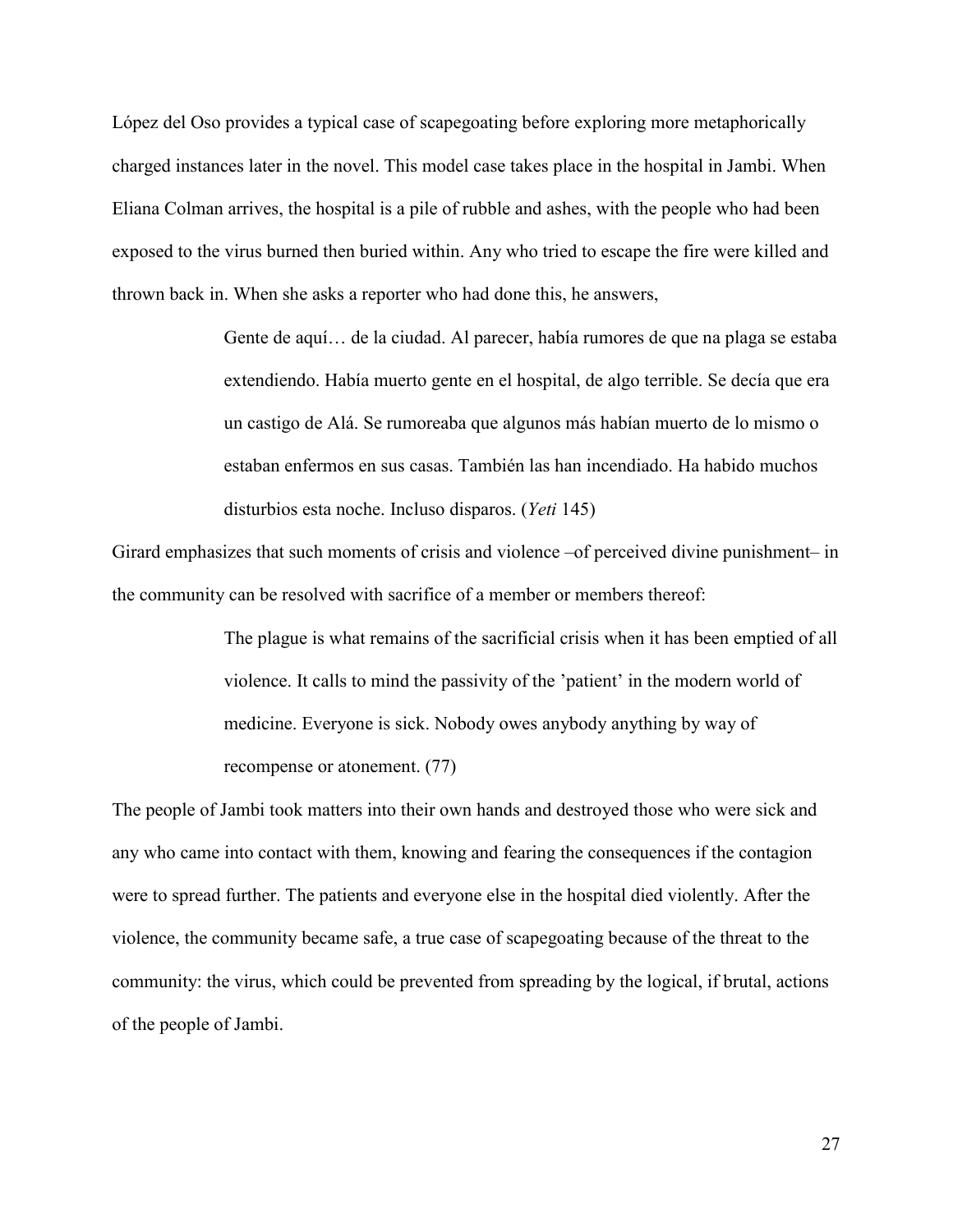López del Oso provides a typical case of scapegoating before exploring more metaphorically charged instances later in the novel. This model case takes place in the hospital in Jambi. When Eliana Colman arrives, the hospital is a pile of rubble and ashes, with the people who had been exposed to the virus burned then buried within. Any who tried to escape the fire were killed and thrown back in. When she asks a reporter who had done this, he answers,

> Gente de aquí… de la ciudad. Al parecer, había rumores de que na plaga se estaba extendiendo. Había muerto gente en el hospital, de algo terrible. Se decía que era un castigo de Alá. Se rumoreaba que algunos más habían muerto de lo mismo o estaban enfermos en sus casas. También las han incendiado. Ha habido muchos disturbios esta noche. Incluso disparos. (*Yeti* 145)

Girard emphasizes that such moments of crisis and violence –of perceived divine punishment– in the community can be resolved with sacrifice of a member or members thereof:

> The plague is what remains of the sacrificial crisis when it has been emptied of all violence. It calls to mind the passivity of the 'patient' in the modern world of medicine. Everyone is sick. Nobody owes anybody anything by way of recompense or atonement. (77)

The people of Jambi took matters into their own hands and destroyed those who were sick and any who came into contact with them, knowing and fearing the consequences if the contagion were to spread further. The patients and everyone else in the hospital died violently. After the violence, the community became safe, a true case of scapegoating because of the threat to the community: the virus, which could be prevented from spreading by the logical, if brutal, actions of the people of Jambi.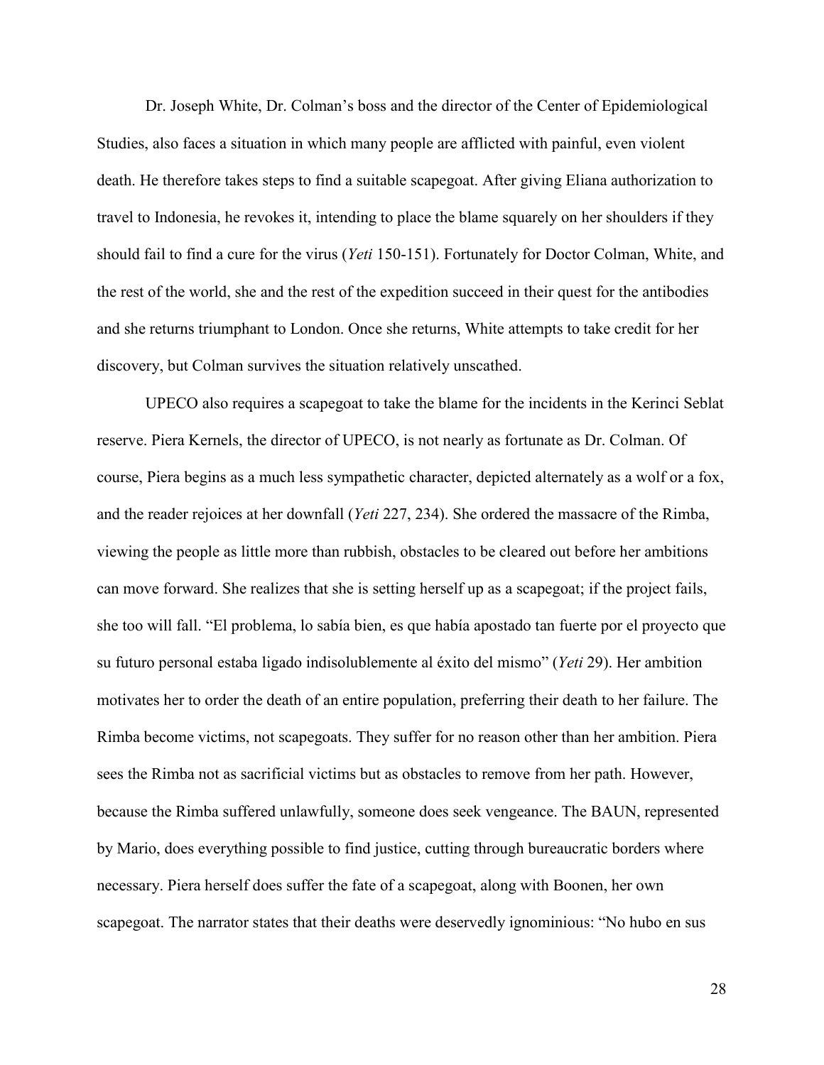Dr. Joseph White, Dr. Colman's boss and the director of the Center of Epidemiological Studies, also faces a situation in which many people are afflicted with painful, even violent death. He therefore takes steps to find a suitable scapegoat. After giving Eliana authorization to travel to Indonesia, he revokes it, intending to place the blame squarely on her shoulders if they should fail to find a cure for the virus (*Yeti* 150-151). Fortunately for Doctor Colman, White, and the rest of the world, she and the rest of the expedition succeed in their quest for the antibodies and she returns triumphant to London. Once she returns, White attempts to take credit for her discovery, but Colman survives the situation relatively unscathed.

UPECO also requires a scapegoat to take the blame for the incidents in the Kerinci Seblat reserve. Piera Kernels, the director of UPECO, is not nearly as fortunate as Dr. Colman. Of course, Piera begins as a much less sympathetic character, depicted alternately as a wolf or a fox, and the reader rejoices at her downfall (*Yeti* 227, 234). She ordered the massacre of the Rimba, viewing the people as little more than rubbish, obstacles to be cleared out before her ambitions can move forward. She realizes that she is setting herself up as a scapegoat; if the project fails, she too will fall. "El problema, lo sabía bien, es que había apostado tan fuerte por el proyecto que su futuro personal estaba ligado indisolublemente al éxito del mismo" (*Yeti* 29). Her ambition motivates her to order the death of an entire population, preferring their death to her failure. The Rimba become victims, not scapegoats. They suffer for no reason other than her ambition. Piera sees the Rimba not as sacrificial victims but as obstacles to remove from her path. However, because the Rimba suffered unlawfully, someone does seek vengeance. The BAUN, represented by Mario, does everything possible to find justice, cutting through bureaucratic borders where necessary. Piera herself does suffer the fate of a scapegoat, along with Boonen, her own scapegoat. The narrator states that their deaths were deservedly ignominious: "No hubo en sus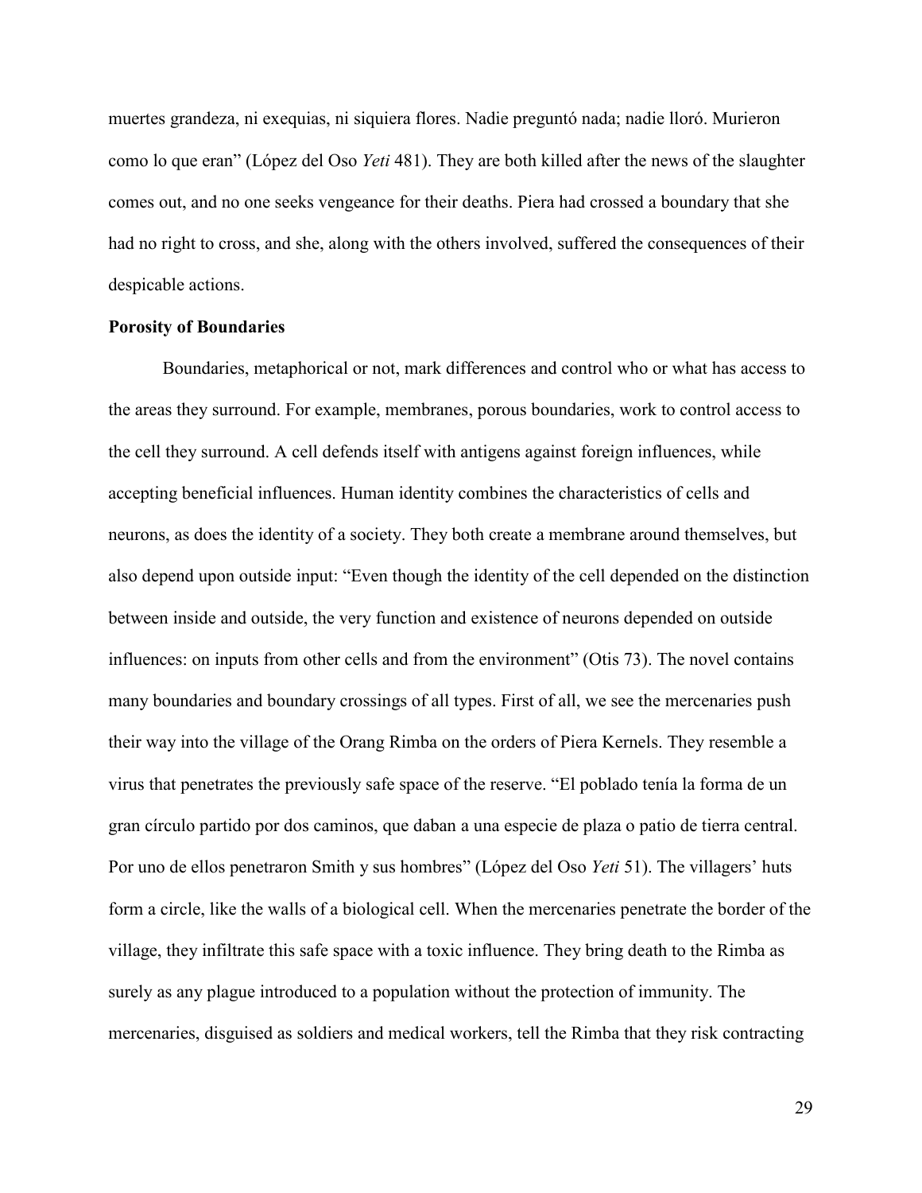muertes grandeza, ni exequias, ni siquiera flores. Nadie preguntó nada; nadie lloró. Murieron como lo que eran" (López del Oso *Yeti* 481). They are both killed after the news of the slaughter comes out, and no one seeks vengeance for their deaths. Piera had crossed a boundary that she had no right to cross, and she, along with the others involved, suffered the consequences of their despicable actions.

**Porosity of Boundaries**

Boundaries, metaphorical or not, mark differences and control who or what has access to the areas they surround. For example, membranes, porous boundaries, work to control access to the cell they surround. A cell defends itself with antigens against foreign influences, while accepting beneficial influences. Human identity combines the characteristics of cells and neurons, as does the identity of a society. They both create a membrane around themselves, but also depend upon outside input: "Even though the identity of the cell depended on the distinction between inside and outside, the very function and existence of neurons depended on outside influences: on inputs from other cells and from the environment" (Otis 73). The novel contains many boundaries and boundary crossings of all types. First of all, we see the mercenaries push their way into the village of the Orang Rimba on the orders of Piera Kernels. They resemble a virus that penetrates the previously safe space of the reserve. "El poblado tenía la forma de un gran círculo partido por dos caminos, que daban a una especie de plaza o patio de tierra central. Por uno de ellos penetraron Smith y sus hombres" (López del Oso *Yeti* 51). The villagers' huts form a circle, like the walls of a biological cell. When the mercenaries penetrate the border of the village, they infiltrate this safe space with a toxic influence. They bring death to the Rimba as surely as any plague introduced to a population without the protection of immunity. The mercenaries, disguised as soldiers and medical workers, tell the Rimba that they risk contracting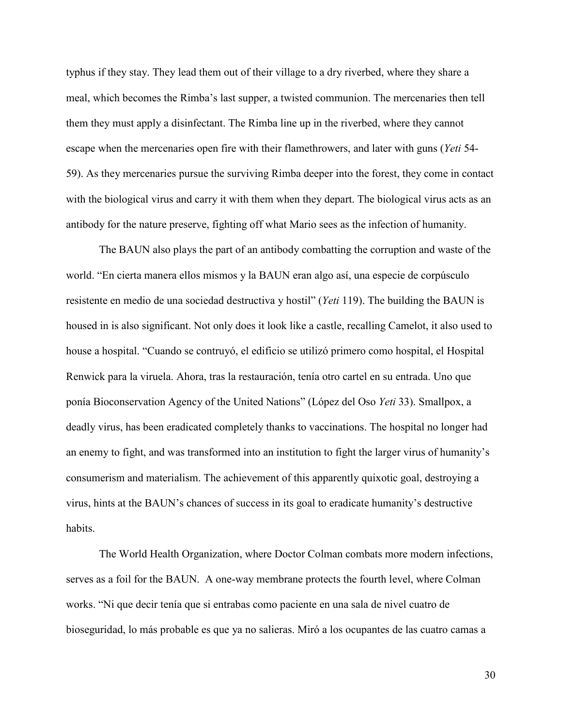typhus if they stay. They lead them out of their village to a dry riverbed, where they share a meal, which becomes the Rimba's last supper, a twisted communion. The mercenaries then tell them they must apply a disinfectant. The Rimba line up in the riverbed, where they cannot escape when the mercenaries open fire with their flamethrowers, and later with guns (*Yeti* 54-59). As they mercenaries pursue the surviving Rimba deeper into the forest, they come in contact with the biological virus and carry it with them when they depart. The biological virus acts as an antibody for the nature preserve, fighting off what Mario sees as the infection of humanity.

The BAUN also plays the part of an antibody combatting the corruption and waste of the world. "En cierta manera ellos mismos y la BAUN eran algo así, una especie de corpúsculo resistente en medio de una sociedad destructiva y hostil" (*Yeti* 119). The building the BAUN is housed in is also significant. Not only does it look like a castle, recalling Camelot, it also used to house a hospital. "Cuando se contruyó, el edificio se utilizó primero como hospital, el Hospital Renwick para la viruela. Ahora, tras la restauración, tenía otro cartel en su entrada. Uno que ponía Bioconservation Agency of the United Nations" (López del Oso *Yeti* 33). Smallpox, a deadly virus, has been eradicated completely thanks to vaccinations. The hospital no longer had an enemy to fight, and was transformed into an institution to fight the larger virus of humanity's consumerism and materialism. The achievement of this apparently quixotic goal, destroying a virus, hints at the BAUN's chances of success in its goal to eradicate humanity's destructive habits.

The World Health Organization, where Doctor Colman combats more modern infections, serves as a foil for the BAUN. A one-way membrane protects the fourth level, where Colman works. "Ni que decir tenía que si entrabas como paciente en una sala de nivel cuatro de bioseguridad, lo más probable es que ya no salieras. Miró a los ocupantes de las cuatro camas a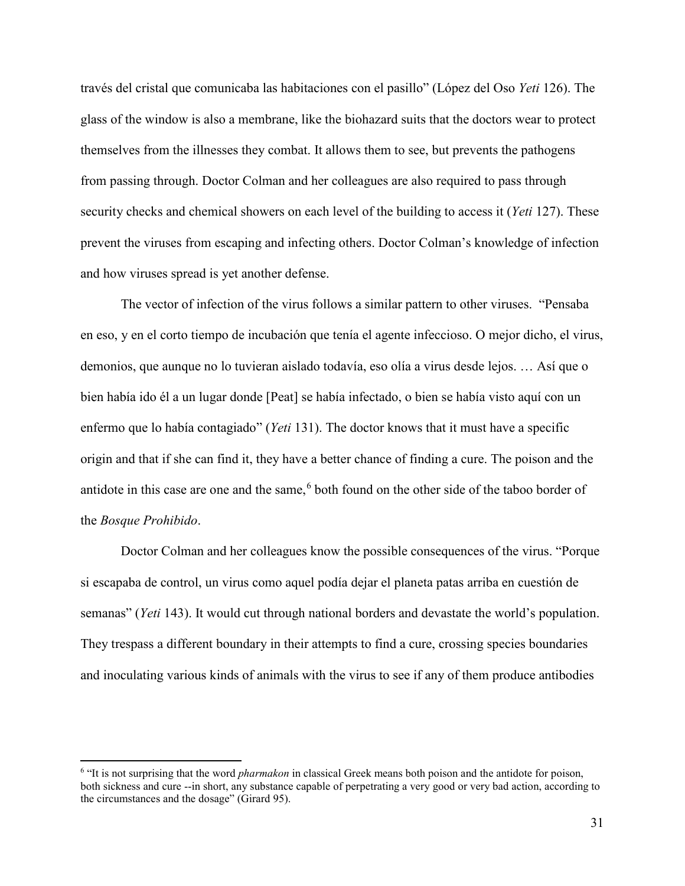través del cristal que comunicaba las habitaciones con el pasillo" (López del Oso *Yeti* 126). The glass of the window is also a membrane, like the biohazard suits that the doctors wear to protect themselves from the illnesses they combat. It allows them to see, but prevents the pathogens from passing through. Doctor Colman and her colleagues are also required to pass through security checks and chemical showers on each level of the building to access it (*Yeti* 127). These prevent the viruses from escaping and infecting others. Doctor Colman's knowledge of infection and how viruses spread is yet another defense.

The vector of infection of the virus follows a similar pattern to other viruses. "Pensaba en eso, y en el corto tiempo de incubación que tenía el agente infeccioso. O mejor dicho, el virus, demonios, que aunque no lo tuvieran aislado todavía, eso olía a virus desde lejos. … Así que o bien había ido él a un lugar donde [Peat] se había infectado, o bien se había visto aquí con un enfermo que lo había contagiado" (*Yeti* 131). The doctor knows that it must have a specific origin and that if she can find it, they have a better chance of finding a cure. The poison and the antidote in this case are one and the same,[6] both found on the other side of the taboo border of the *Bosque Prohibido*.

Doctor Colman and her colleagues know the possible consequences of the virus. "Porque si escapaba de control, un virus como aquel podía dejar el planeta patas arriba en cuestión de semanas" (*Yeti* 143). It would cut through national borders and devastate the world's population. They trespass a different boundary in their attempts to find a cure, crossing species boundaries and inoculating various kinds of animals with the virus to see if any of them produce antibodies

[6] "It is not surprising that the word *pharmakon* in classical Greek means both poison and the antidote for poison, both sickness and cure --in short, any substance capable of perpetrating a very good or very bad action, according to the circumstances and the dosage" (Girard 95).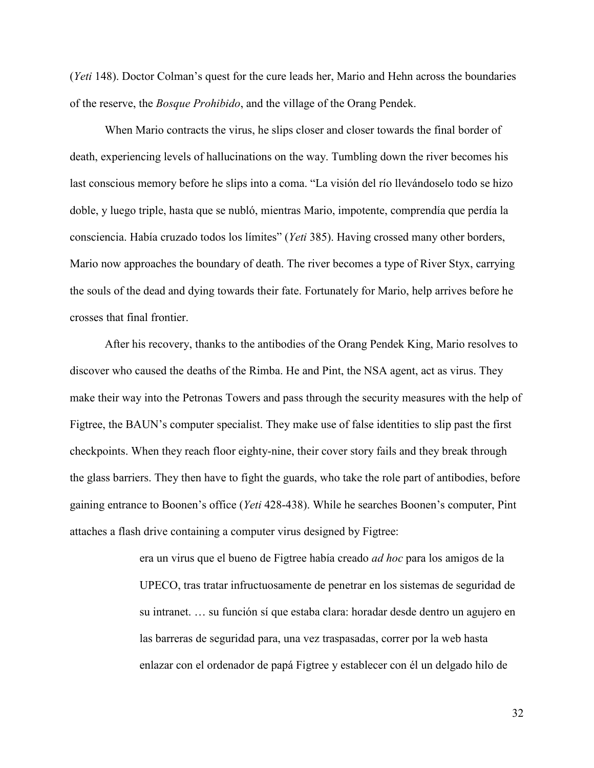(*Yeti* 148). Doctor Colman's quest for the cure leads her, Mario and Hehn across the boundaries of the reserve, the *Bosque Prohibido*, and the village of the Orang Pendek.

When Mario contracts the virus, he slips closer and closer towards the final border of death, experiencing levels of hallucinations on the way. Tumbling down the river becomes his last conscious memory before he slips into a coma. "La visión del río llevándoselo todo se hizo doble, y luego triple, hasta que se nubló, mientras Mario, impotente, comprendía que perdía la consciencia. Había cruzado todos los límites" (*Yeti* 385). Having crossed many other borders, Mario now approaches the boundary of death. The river becomes a type of River Styx, carrying the souls of the dead and dying towards their fate. Fortunately for Mario, help arrives before he crosses that final frontier.

After his recovery, thanks to the antibodies of the Orang Pendek King, Mario resolves to discover who caused the deaths of the Rimba. He and Pint, the NSA agent, act as virus. They make their way into the Petronas Towers and pass through the security measures with the help of Figtree, the BAUN's computer specialist. They make use of false identities to slip past the first checkpoints. When they reach floor eighty-nine, their cover story fails and they break through the glass barriers. They then have to fight the guards, who take the role part of antibodies, before gaining entrance to Boonen's office (*Yeti* 428-438). While he searches Boonen's computer, Pint attaches a flash drive containing a computer virus designed by Figtree:

> era un virus que el bueno de Figtree había creado *ad hoc* para los amigos de la UPECO, tras tratar infructuosamente de penetrar en los sistemas de seguridad de su intranet. … su función sí que estaba clara: horadar desde dentro un agujero en las barreras de seguridad para, una vez traspasadas, correr por la web hasta enlazar con el ordenador de papá Figtree y establecer con él un delgado hilo de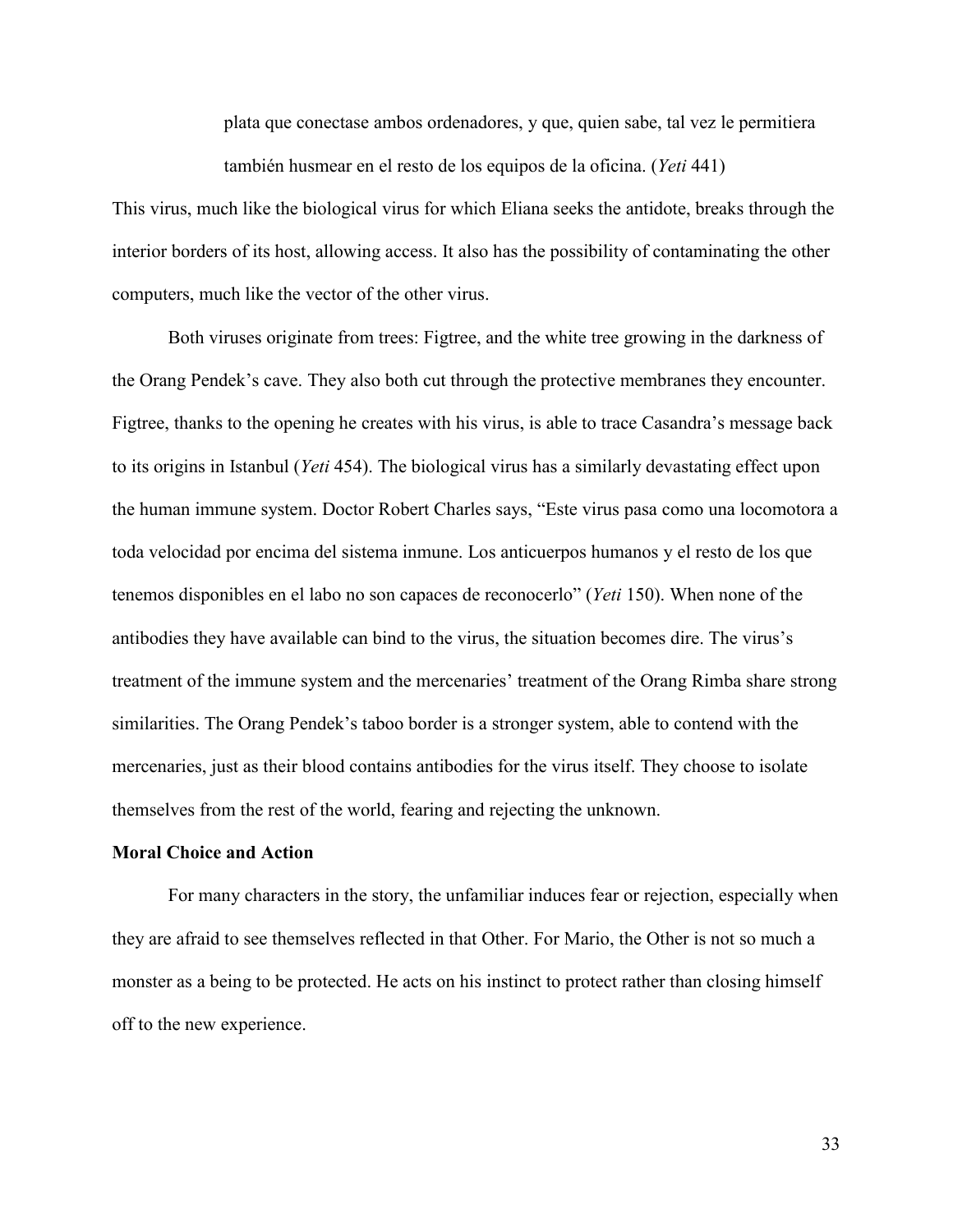> plata que conectase ambos ordenadores, y que, quien sabe, tal vez le permitiera también husmear en el resto de los equipos de la oficina. (*Yeti* 441)

This virus, much like the biological virus for which Eliana seeks the antidote, breaks through the interior borders of its host, allowing access. It also has the possibility of contaminating the other computers, much like the vector of the other virus.

Both viruses originate from trees: Figtree, and the white tree growing in the darkness of the Orang Pendek's cave. They also both cut through the protective membranes they encounter. Figtree, thanks to the opening he creates with his virus, is able to trace Casandra's message back to its origins in Istanbul (*Yeti* 454). The biological virus has a similarly devastating effect upon the human immune system. Doctor Robert Charles says, "Este virus pasa como una locomotora a toda velocidad por encima del sistema inmune. Los anticuerpos humanos y el resto de los que tenemos disponibles en el labo no son capaces de reconocerlo" (*Yeti* 150). When none of the antibodies they have available can bind to the virus, the situation becomes dire. The virus's treatment of the immune system and the mercenaries' treatment of the Orang Rimba share strong similarities. The Orang Pendek's taboo border is a stronger system, able to contend with the mercenaries, just as their blood contains antibodies for the virus itself. They choose to isolate themselves from the rest of the world, fearing and rejecting the unknown.

**Moral Choice and Action**

For many characters in the story, the unfamiliar induces fear or rejection, especially when they are afraid to see themselves reflected in that Other. For Mario, the Other is not so much a monster as a being to be protected. He acts on his instinct to protect rather than closing himself off to the new experience.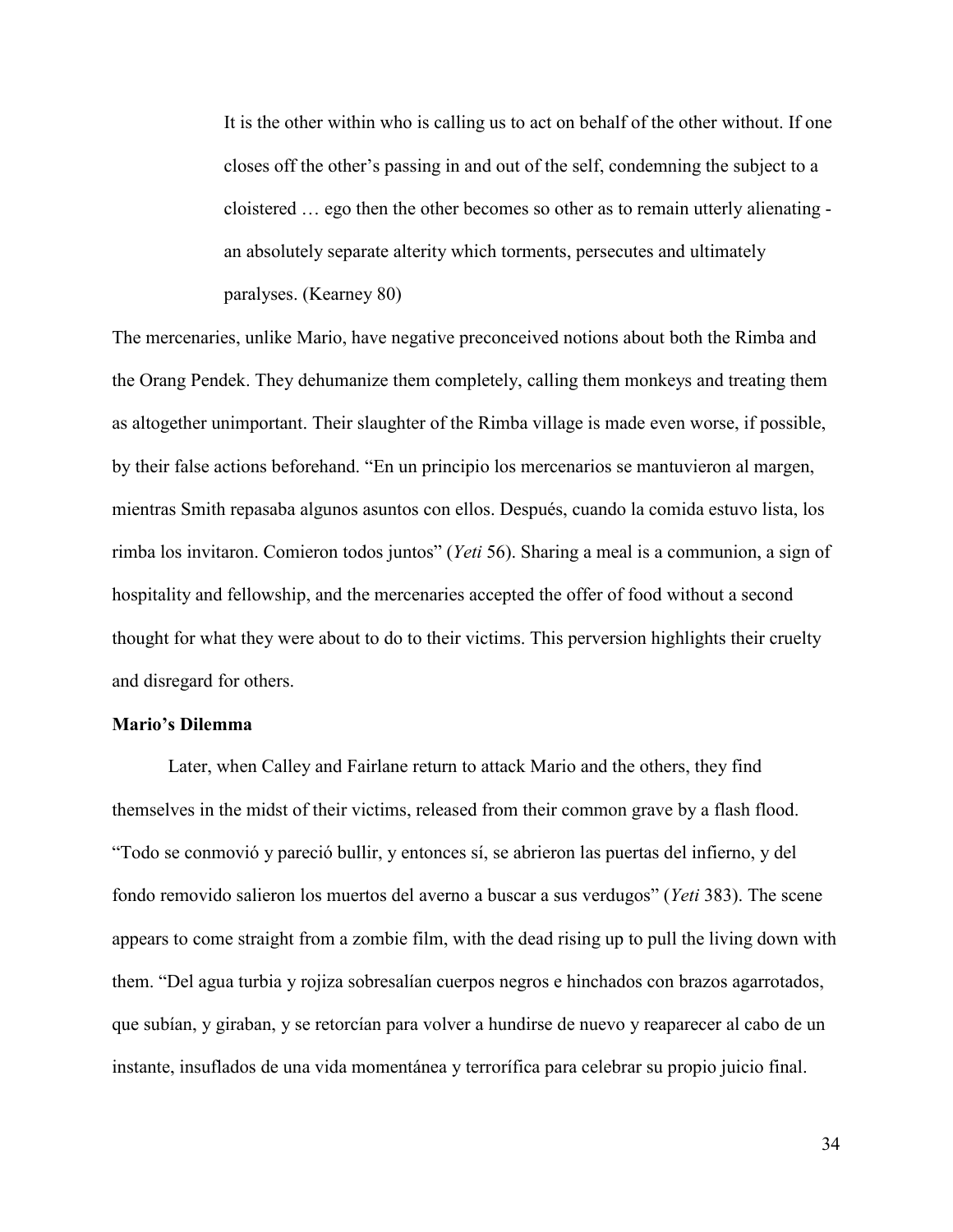> It is the other within who is calling us to act on behalf of the other without. If one closes off the other's passing in and out of the self, condemning the subject to a cloistered … ego then the other becomes so other as to remain utterly alienating - an absolutely separate alterity which torments, persecutes and ultimately paralyses. (Kearney 80)

The mercenaries, unlike Mario, have negative preconceived notions about both the Rimba and the Orang Pendek. They dehumanize them completely, calling them monkeys and treating them as altogether unimportant. Their slaughter of the Rimba village is made even worse, if possible, by their false actions beforehand. "En un principio los mercenarios se mantuvieron al margen, mientras Smith repasaba algunos asuntos con ellos. Después, cuando la comida estuvo lista, los rimba los invitaron. Comieron todos juntos" (*Yeti* 56). Sharing a meal is a communion, a sign of hospitality and fellowship, and the mercenaries accepted the offer of food without a second thought for what they were about to do to their victims. This perversion highlights their cruelty and disregard for others.

**Mario's Dilemma**

Later, when Calley and Fairlane return to attack Mario and the others, they find themselves in the midst of their victims, released from their common grave by a flash flood. "Todo se conmovió y pareció bullir, y entonces sí, se abrieron las puertas del infierno, y del fondo removido salieron los muertos del averno a buscar a sus verdugos" (*Yeti* 383). The scene appears to come straight from a zombie film, with the dead rising up to pull the living down with them. "Del agua turbia y rojiza sobresalían cuerpos negros e hinchados con brazos agarrotados, que subían, y giraban, y se retorcían para volver a hundirse de nuevo y reaparecer al cabo de un instante, insuflados de una vida momentánea y terrorífica para celebrar su propio juicio final.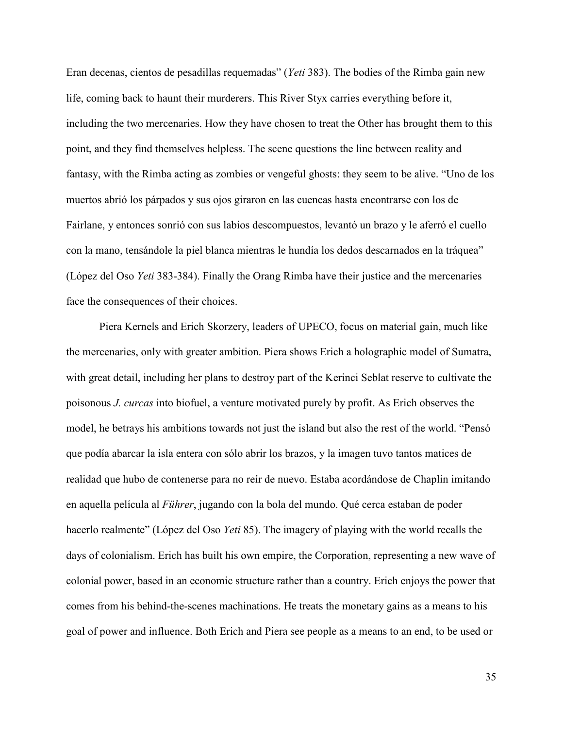Eran decenas, cientos de pesadillas requemadas" (*Yeti* 383). The bodies of the Rimba gain new life, coming back to haunt their murderers. This River Styx carries everything before it, including the two mercenaries. How they have chosen to treat the Other has brought them to this point, and they find themselves helpless. The scene questions the line between reality and fantasy, with the Rimba acting as zombies or vengeful ghosts: they seem to be alive. "Uno de los muertos abrió los párpados y sus ojos giraron en las cuencas hasta encontrarse con los de Fairlane, y entonces sonrió con sus labios descompuestos, levantó un brazo y le aferró el cuello con la mano, tensándole la piel blanca mientras le hundía los dedos descarnados en la tráquea" (López del Oso *Yeti* 383-384). Finally the Orang Rimba have their justice and the mercenaries face the consequences of their choices.

Piera Kernels and Erich Skorzery, leaders of UPECO, focus on material gain, much like the mercenaries, only with greater ambition. Piera shows Erich a holographic model of Sumatra, with great detail, including her plans to destroy part of the Kerinci Seblat reserve to cultivate the poisonous *J. curcas* into biofuel, a venture motivated purely by profit. As Erich observes the model, he betrays his ambitions towards not just the island but also the rest of the world. "Pensó que podía abarcar la isla entera con sólo abrir los brazos, y la imagen tuvo tantos matices de realidad que hubo de contenerse para no reír de nuevo. Estaba acordándose de Chaplin imitando en aquella película al *Führer*, jugando con la bola del mundo. Qué cerca estaban de poder hacerlo realmente" (López del Oso *Yeti* 85). The imagery of playing with the world recalls the days of colonialism. Erich has built his own empire, the Corporation, representing a new wave of colonial power, based in an economic structure rather than a country. Erich enjoys the power that comes from his behind-the-scenes machinations. He treats the monetary gains as a means to his goal of power and influence. Both Erich and Piera see people as a means to an end, to be used or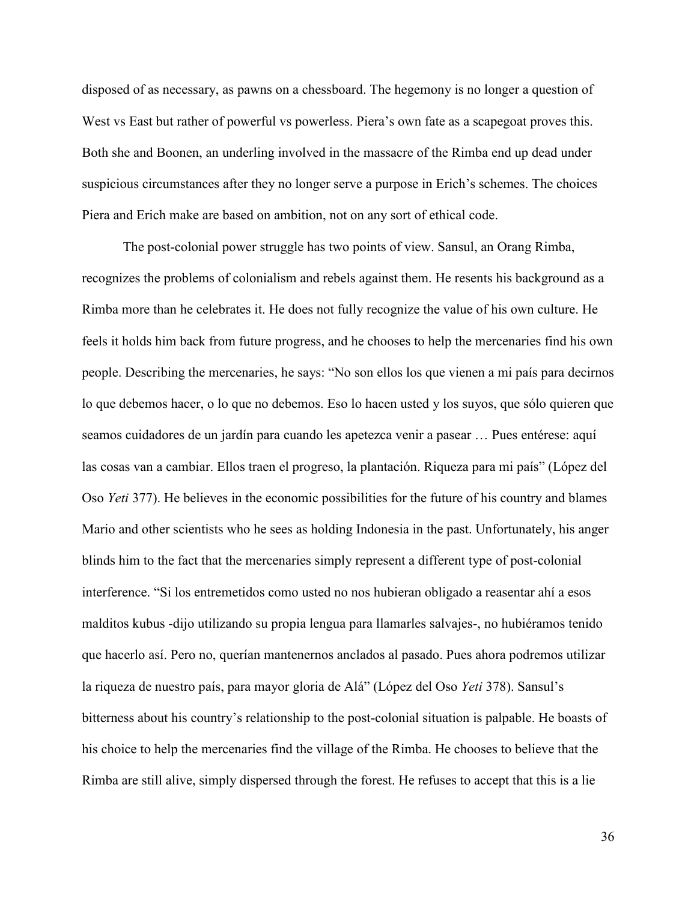disposed of as necessary, as pawns on a chessboard. The hegemony is no longer a question of West vs East but rather of powerful vs powerless. Piera's own fate as a scapegoat proves this. Both she and Boonen, an underling involved in the massacre of the Rimba end up dead under suspicious circumstances after they no longer serve a purpose in Erich's schemes. The choices Piera and Erich make are based on ambition, not on any sort of ethical code.

The post-colonial power struggle has two points of view. Sansul, an Orang Rimba, recognizes the problems of colonialism and rebels against them. He resents his background as a Rimba more than he celebrates it. He does not fully recognize the value of his own culture. He feels it holds him back from future progress, and he chooses to help the mercenaries find his own people. Describing the mercenaries, he says: "No son ellos los que vienen a mi país para decirnos lo que debemos hacer, o lo que no debemos. Eso lo hacen usted y los suyos, que sólo quieren que seamos cuidadores de un jardín para cuando les apetezca venir a pasear … Pues entérese: aquí las cosas van a cambiar. Ellos traen el progreso, la plantación. Riqueza para mi país" (López del Oso *Yeti* 377). He believes in the economic possibilities for the future of his country and blames Mario and other scientists who he sees as holding Indonesia in the past. Unfortunately, his anger blinds him to the fact that the mercenaries simply represent a different type of post-colonial interference. "Si los entremetidos como usted no nos hubieran obligado a reasentar ahí a esos malditos kubus -dijo utilizando su propia lengua para llamarles salvajes-, no hubiéramos tenido que hacerlo así. Pero no, querían mantenernos anclados al pasado. Pues ahora podremos utilizar la riqueza de nuestro país, para mayor gloria de Alá" (López del Oso *Yeti* 378). Sansul's bitterness about his country's relationship to the post-colonial situation is palpable. He boasts of his choice to help the mercenaries find the village of the Rimba. He chooses to believe that the Rimba are still alive, simply dispersed through the forest. He refuses to accept that this is a lie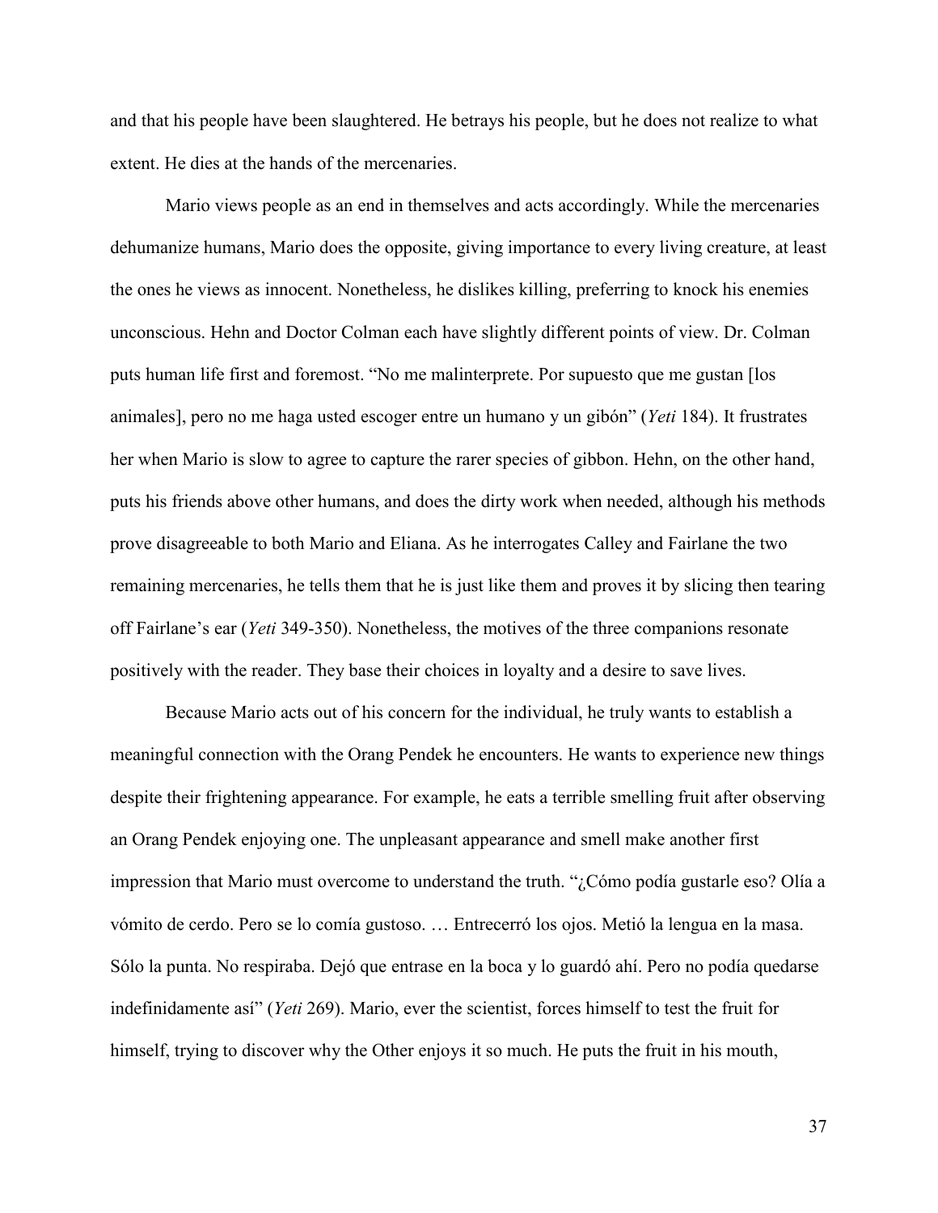and that his people have been slaughtered. He betrays his people, but he does not realize to what extent. He dies at the hands of the mercenaries.

Mario views people as an end in themselves and acts accordingly. While the mercenaries dehumanize humans, Mario does the opposite, giving importance to every living creature, at least the ones he views as innocent. Nonetheless, he dislikes killing, preferring to knock his enemies unconscious. Hehn and Doctor Colman each have slightly different points of view. Dr. Colman puts human life first and foremost. "No me malinterprete. Por supuesto que me gustan [los animales], pero no me haga usted escoger entre un humano y un gibón" (*Yeti* 184). It frustrates her when Mario is slow to agree to capture the rarer species of gibbon. Hehn, on the other hand, puts his friends above other humans, and does the dirty work when needed, although his methods prove disagreeable to both Mario and Eliana. As he interrogates Calley and Fairlane the two remaining mercenaries, he tells them that he is just like them and proves it by slicing then tearing off Fairlane's ear (*Yeti* 349-350). Nonetheless, the motives of the three companions resonate positively with the reader. They base their choices in loyalty and a desire to save lives.

Because Mario acts out of his concern for the individual, he truly wants to establish a meaningful connection with the Orang Pendek he encounters. He wants to experience new things despite their frightening appearance. For example, he eats a terrible smelling fruit after observing an Orang Pendek enjoying one. The unpleasant appearance and smell make another first impression that Mario must overcome to understand the truth. "¿Cómo podía gustarle eso? Olía a vómito de cerdo. Pero se lo comía gustoso. … Entrecerró los ojos. Metió la lengua en la masa. Sólo la punta. No respiraba. Dejó que entrase en la boca y lo guardó ahí. Pero no podía quedarse indefinidamente así" (*Yeti* 269). Mario, ever the scientist, forces himself to test the fruit for himself, trying to discover why the Other enjoys it so much. He puts the fruit in his mouth,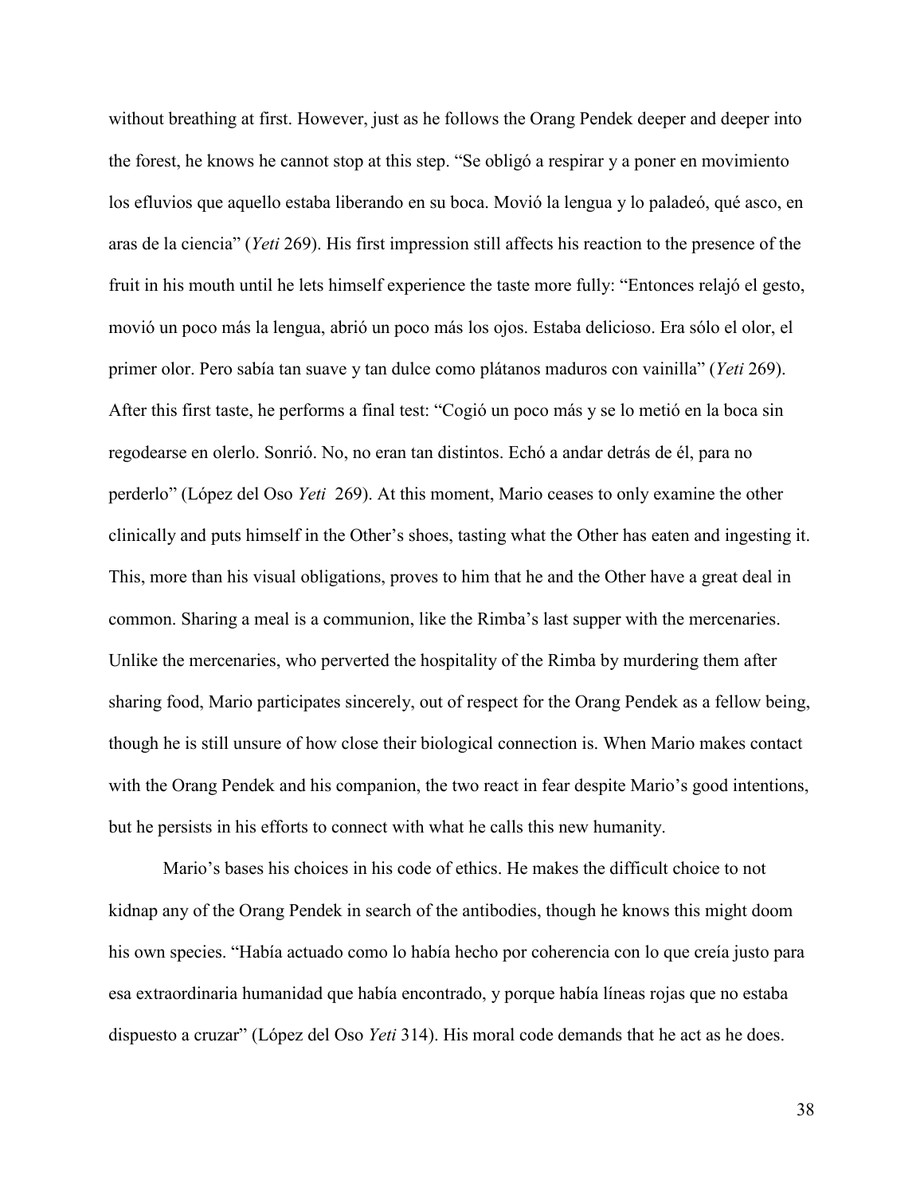without breathing at first. However, just as he follows the Orang Pendek deeper and deeper into the forest, he knows he cannot stop at this step. "Se obligó a respirar y a poner en movimiento los efluvios que aquello estaba liberando en su boca. Movió la lengua y lo paladeó, qué asco, en aras de la ciencia" (*Yeti* 269). His first impression still affects his reaction to the presence of the fruit in his mouth until he lets himself experience the taste more fully: "Entonces relajó el gesto, movió un poco más la lengua, abrió un poco más los ojos. Estaba delicioso. Era sólo el olor, el primer olor. Pero sabía tan suave y tan dulce como plátanos maduros con vainilla" (*Yeti* 269). After this first taste, he performs a final test: "Cogió un poco más y se lo metió en la boca sin regodearse en olerlo. Sonrió. No, no eran tan distintos. Echó a andar detrás de él, para no perderlo" (López del Oso *Yeti* 269). At this moment, Mario ceases to only examine the other clinically and puts himself in the Other's shoes, tasting what the Other has eaten and ingesting it. This, more than his visual obligations, proves to him that he and the Other have a great deal in common. Sharing a meal is a communion, like the Rimba's last supper with the mercenaries. Unlike the mercenaries, who perverted the hospitality of the Rimba by murdering them after sharing food, Mario participates sincerely, out of respect for the Orang Pendek as a fellow being, though he is still unsure of how close their biological connection is. When Mario makes contact with the Orang Pendek and his companion, the two react in fear despite Mario's good intentions, but he persists in his efforts to connect with what he calls this new humanity.

Mario's bases his choices in his code of ethics. He makes the difficult choice to not kidnap any of the Orang Pendek in search of the antibodies, though he knows this might doom his own species. "Había actuado como lo había hecho por coherencia con lo que creía justo para esa extraordinaria humanidad que había encontrado, y porque había líneas rojas que no estaba dispuesto a cruzar" (López del Oso *Yeti* 314). His moral code demands that he act as he does.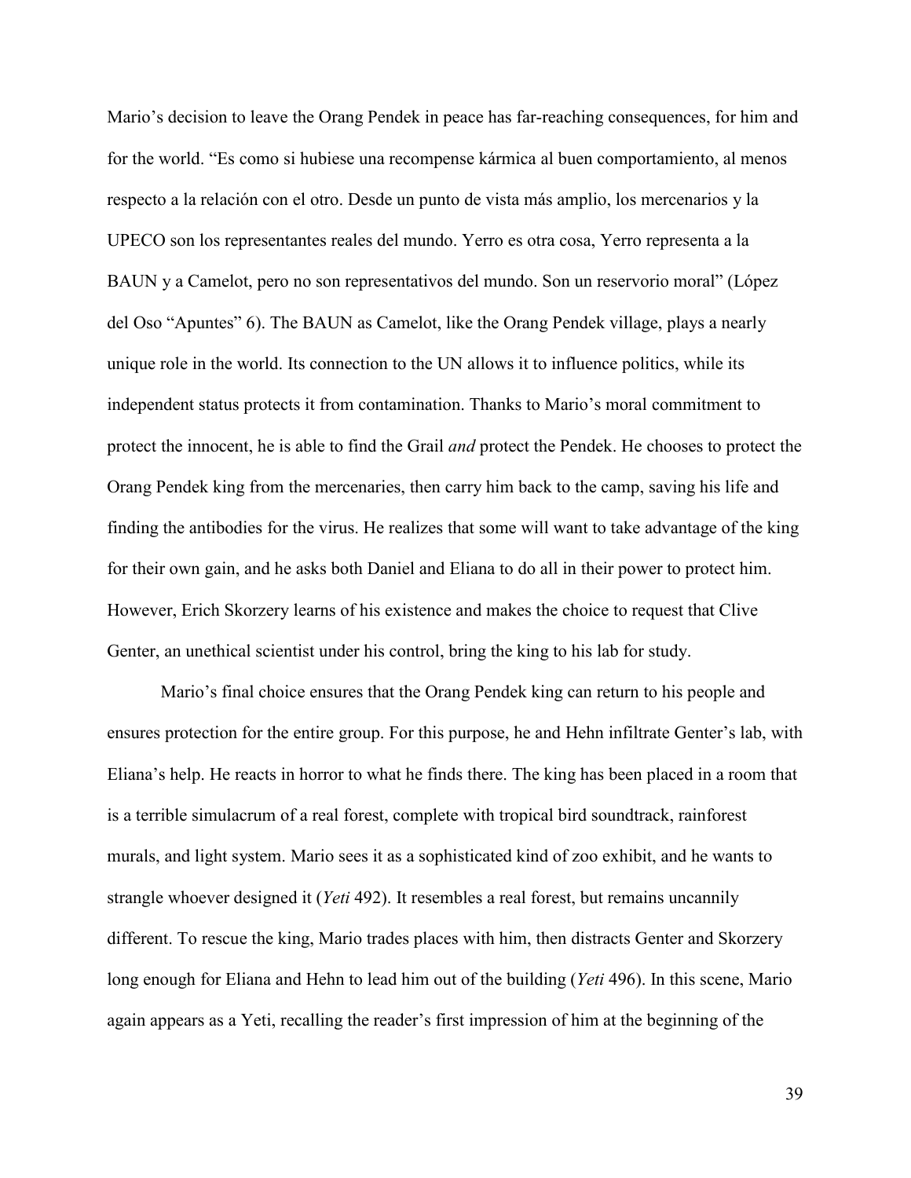Mario's decision to leave the Orang Pendek in peace has far-reaching consequences, for him and for the world. "Es como si hubiese una recompense kármica al buen comportamiento, al menos respecto a la relación con el otro. Desde un punto de vista más amplio, los mercenarios y la UPECO son los representantes reales del mundo. Yerro es otra cosa, Yerro representa a la BAUN y a Camelot, pero no son representativos del mundo. Son un reservorio moral" (López del Oso "Apuntes" 6). The BAUN as Camelot, like the Orang Pendek village, plays a nearly unique role in the world. Its connection to the UN allows it to influence politics, while its independent status protects it from contamination. Thanks to Mario's moral commitment to protect the innocent, he is able to find the Grail *and* protect the Pendek. He chooses to protect the Orang Pendek king from the mercenaries, then carry him back to the camp, saving his life and finding the antibodies for the virus. He realizes that some will want to take advantage of the king for their own gain, and he asks both Daniel and Eliana to do all in their power to protect him. However, Erich Skorzery learns of his existence and makes the choice to request that Clive Genter, an unethical scientist under his control, bring the king to his lab for study.

Mario's final choice ensures that the Orang Pendek king can return to his people and ensures protection for the entire group. For this purpose, he and Hehn infiltrate Genter's lab, with Eliana's help. He reacts in horror to what he finds there. The king has been placed in a room that is a terrible simulacrum of a real forest, complete with tropical bird soundtrack, rainforest murals, and light system. Mario sees it as a sophisticated kind of zoo exhibit, and he wants to strangle whoever designed it (*Yeti* 492). It resembles a real forest, but remains uncannily different. To rescue the king, Mario trades places with him, then distracts Genter and Skorzery long enough for Eliana and Hehn to lead him out of the building (*Yeti* 496). In this scene, Mario again appears as a Yeti, recalling the reader's first impression of him at the beginning of the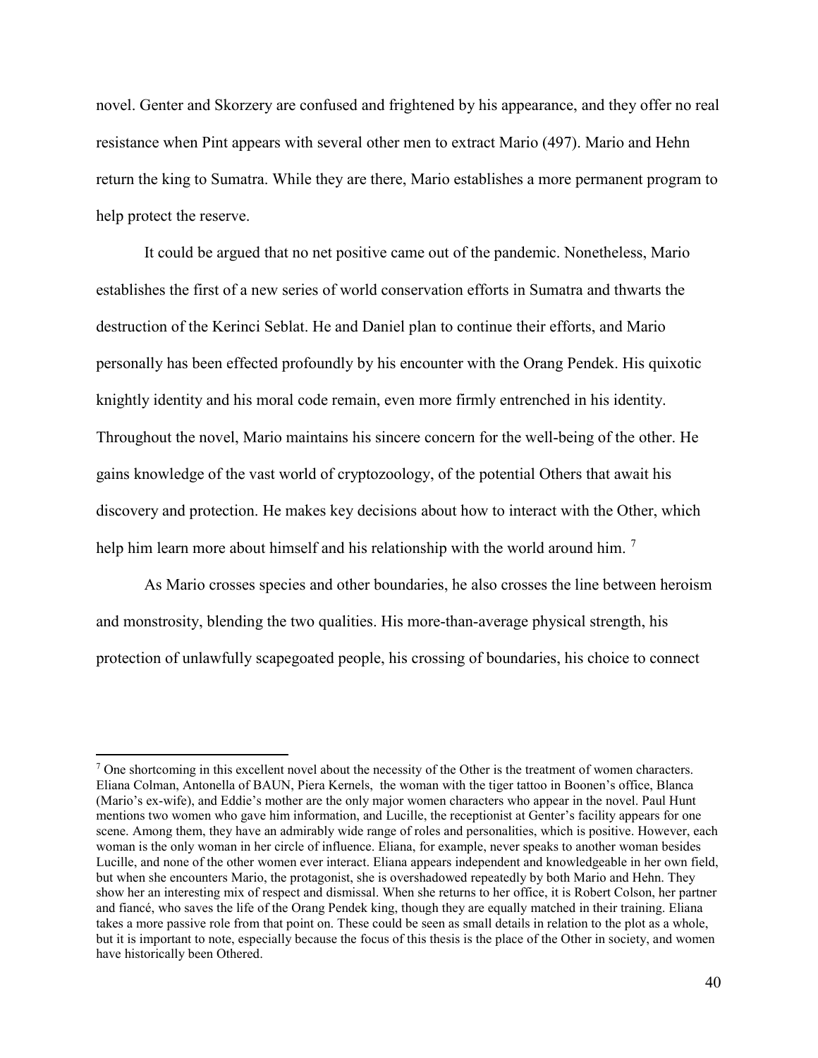novel. Genter and Skorzery are confused and frightened by his appearance, and they offer no real resistance when Pint appears with several other men to extract Mario (497). Mario and Hehn return the king to Sumatra. While they are there, Mario establishes a more permanent program to help protect the reserve.

It could be argued that no net positive came out of the pandemic. Nonetheless, Mario establishes the first of a new series of world conservation efforts in Sumatra and thwarts the destruction of the Kerinci Seblat. He and Daniel plan to continue their efforts, and Mario personally has been effected profoundly by his encounter with the Orang Pendek. His quixotic knightly identity and his moral code remain, even more firmly entrenched in his identity. Throughout the novel, Mario maintains his sincere concern for the well-being of the other. He gains knowledge of the vast world of cryptozoology, of the potential Others that await his discovery and protection. He makes key decisions about how to interact with the Other, which help him learn more about himself and his relationship with the world around him. [7]

As Mario crosses species and other boundaries, he also crosses the line between heroism and monstrosity, blending the two qualities. His more-than-average physical strength, his protection of unlawfully scapegoated people, his crossing of boundaries, his choice to connect

---

[7] One shortcoming in this excellent novel about the necessity of the Other is the treatment of women characters. Eliana Colman, Antonella of BAUN, Piera Kernels, the woman with the tiger tattoo in Boonen's office, Blanca (Mario's ex-wife), and Eddie's mother are the only major women characters who appear in the novel. Paul Hunt mentions two women who gave him information, and Lucille, the receptionist at Genter's facility appears for one scene. Among them, they have an admirably wide range of roles and personalities, which is positive. However, each woman is the only woman in her circle of influence. Eliana, for example, never speaks to another woman besides Lucille, and none of the other women ever interact. Eliana appears independent and knowledgeable in her own field, but when she encounters Mario, the protagonist, she is overshadowed repeatedly by both Mario and Hehn. They show her an interesting mix of respect and dismissal. When she returns to her office, it is Robert Colson, her partner and fiancé, who saves the life of the Orang Pendek king, though they are equally matched in their training. Eliana takes a more passive role from that point on. These could be seen as small details in relation to the plot as a whole, but it is important to note, especially because the focus of this thesis is the place of the Other in society, and women have historically been Othered.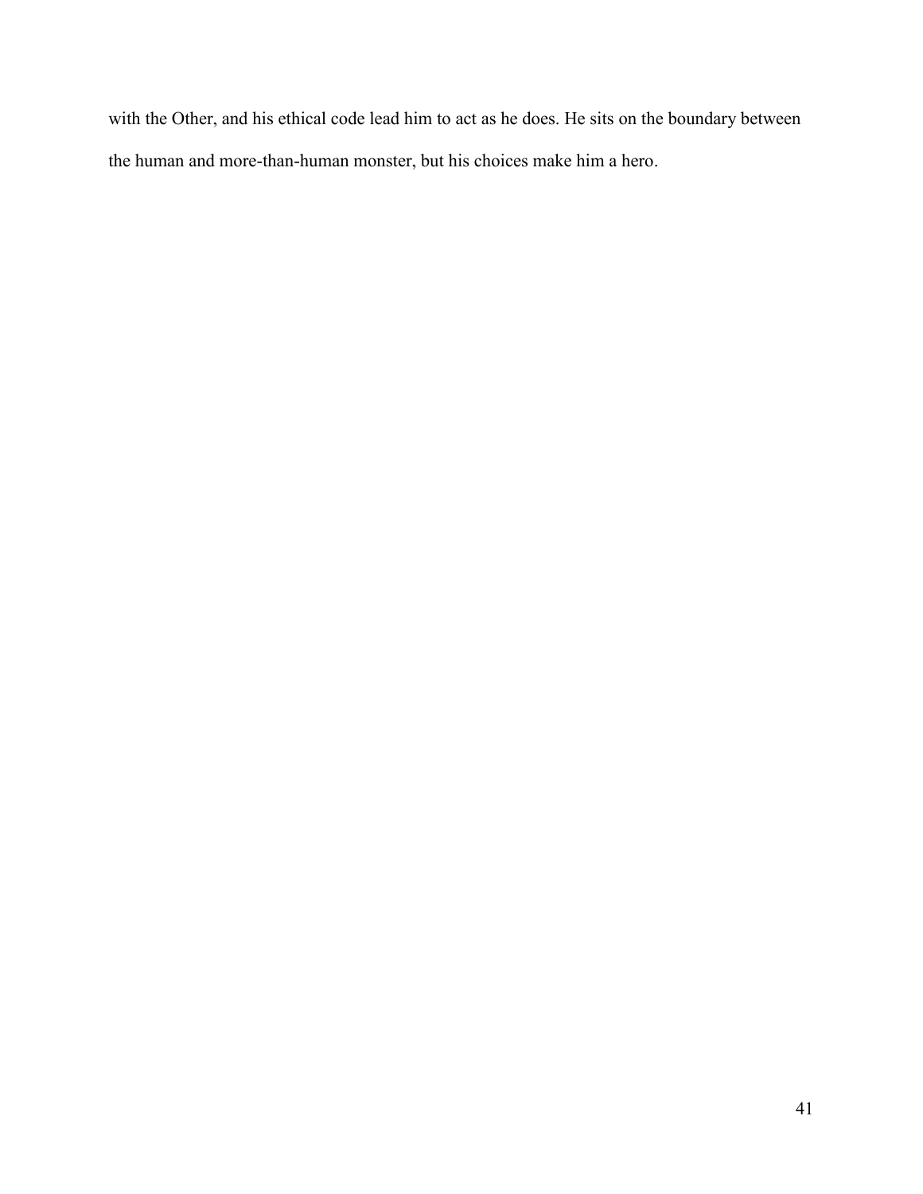with the Other, and his ethical code lead him to act as he does. He sits on the boundary between the human and more-than-human monster, but his choices make him a hero.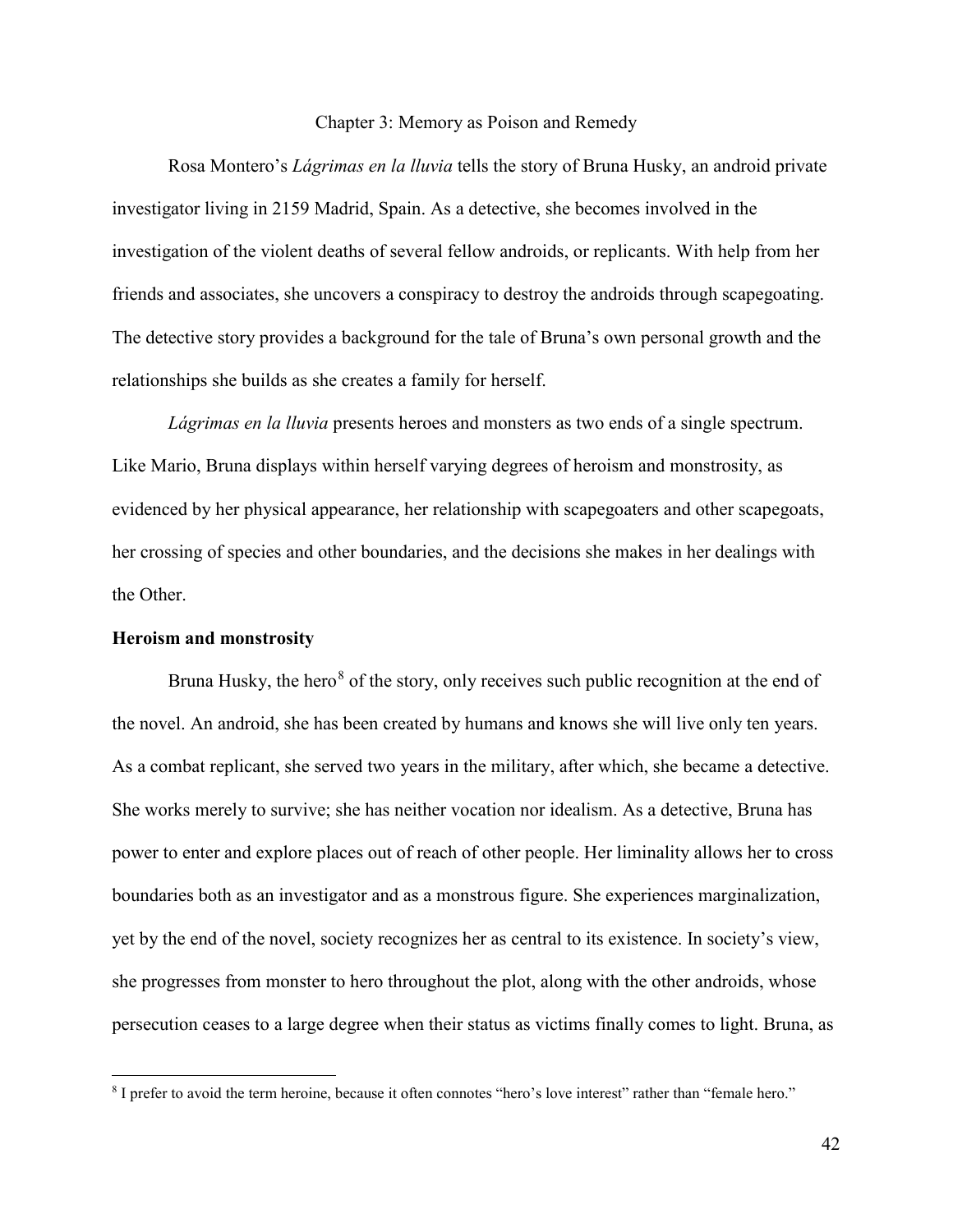# Chapter 3: Memory as Poison and Remedy

Rosa Montero's *Lágrimas en la lluvia* tells the story of Bruna Husky, an android private investigator living in 2159 Madrid, Spain. As a detective, she becomes involved in the investigation of the violent deaths of several fellow androids, or replicants. With help from her friends and associates, she uncovers a conspiracy to destroy the androids through scapegoating. The detective story provides a background for the tale of Bruna's own personal growth and the relationships she builds as she creates a family for herself.

*Lágrimas en la lluvia* presents heroes and monsters as two ends of a single spectrum. Like Mario, Bruna displays within herself varying degrees of heroism and monstrosity, as evidenced by her physical appearance, her relationship with scapegoaters and other scapegoats, her crossing of species and other boundaries, and the decisions she makes in her dealings with the Other.

## Heroism and monstrosity

Bruna Husky, the hero[8] of the story, only receives such public recognition at the end of the novel. An android, she has been created by humans and knows she will live only ten years. As a combat replicant, she served two years in the military, after which, she became a detective. She works merely to survive; she has neither vocation nor idealism. As a detective, Bruna has power to enter and explore places out of reach of other people. Her liminality allows her to cross boundaries both as an investigator and as a monstrous figure. She experiences marginalization, yet by the end of the novel, society recognizes her as central to its existence. In society's view, she progresses from monster to hero throughout the plot, along with the other androids, whose persecution ceases to a large degree when their status as victims finally comes to light. Bruna, as

[8] I prefer to avoid the term heroine, because it often connotes "hero's love interest" rather than "female hero."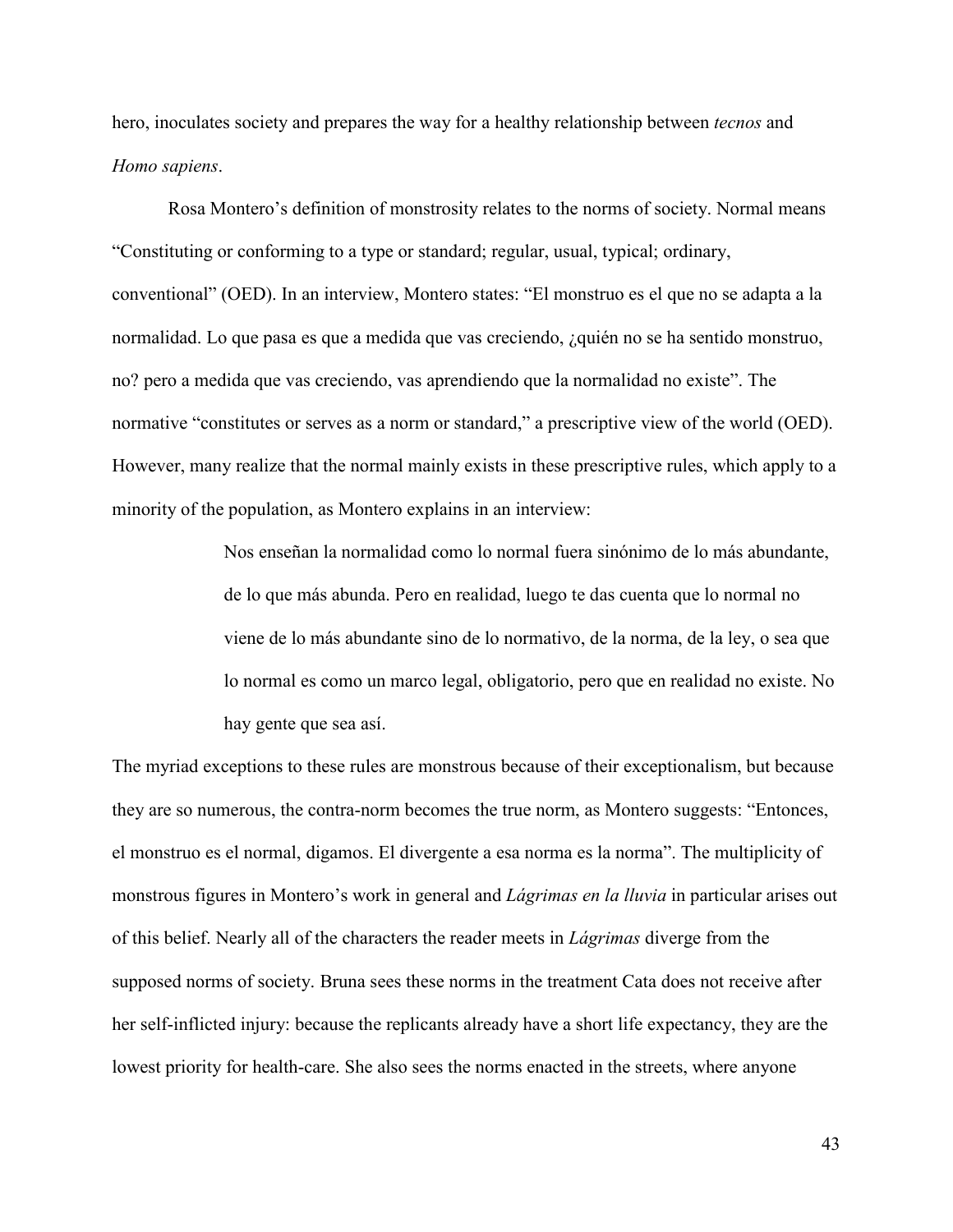hero, inoculates society and prepares the way for a healthy relationship between *tecnos* and *Homo sapiens*.

Rosa Montero's definition of monstrosity relates to the norms of society. Normal means "Constituting or conforming to a type or standard; regular, usual, typical; ordinary, conventional" (OED). In an interview, Montero states: "El monstruo es el que no se adapta a la normalidad. Lo que pasa es que a medida que vas creciendo, ¿quién no se ha sentido monstruo, no? pero a medida que vas creciendo, vas aprendiendo que la normalidad no existe". The normative "constitutes or serves as a norm or standard," a prescriptive view of the world (OED). However, many realize that the normal mainly exists in these prescriptive rules, which apply to a minority of the population, as Montero explains in an interview:

> Nos enseñan la normalidad como lo normal fuera sinónimo de lo más abundante, de lo que más abunda. Pero en realidad, luego te das cuenta que lo normal no viene de lo más abundante sino de lo normativo, de la norma, de la ley, o sea que lo normal es como un marco legal, obligatorio, pero que en realidad no existe. No hay gente que sea así.

The myriad exceptions to these rules are monstrous because of their exceptionalism, but because they are so numerous, the contra-norm becomes the true norm, as Montero suggests: "Entonces, el monstruo es el normal, digamos. El divergente a esa norma es la norma". The multiplicity of monstrous figures in Montero's work in general and *Lágrimas en la lluvia* in particular arises out of this belief. Nearly all of the characters the reader meets in *Lágrimas* diverge from the supposed norms of society. Bruna sees these norms in the treatment Cata does not receive after her self-inflicted injury: because the replicants already have a short life expectancy, they are the lowest priority for health-care. She also sees the norms enacted in the streets, where anyone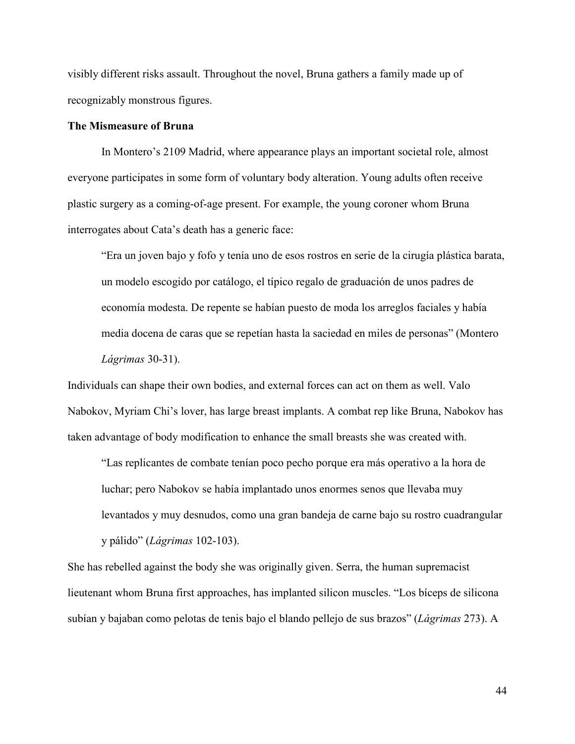visibly different risks assault. Throughout the novel, Bruna gathers a family made up of recognizably monstrous figures.

**The Mismeasure of Bruna**

In Montero's 2109 Madrid, where appearance plays an important societal role, almost everyone participates in some form of voluntary body alteration. Young adults often receive plastic surgery as a coming-of-age present. For example, the young coroner whom Bruna interrogates about Cata's death has a generic face:

> "Era un joven bajo y fofo y tenía uno de esos rostros en serie de la cirugía plástica barata, un modelo escogido por catálogo, el típico regalo de graduación de unos padres de economía modesta. De repente se habían puesto de moda los arreglos faciales y había media docena de caras que se repetían hasta la saciedad en miles de personas" (Montero *Lágrimas* 30-31).

Individuals can shape their own bodies, and external forces can act on them as well. Valo Nabokov, Myriam Chi's lover, has large breast implants. A combat rep like Bruna, Nabokov has taken advantage of body modification to enhance the small breasts she was created with.

> "Las replicantes de combate tenían poco pecho porque era más operativo a la hora de luchar; pero Nabokov se había implantado unos enormes senos que llevaba muy levantados y muy desnudos, como una gran bandeja de carne bajo su rostro cuadrangular y pálido" (*Lágrimas* 102-103).

She has rebelled against the body she was originally given. Serra, the human supremacist lieutenant whom Bruna first approaches, has implanted silicon muscles. "Los bíceps de silicona subían y bajaban como pelotas de tenis bajo el blando pellejo de sus brazos" (*Lágrimas* 273). A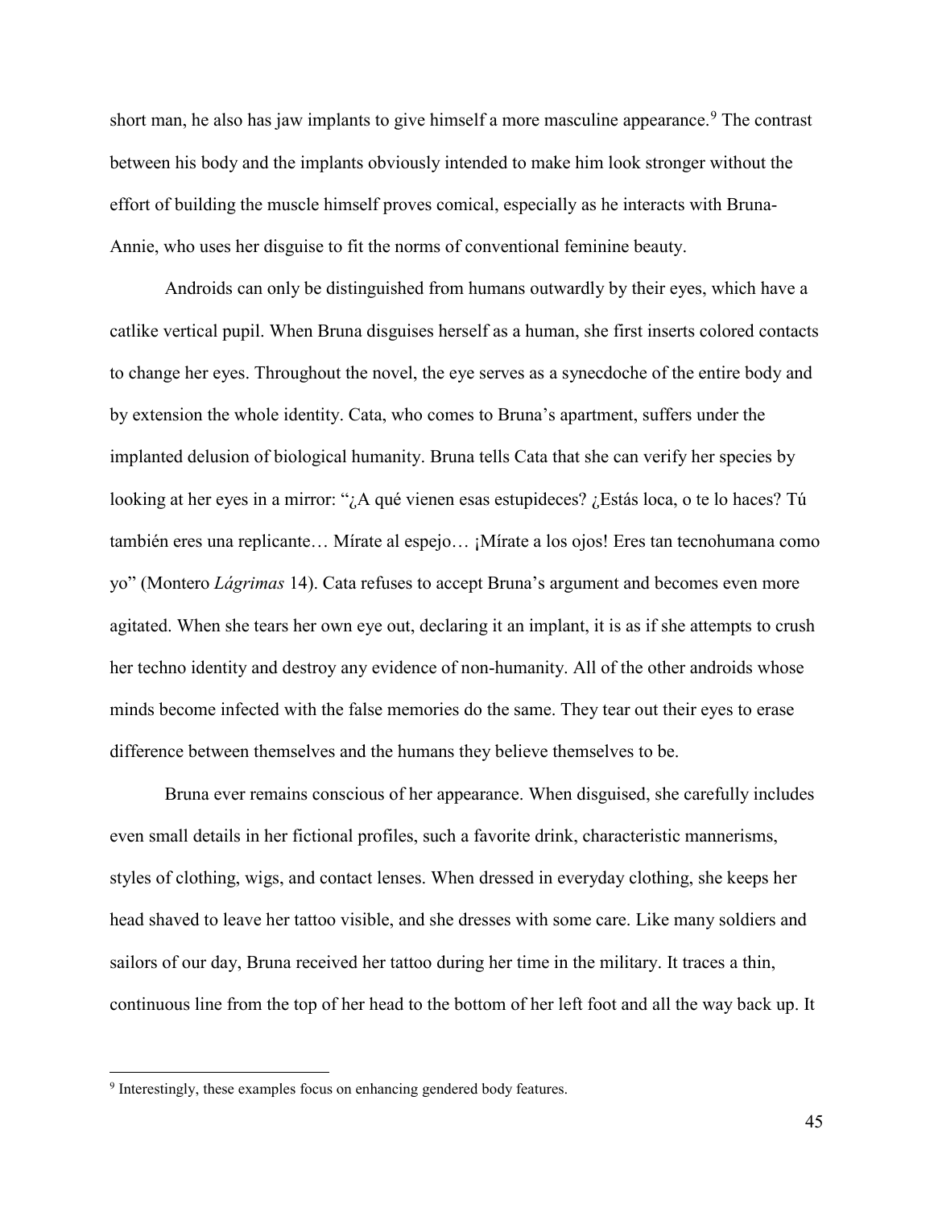short man, he also has jaw implants to give himself a more masculine appearance.[9] The contrast between his body and the implants obviously intended to make him look stronger without the effort of building the muscle himself proves comical, especially as he interacts with Bruna-Annie, who uses her disguise to fit the norms of conventional feminine beauty.

Androids can only be distinguished from humans outwardly by their eyes, which have a catlike vertical pupil. When Bruna disguises herself as a human, she first inserts colored contacts to change her eyes. Throughout the novel, the eye serves as a synecdoche of the entire body and by extension the whole identity. Cata, who comes to Bruna's apartment, suffers under the implanted delusion of biological humanity. Bruna tells Cata that she can verify her species by looking at her eyes in a mirror: "¿A qué vienen esas estupideces? ¿Estás loca, o te lo haces? Tú también eres una replicante… Mírate al espejo… ¡Mírate a los ojos! Eres tan tecnohumana como yo" (Montero *Lágrimas* 14). Cata refuses to accept Bruna's argument and becomes even more agitated. When she tears her own eye out, declaring it an implant, it is as if she attempts to crush her techno identity and destroy any evidence of non-humanity. All of the other androids whose minds become infected with the false memories do the same. They tear out their eyes to erase difference between themselves and the humans they believe themselves to be.

Bruna ever remains conscious of her appearance. When disguised, she carefully includes even small details in her fictional profiles, such a favorite drink, characteristic mannerisms, styles of clothing, wigs, and contact lenses. When dressed in everyday clothing, she keeps her head shaved to leave her tattoo visible, and she dresses with some care. Like many soldiers and sailors of our day, Bruna received her tattoo during her time in the military. It traces a thin, continuous line from the top of her head to the bottom of her left foot and all the way back up. It

---

[9] Interestingly, these examples focus on enhancing gendered body features.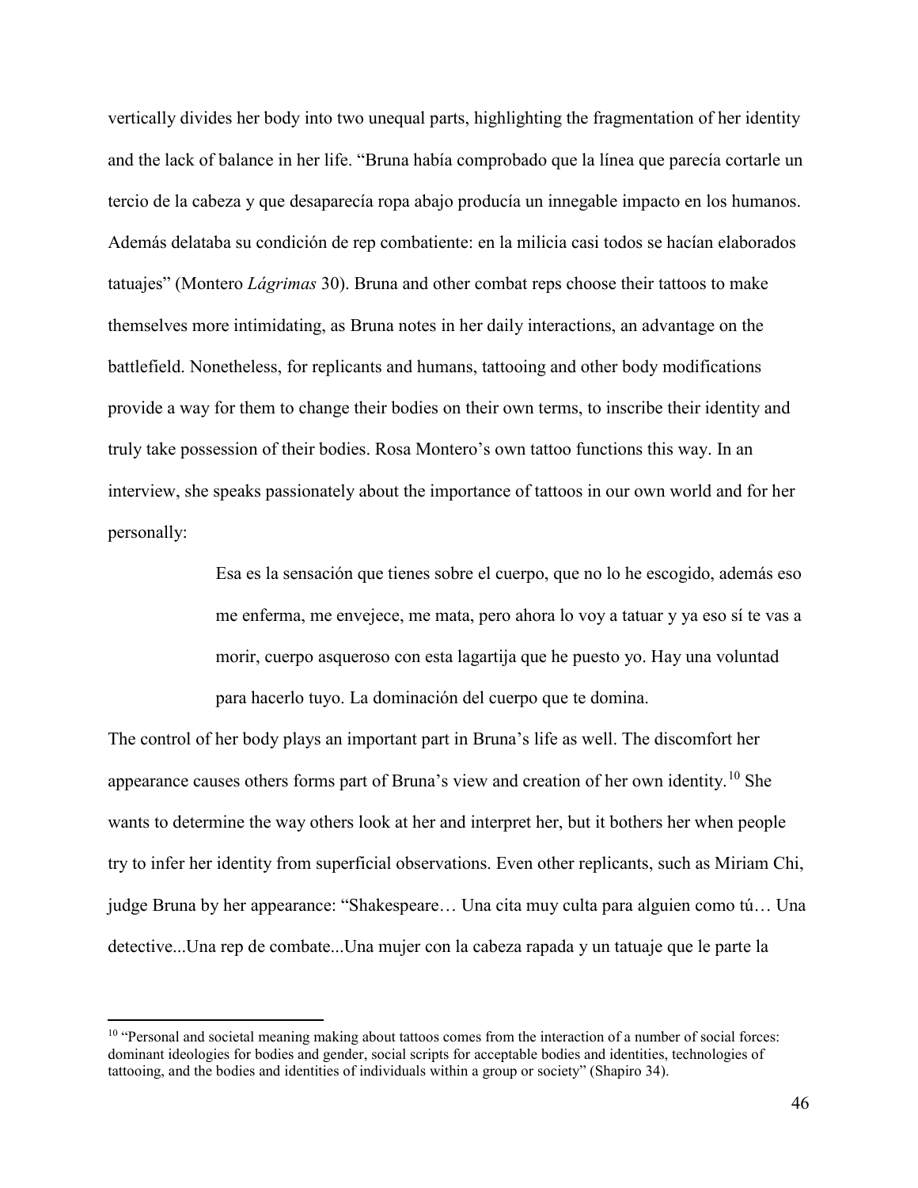vertically divides her body into two unequal parts, highlighting the fragmentation of her identity and the lack of balance in her life. "Bruna había comprobado que la línea que parecía cortarle un tercio de la cabeza y que desaparecía ropa abajo producía un innegable impacto en los humanos. Además delataba su condición de rep combatiente: en la milicia casi todos se hacían elaborados tatuajes" (Montero *Lágrimas* 30). Bruna and other combat reps choose their tattoos to make themselves more intimidating, as Bruna notes in her daily interactions, an advantage on the battlefield. Nonetheless, for replicants and humans, tattooing and other body modifications provide a way for them to change their bodies on their own terms, to inscribe their identity and truly take possession of their bodies. Rosa Montero's own tattoo functions this way. In an interview, she speaks passionately about the importance of tattoos in our own world and for her personally:

> Esa es la sensación que tienes sobre el cuerpo, que no lo he escogido, además eso me enferma, me envejece, me mata, pero ahora lo voy a tatuar y ya eso sí te vas a morir, cuerpo asqueroso con esta lagartija que he puesto yo. Hay una voluntad para hacerlo tuyo. La dominación del cuerpo que te domina.

The control of her body plays an important part in Bruna's life as well. The discomfort her appearance causes others forms part of Bruna's view and creation of her own identity.[10] She wants to determine the way others look at her and interpret her, but it bothers her when people try to infer her identity from superficial observations. Even other replicants, such as Miriam Chi, judge Bruna by her appearance: "Shakespeare… Una cita muy culta para alguien como tú… Una detective...Una rep de combate...Una mujer con la cabeza rapada y un tatuaje que le parte la

---

[10] "Personal and societal meaning making about tattoos comes from the interaction of a number of social forces: dominant ideologies for bodies and gender, social scripts for acceptable bodies and identities, technologies of tattooing, and the bodies and identities of individuals within a group or society" (Shapiro 34).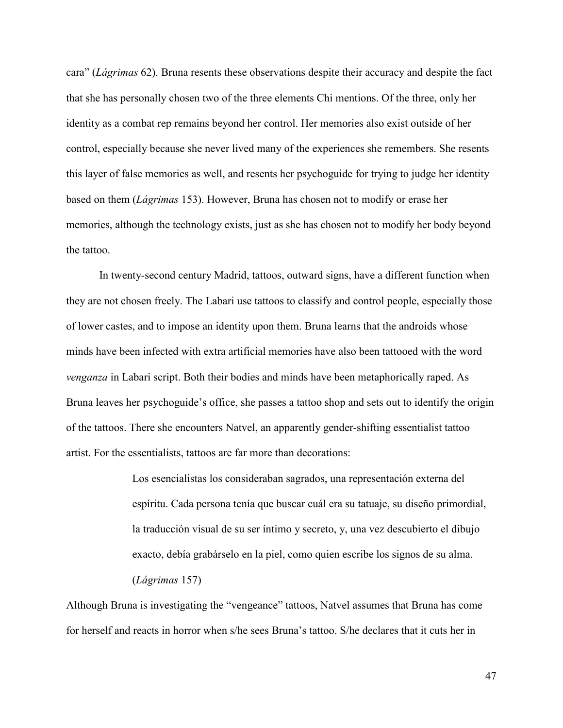cara" (*Lágrimas* 62). Bruna resents these observations despite their accuracy and despite the fact that she has personally chosen two of the three elements Chi mentions. Of the three, only her identity as a combat rep remains beyond her control. Her memories also exist outside of her control, especially because she never lived many of the experiences she remembers. She resents this layer of false memories as well, and resents her psychoguide for trying to judge her identity based on them (*Lágrimas* 153). However, Bruna has chosen not to modify or erase her memories, although the technology exists, just as she has chosen not to modify her body beyond the tattoo.

In twenty-second century Madrid, tattoos, outward signs, have a different function when they are not chosen freely. The Labari use tattoos to classify and control people, especially those of lower castes, and to impose an identity upon them. Bruna learns that the androids whose minds have been infected with extra artificial memories have also been tattooed with the word *venganza* in Labari script. Both their bodies and minds have been metaphorically raped. As Bruna leaves her psychoguide's office, she passes a tattoo shop and sets out to identify the origin of the tattoos. There she encounters Natvel, an apparently gender-shifting essentialist tattoo artist. For the essentialists, tattoos are far more than decorations:

> Los esencialistas los consideraban sagrados, una representación externa del espíritu. Cada persona tenía que buscar cuál era su tatuaje, su diseño primordial, la traducción visual de su ser íntimo y secreto, y, una vez descubierto el dibujo exacto, debía grabárselo en la piel, como quien escribe los signos de su alma. (*Lágrimas* 157)

Although Bruna is investigating the "vengeance" tattoos, Natvel assumes that Bruna has come for herself and reacts in horror when s/he sees Bruna's tattoo. S/he declares that it cuts her in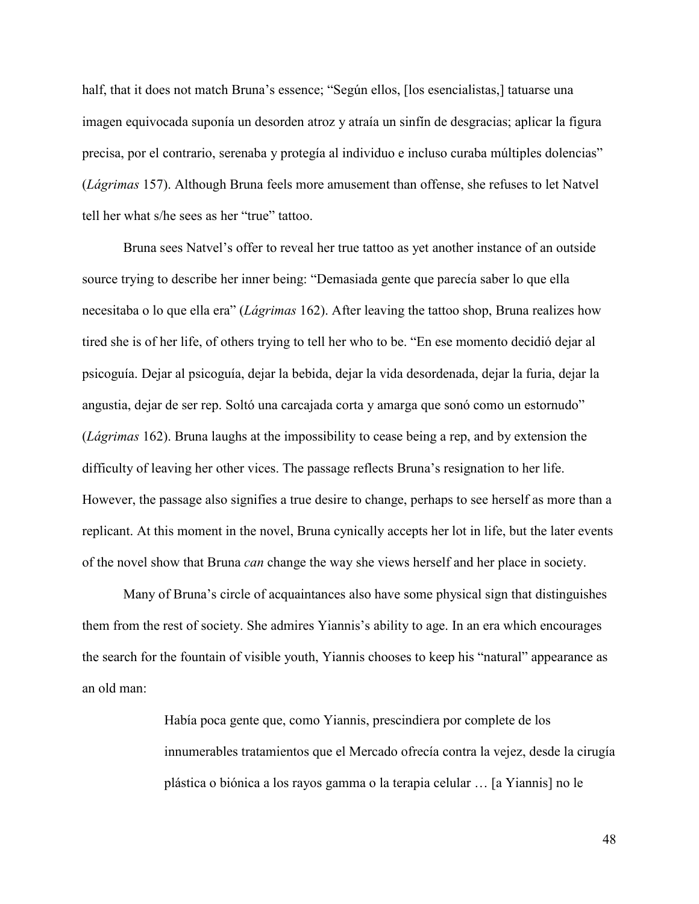half, that it does not match Bruna's essence; "Según ellos, [los esencialistas,] tatuarse una imagen equivocada suponía un desorden atroz y atraía un sinfín de desgracias; aplicar la figura precisa, por el contrario, serenaba y protegía al individuo e incluso curaba múltiples dolencias" (*Lágrimas* 157). Although Bruna feels more amusement than offense, she refuses to let Natvel tell her what s/he sees as her "true" tattoo.

Bruna sees Natvel's offer to reveal her true tattoo as yet another instance of an outside source trying to describe her inner being: "Demasiada gente que parecía saber lo que ella necesitaba o lo que ella era" (*Lágrimas* 162). After leaving the tattoo shop, Bruna realizes how tired she is of her life, of others trying to tell her who to be. "En ese momento decidió dejar al psicoguía. Dejar al psicoguía, dejar la bebida, dejar la vida desordenada, dejar la furia, dejar la angustia, dejar de ser rep. Soltó una carcajada corta y amarga que sonó como un estornudo" (*Lágrimas* 162). Bruna laughs at the impossibility to cease being a rep, and by extension the difficulty of leaving her other vices. The passage reflects Bruna's resignation to her life. However, the passage also signifies a true desire to change, perhaps to see herself as more than a replicant. At this moment in the novel, Bruna cynically accepts her lot in life, but the later events of the novel show that Bruna *can* change the way she views herself and her place in society.

Many of Bruna's circle of acquaintances also have some physical sign that distinguishes them from the rest of society. She admires Yiannis's ability to age. In an era which encourages the search for the fountain of visible youth, Yiannis chooses to keep his "natural" appearance as an old man:

> Había poca gente que, como Yiannis, prescindiera por complete de los innumerables tratamientos que el Mercado ofrecía contra la vejez, desde la cirugía plástica o biónica a los rayos gamma o la terapia celular … [a Yiannis] no le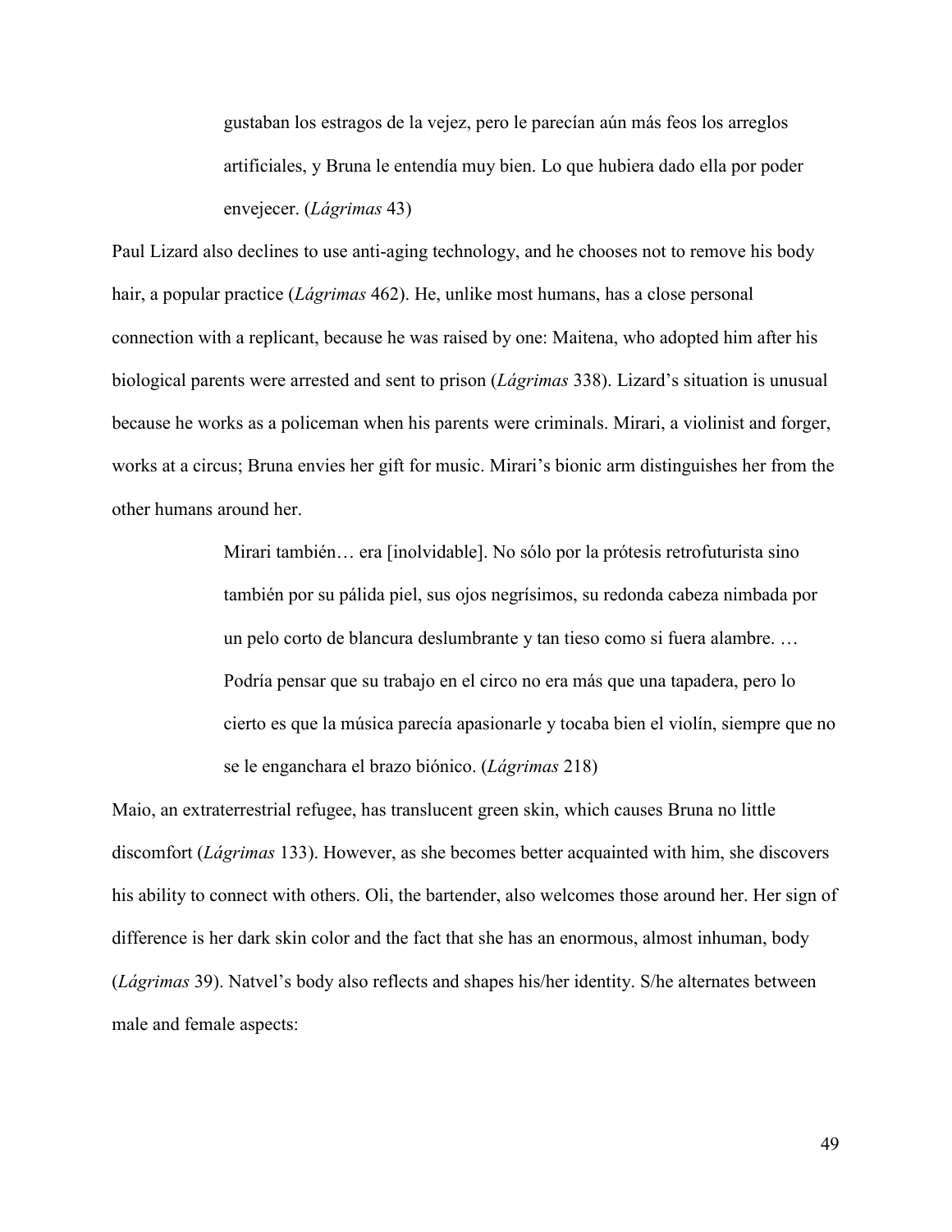> gustaban los estragos de la vejez, pero le parecían aún más feos los arreglos artificiales, y Bruna le entendía muy bien. Lo que hubiera dado ella por poder envejecer. (*Lágrimas* 43)

Paul Lizard also declines to use anti-aging technology, and he chooses not to remove his body hair, a popular practice (*Lágrimas* 462). He, unlike most humans, has a close personal connection with a replicant, because he was raised by one: Maitena, who adopted him after his biological parents were arrested and sent to prison (*Lágrimas* 338). Lizard's situation is unusual because he works as a policeman when his parents were criminals. Mirari, a violinist and forger, works at a circus; Bruna envies her gift for music. Mirari's bionic arm distinguishes her from the other humans around her.

> Mirari también… era [inolvidable]. No sólo por la prótesis retrofuturista sino también por su pálida piel, sus ojos negrísimos, su redonda cabeza nimbada por un pelo corto de blancura deslumbrante y tan tieso como si fuera alambre. … Podría pensar que su trabajo en el circo no era más que una tapadera, pero lo cierto es que la música parecía apasionarle y tocaba bien el violín, siempre que no se le enganchara el brazo biónico. (*Lágrimas* 218)

Maio, an extraterrestrial refugee, has translucent green skin, which causes Bruna no little discomfort (*Lágrimas* 133). However, as she becomes better acquainted with him, she discovers his ability to connect with others. Oli, the bartender, also welcomes those around her. Her sign of difference is her dark skin color and the fact that she has an enormous, almost inhuman, body (*Lágrimas* 39). Natvel's body also reflects and shapes his/her identity. S/he alternates between male and female aspects: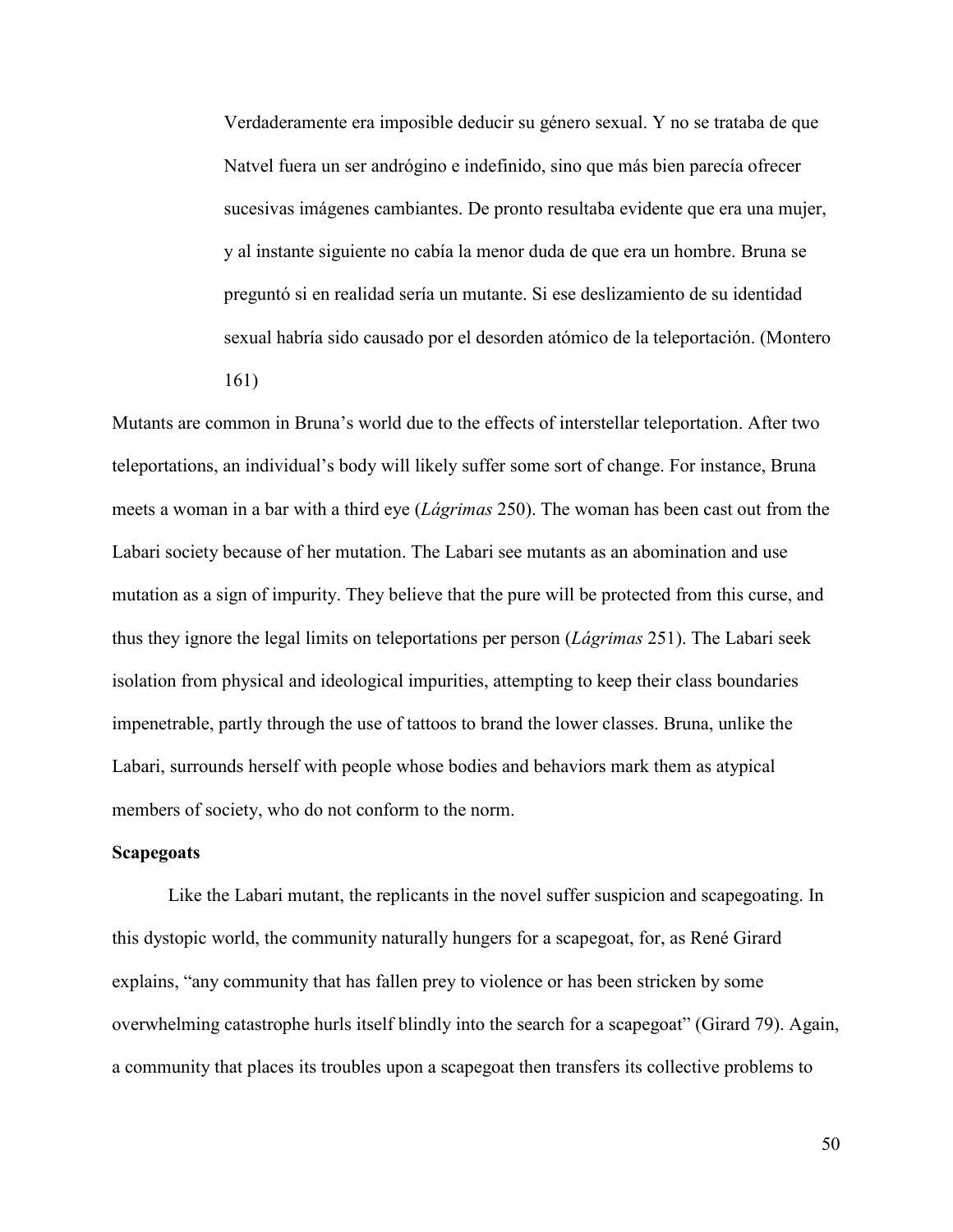> Verdaderamente era imposible deducir su género sexual. Y no se trataba de que Natvel fuera un ser andrógino e indefinido, sino que más bien parecía ofrecer sucesivas imágenes cambiantes. De pronto resultaba evidente que era una mujer, y al instante siguiente no cabía la menor duda de que era un hombre. Bruna se preguntó si en realidad sería un mutante. Si ese deslizamiento de su identidad sexual habría sido causado por el desorden atómico de la teleportación. (Montero 161)

Mutants are common in Bruna's world due to the effects of interstellar teleportation. After two teleportations, an individual's body will likely suffer some sort of change. For instance, Bruna meets a woman in a bar with a third eye (*Lágrimas* 250). The woman has been cast out from the Labari society because of her mutation. The Labari see mutants as an abomination and use mutation as a sign of impurity. They believe that the pure will be protected from this curse, and thus they ignore the legal limits on teleportations per person (*Lágrimas* 251). The Labari seek isolation from physical and ideological impurities, attempting to keep their class boundaries impenetrable, partly through the use of tattoos to brand the lower classes. Bruna, unlike the Labari, surrounds herself with people whose bodies and behaviors mark them as atypical members of society, who do not conform to the norm.

**Scapegoats**

Like the Labari mutant, the replicants in the novel suffer suspicion and scapegoating. In this dystopic world, the community naturally hungers for a scapegoat, for, as René Girard explains, "any community that has fallen prey to violence or has been stricken by some overwhelming catastrophe hurls itself blindly into the search for a scapegoat" (Girard 79). Again, a community that places its troubles upon a scapegoat then transfers its collective problems to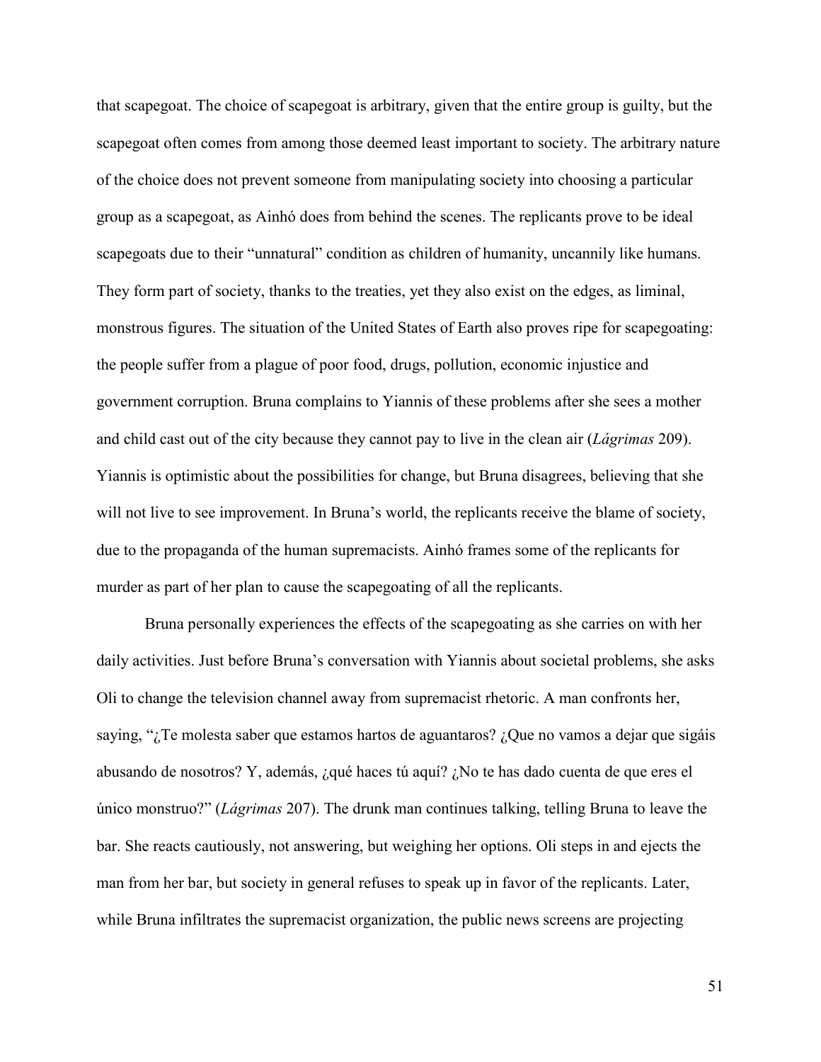that scapegoat. The choice of scapegoat is arbitrary, given that the entire group is guilty, but the scapegoat often comes from among those deemed least important to society. The arbitrary nature of the choice does not prevent someone from manipulating society into choosing a particular group as a scapegoat, as Ainhó does from behind the scenes. The replicants prove to be ideal scapegoats due to their "unnatural" condition as children of humanity, uncannily like humans. They form part of society, thanks to the treaties, yet they also exist on the edges, as liminal, monstrous figures. The situation of the United States of Earth also proves ripe for scapegoating: the people suffer from a plague of poor food, drugs, pollution, economic injustice and government corruption. Bruna complains to Yiannis of these problems after she sees a mother and child cast out of the city because they cannot pay to live in the clean air (*Lágrimas* 209). Yiannis is optimistic about the possibilities for change, but Bruna disagrees, believing that she will not live to see improvement. In Bruna's world, the replicants receive the blame of society, due to the propaganda of the human supremacists. Ainhó frames some of the replicants for murder as part of her plan to cause the scapegoating of all the replicants.

Bruna personally experiences the effects of the scapegoating as she carries on with her daily activities. Just before Bruna's conversation with Yiannis about societal problems, she asks Oli to change the television channel away from supremacist rhetoric. A man confronts her, saying, "¿Te molesta saber que estamos hartos de aguantaros? ¿Que no vamos a dejar que sigáis abusando de nosotros? Y, además, ¿qué haces tú aquí? ¿No te has dado cuenta de que eres el único monstruo?" (*Lágrimas* 207). The drunk man continues talking, telling Bruna to leave the bar. She reacts cautiously, not answering, but weighing her options. Oli steps in and ejects the man from her bar, but society in general refuses to speak up in favor of the replicants. Later, while Bruna infiltrates the supremacist organization, the public news screens are projecting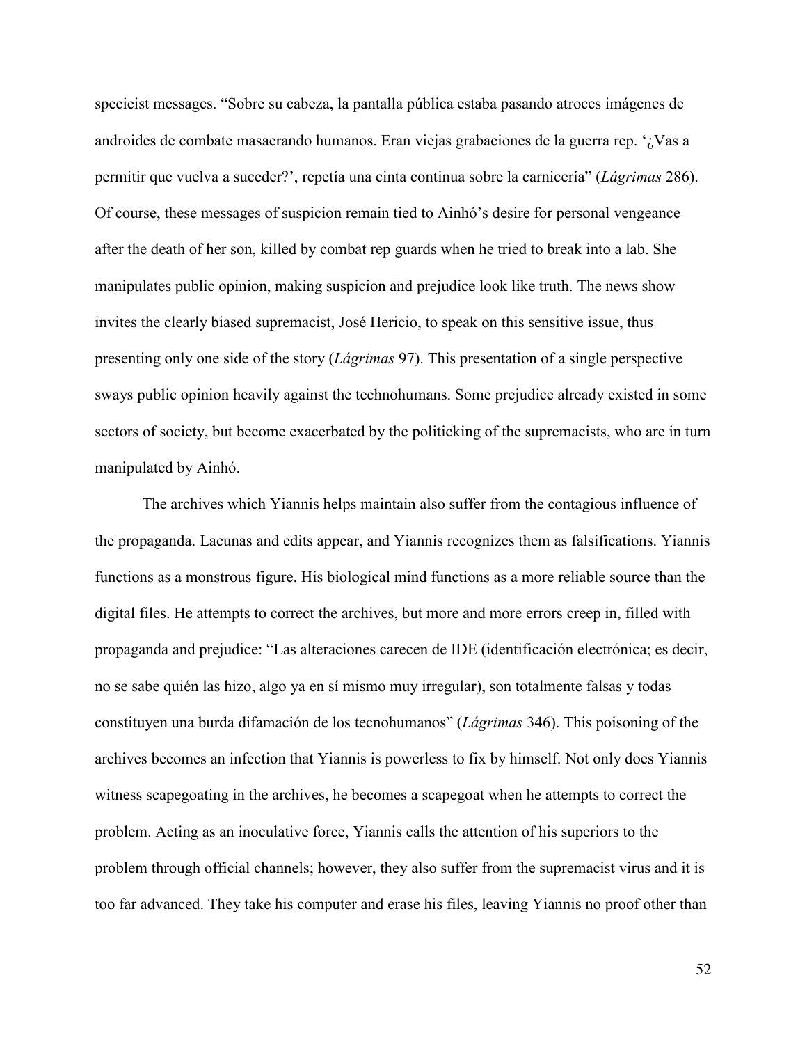specieist messages. "Sobre su cabeza, la pantalla pública estaba pasando atroces imágenes de androides de combate masacrando humanos. Eran viejas grabaciones de la guerra rep. '¿Vas a permitir que vuelva a suceder?', repetía una cinta continua sobre la carnicería" (*Lágrimas* 286). Of course, these messages of suspicion remain tied to Ainhó's desire for personal vengeance after the death of her son, killed by combat rep guards when he tried to break into a lab. She manipulates public opinion, making suspicion and prejudice look like truth. The news show invites the clearly biased supremacist, José Hericio, to speak on this sensitive issue, thus presenting only one side of the story (*Lágrimas* 97). This presentation of a single perspective sways public opinion heavily against the technohumans. Some prejudice already existed in some sectors of society, but become exacerbated by the politicking of the supremacists, who are in turn manipulated by Ainhó.

The archives which Yiannis helps maintain also suffer from the contagious influence of the propaganda. Lacunas and edits appear, and Yiannis recognizes them as falsifications. Yiannis functions as a monstrous figure. His biological mind functions as a more reliable source than the digital files. He attempts to correct the archives, but more and more errors creep in, filled with propaganda and prejudice: "Las alteraciones carecen de IDE (identificación electrónica; es decir, no se sabe quién las hizo, algo ya en sí mismo muy irregular), son totalmente falsas y todas constituyen una burda difamación de los tecnohumanos" (*Lágrimas* 346). This poisoning of the archives becomes an infection that Yiannis is powerless to fix by himself. Not only does Yiannis witness scapegoating in the archives, he becomes a scapegoat when he attempts to correct the problem. Acting as an inoculative force, Yiannis calls the attention of his superiors to the problem through official channels; however, they also suffer from the supremacist virus and it is too far advanced. They take his computer and erase his files, leaving Yiannis no proof other than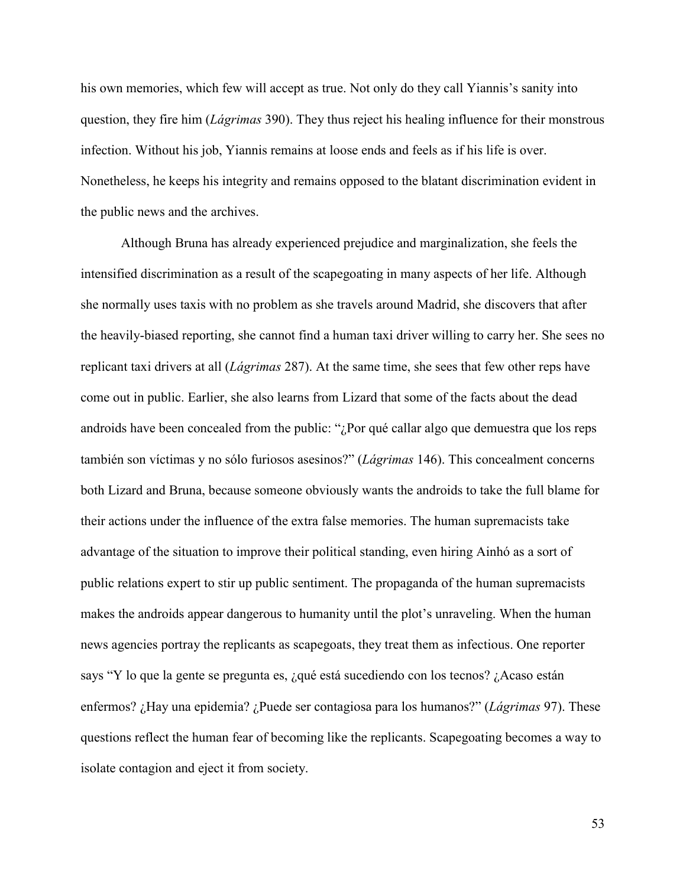his own memories, which few will accept as true. Not only do they call Yiannis's sanity into question, they fire him (*Lágrimas* 390). They thus reject his healing influence for their monstrous infection. Without his job, Yiannis remains at loose ends and feels as if his life is over. Nonetheless, he keeps his integrity and remains opposed to the blatant discrimination evident in the public news and the archives.

Although Bruna has already experienced prejudice and marginalization, she feels the intensified discrimination as a result of the scapegoating in many aspects of her life. Although she normally uses taxis with no problem as she travels around Madrid, she discovers that after the heavily-biased reporting, she cannot find a human taxi driver willing to carry her. She sees no replicant taxi drivers at all (*Lágrimas* 287). At the same time, she sees that few other reps have come out in public. Earlier, she also learns from Lizard that some of the facts about the dead androids have been concealed from the public: "¿Por qué callar algo que demuestra que los reps también son víctimas y no sólo furiosos asesinos?" (*Lágrimas* 146). This concealment concerns both Lizard and Bruna, because someone obviously wants the androids to take the full blame for their actions under the influence of the extra false memories. The human supremacists take advantage of the situation to improve their political standing, even hiring Ainhó as a sort of public relations expert to stir up public sentiment. The propaganda of the human supremacists makes the androids appear dangerous to humanity until the plot's unraveling. When the human news agencies portray the replicants as scapegoats, they treat them as infectious. One reporter says "Y lo que la gente se pregunta es, ¿qué está sucediendo con los tecnos? ¿Acaso están enfermos? ¿Hay una epidemia? ¿Puede ser contagiosa para los humanos?" (*Lágrimas* 97). These questions reflect the human fear of becoming like the replicants. Scapegoating becomes a way to isolate contagion and eject it from society.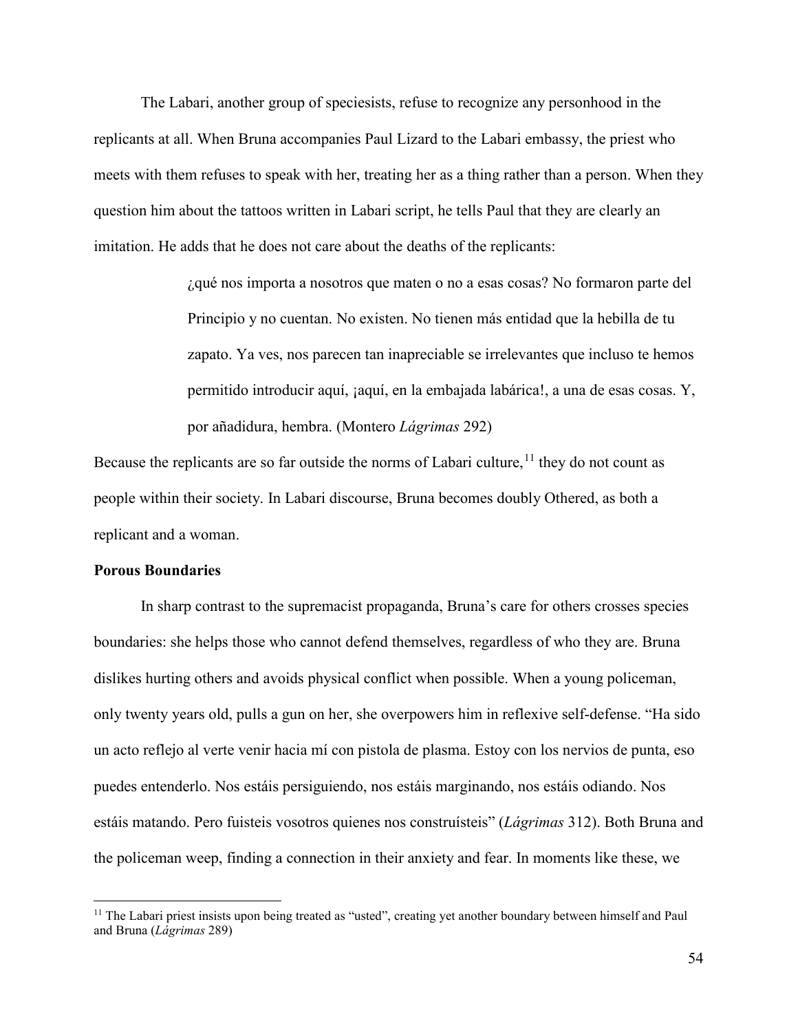The Labari, another group of speciesists, refuse to recognize any personhood in the replicants at all. When Bruna accompanies Paul Lizard to the Labari embassy, the priest who meets with them refuses to speak with her, treating her as a thing rather than a person. When they question him about the tattoos written in Labari script, he tells Paul that they are clearly an imitation. He adds that he does not care about the deaths of the replicants:

> ¿qué nos importa a nosotros que maten o no a esas cosas? No formaron parte del Principio y no cuentan. No existen. No tienen más entidad que la hebilla de tu zapato. Ya ves, nos parecen tan inapreciable se irrelevantes que incluso te hemos permitido introducir aquí, ¡aquí, en la embajada labárica!, a una de esas cosas. Y, por añadidura, hembra. (Montero *Lágrimas* 292)

Because the replicants are so far outside the norms of Labari culture,[11] they do not count as people within their society. In Labari discourse, Bruna becomes doubly Othered, as both a replicant and a woman.

### Porous Boundaries

In sharp contrast to the supremacist propaganda, Bruna's care for others crosses species boundaries: she helps those who cannot defend themselves, regardless of who they are. Bruna dislikes hurting others and avoids physical conflict when possible. When a young policeman, only twenty years old, pulls a gun on her, she overpowers him in reflexive self-defense. "Ha sido un acto reflejo al verte venir hacia mí con pistola de plasma. Estoy con los nervios de punta, eso puedes entenderlo. Nos estáis persiguiendo, nos estáis marginando, nos estáis odiando. Nos estáis matando. Pero fuisteis vosotros quienes nos construísteis" (*Lágrimas* 312). Both Bruna and the policeman weep, finding a connection in their anxiety and fear. In moments like these, we

---

[11] The Labari priest insists upon being treated as "usted", creating yet another boundary between himself and Paul and Bruna (*Lágrimas* 289)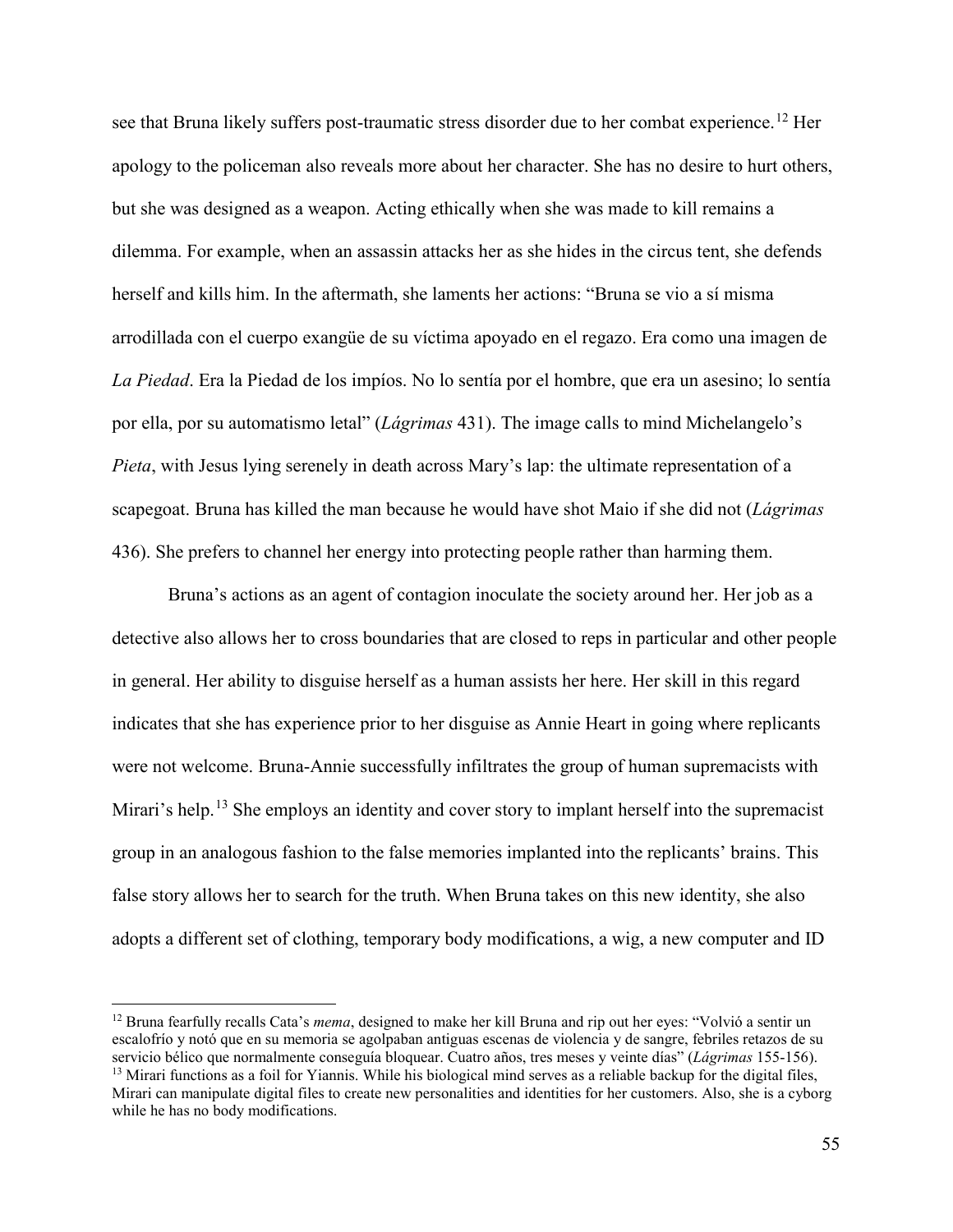see that Bruna likely suffers post-traumatic stress disorder due to her combat experience.[12] Her apology to the policeman also reveals more about her character. She has no desire to hurt others, but she was designed as a weapon. Acting ethically when she was made to kill remains a dilemma. For example, when an assassin attacks her as she hides in the circus tent, she defends herself and kills him. In the aftermath, she laments her actions: "Bruna se vio a sí misma arrodillada con el cuerpo exangüe de su víctima apoyado en el regazo. Era como una imagen de *La Piedad*. Era la Piedad de los impíos. No lo sentía por el hombre, que era un asesino; lo sentía por ella, por su automatismo letal" (*Lágrimas* 431). The image calls to mind Michelangelo's *Pieta*, with Jesus lying serenely in death across Mary's lap: the ultimate representation of a scapegoat. Bruna has killed the man because he would have shot Maio if she did not (*Lágrimas* 436). She prefers to channel her energy into protecting people rather than harming them.

Bruna's actions as an agent of contagion inoculate the society around her. Her job as a detective also allows her to cross boundaries that are closed to reps in particular and other people in general. Her ability to disguise herself as a human assists her here. Her skill in this regard indicates that she has experience prior to her disguise as Annie Heart in going where replicants were not welcome. Bruna-Annie successfully infiltrates the group of human supremacists with Mirari's help.[13] She employs an identity and cover story to implant herself into the supremacist group in an analogous fashion to the false memories implanted into the replicants' brains. This false story allows her to search for the truth. When Bruna takes on this new identity, she also adopts a different set of clothing, temporary body modifications, a wig, a new computer and ID

---

[12] Bruna fearfully recalls Cata's *mema*, designed to make her kill Bruna and rip out her eyes: "Volvió a sentir un escalofrío y notó que en su memoria se agolpaban antiguas escenas de violencia y de sangre, febriles retazos de su servicio bélico que normalmente conseguía bloquear. Cuatro años, tres meses y veinte días" (*Lágrimas* 155-156).

[13] Mirari functions as a foil for Yiannis. While his biological mind serves as a reliable backup for the digital files, Mirari can manipulate digital files to create new personalities and identities for her customers. Also, she is a cyborg while he has no body modifications.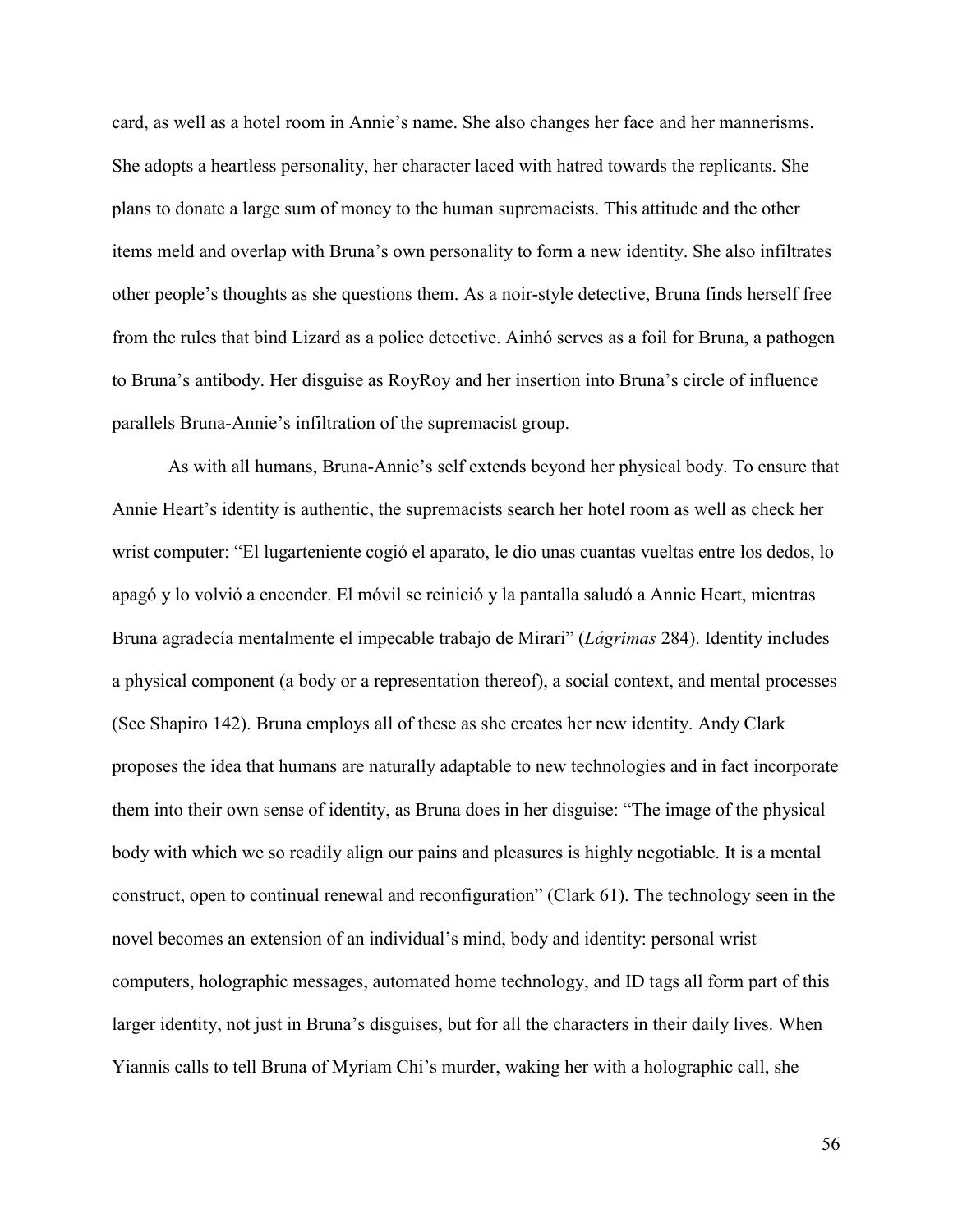card, as well as a hotel room in Annie's name. She also changes her face and her mannerisms. She adopts a heartless personality, her character laced with hatred towards the replicants. She plans to donate a large sum of money to the human supremacists. This attitude and the other items meld and overlap with Bruna's own personality to form a new identity. She also infiltrates other people's thoughts as she questions them. As a noir-style detective, Bruna finds herself free from the rules that bind Lizard as a police detective. Ainhó serves as a foil for Bruna, a pathogen to Bruna's antibody. Her disguise as RoyRoy and her insertion into Bruna's circle of influence parallels Bruna-Annie's infiltration of the supremacist group.

As with all humans, Bruna-Annie's self extends beyond her physical body. To ensure that Annie Heart's identity is authentic, the supremacists search her hotel room as well as check her wrist computer: "El lugarteniente cogió el aparato, le dio unas cuantas vueltas entre los dedos, lo apagó y lo volvió a encender. El móvil se reinició y la pantalla saludó a Annie Heart, mientras Bruna agradecía mentalmente el impecable trabajo de Mirari" (*Lágrimas* 284). Identity includes a physical component (a body or a representation thereof), a social context, and mental processes (See Shapiro 142). Bruna employs all of these as she creates her new identity. Andy Clark proposes the idea that humans are naturally adaptable to new technologies and in fact incorporate them into their own sense of identity, as Bruna does in her disguise: "The image of the physical body with which we so readily align our pains and pleasures is highly negotiable. It is a mental construct, open to continual renewal and reconfiguration" (Clark 61). The technology seen in the novel becomes an extension of an individual's mind, body and identity: personal wrist computers, holographic messages, automated home technology, and ID tags all form part of this larger identity, not just in Bruna's disguises, but for all the characters in their daily lives. When Yiannis calls to tell Bruna of Myriam Chi's murder, waking her with a holographic call, she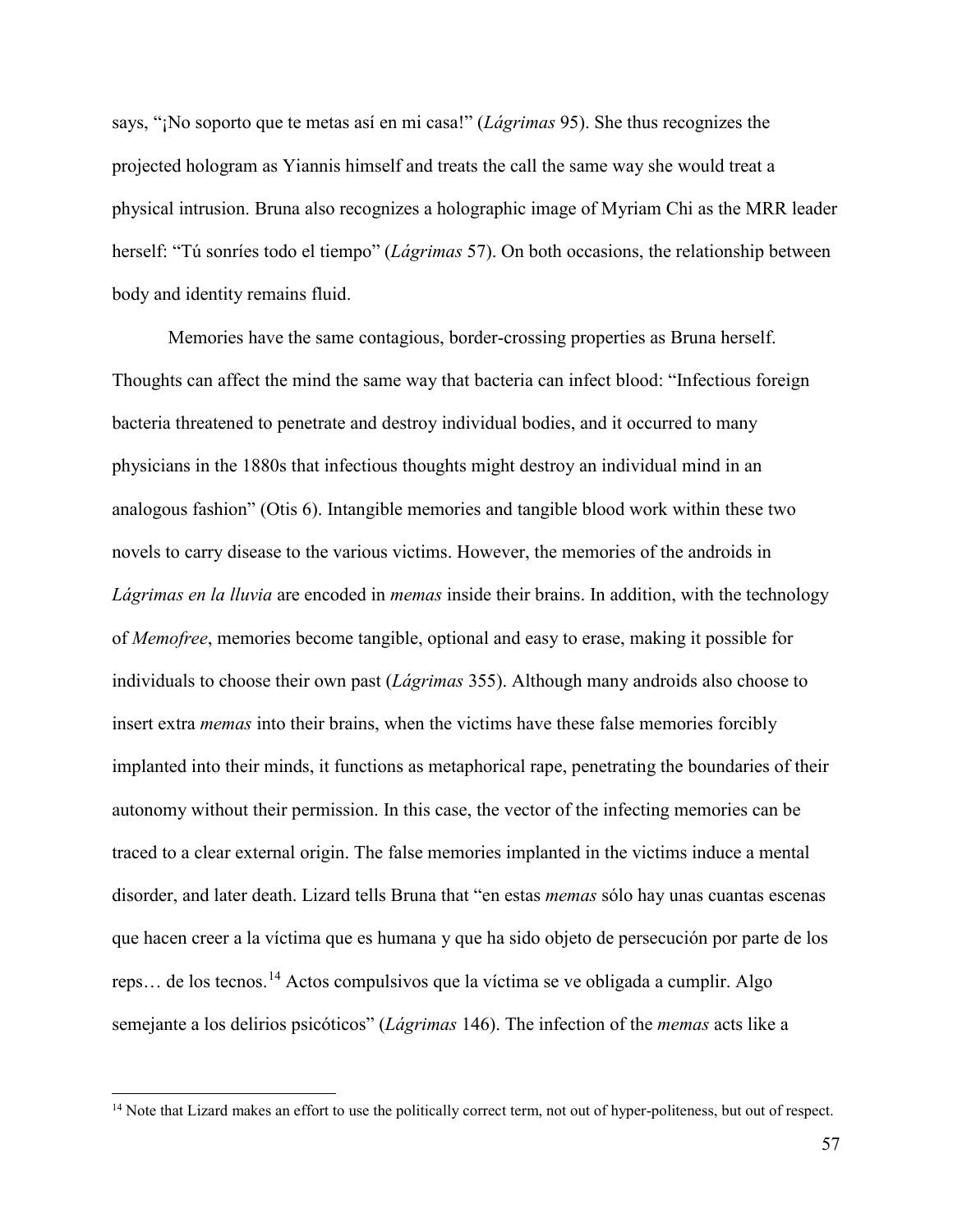says, "¡No soporto que te metas así en mi casa!" (*Lágrimas* 95). She thus recognizes the projected hologram as Yiannis himself and treats the call the same way she would treat a physical intrusion. Bruna also recognizes a holographic image of Myriam Chi as the MRR leader herself: "Tú sonríes todo el tiempo" (*Lágrimas* 57). On both occasions, the relationship between body and identity remains fluid.

Memories have the same contagious, border-crossing properties as Bruna herself. Thoughts can affect the mind the same way that bacteria can infect blood: "Infectious foreign bacteria threatened to penetrate and destroy individual bodies, and it occurred to many physicians in the 1880s that infectious thoughts might destroy an individual mind in an analogous fashion" (Otis 6). Intangible memories and tangible blood work within these two novels to carry disease to the various victims. However, the memories of the androids in *Lágrimas en la lluvia* are encoded in *memas* inside their brains. In addition, with the technology of *Memofree*, memories become tangible, optional and easy to erase, making it possible for individuals to choose their own past (*Lágrimas* 355). Although many androids also choose to insert extra *memas* into their brains, when the victims have these false memories forcibly implanted into their minds, it functions as metaphorical rape, penetrating the boundaries of their autonomy without their permission. In this case, the vector of the infecting memories can be traced to a clear external origin. The false memories implanted in the victims induce a mental disorder, and later death. Lizard tells Bruna that "en estas *memas* sólo hay unas cuantas escenas que hacen creer a la víctima que es humana y que ha sido objeto de persecución por parte de los reps… de los tecnos.[14] Actos compulsivos que la víctima se ve obligada a cumplir. Algo semejante a los delirios psicóticos" (*Lágrimas* 146). The infection of the *memas* acts like a

[14] Note that Lizard makes an effort to use the politically correct term, not out of hyper-politeness, but out of respect.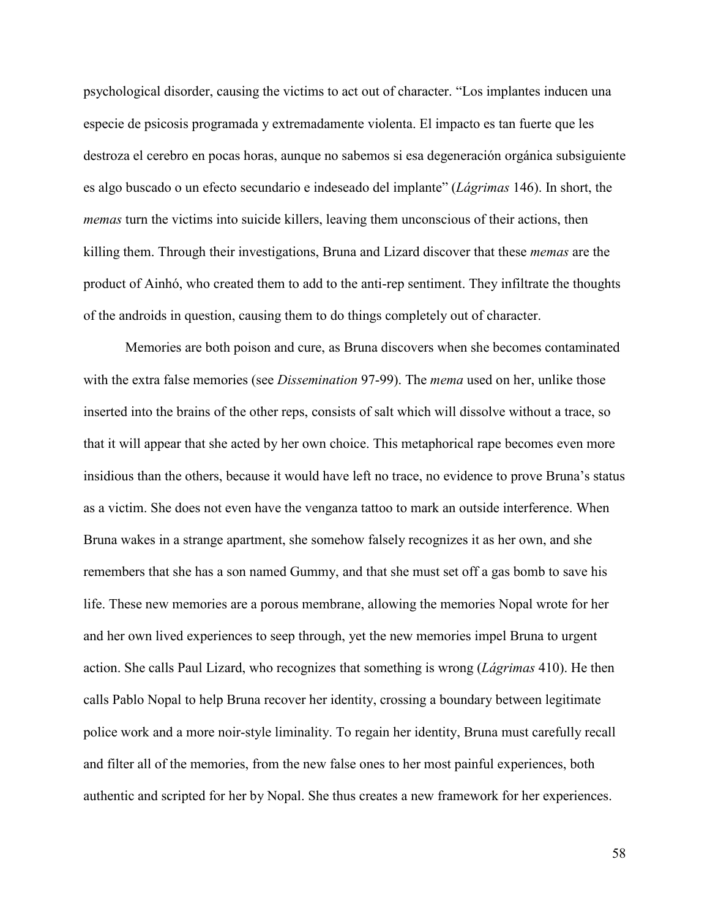psychological disorder, causing the victims to act out of character. "Los implantes inducen una especie de psicosis programada y extremadamente violenta. El impacto es tan fuerte que les destroza el cerebro en pocas horas, aunque no sabemos si esa degeneración orgánica subsiguiente es algo buscado o un efecto secundario e indeseado del implante" (*Lágrimas* 146). In short, the *memas* turn the victims into suicide killers, leaving them unconscious of their actions, then killing them. Through their investigations, Bruna and Lizard discover that these *memas* are the product of Ainhó, who created them to add to the anti-rep sentiment. They infiltrate the thoughts of the androids in question, causing them to do things completely out of character.

Memories are both poison and cure, as Bruna discovers when she becomes contaminated with the extra false memories (see *Dissemination* 97-99). The *mema* used on her, unlike those inserted into the brains of the other reps, consists of salt which will dissolve without a trace, so that it will appear that she acted by her own choice. This metaphorical rape becomes even more insidious than the others, because it would have left no trace, no evidence to prove Bruna's status as a victim. She does not even have the venganza tattoo to mark an outside interference. When Bruna wakes in a strange apartment, she somehow falsely recognizes it as her own, and she remembers that she has a son named Gummy, and that she must set off a gas bomb to save his life. These new memories are a porous membrane, allowing the memories Nopal wrote for her and her own lived experiences to seep through, yet the new memories impel Bruna to urgent action. She calls Paul Lizard, who recognizes that something is wrong (*Lágrimas* 410). He then calls Pablo Nopal to help Bruna recover her identity, crossing a boundary between legitimate police work and a more noir-style liminality. To regain her identity, Bruna must carefully recall and filter all of the memories, from the new false ones to her most painful experiences, both authentic and scripted for her by Nopal. She thus creates a new framework for her experiences.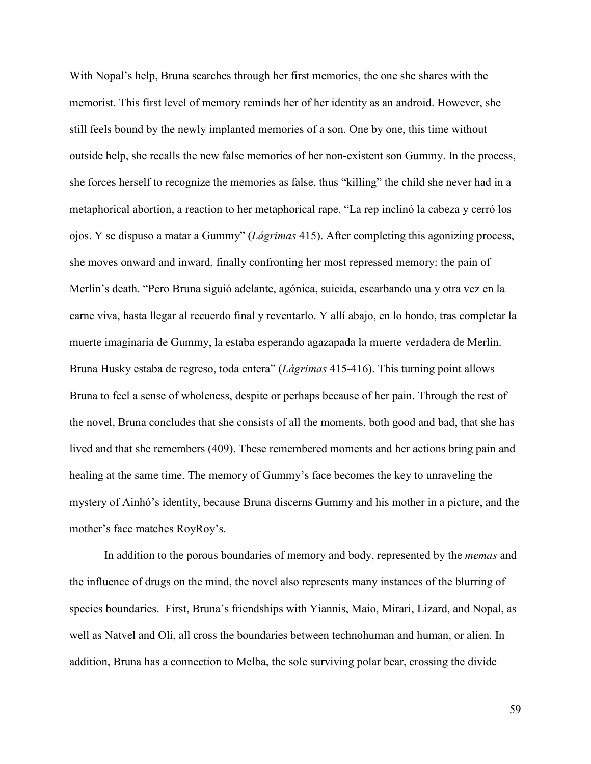With Nopal's help, Bruna searches through her first memories, the one she shares with the memorist. This first level of memory reminds her of her identity as an android. However, she still feels bound by the newly implanted memories of a son. One by one, this time without outside help, she recalls the new false memories of her non-existent son Gummy. In the process, she forces herself to recognize the memories as false, thus "killing" the child she never had in a metaphorical abortion, a reaction to her metaphorical rape. "La rep inclinó la cabeza y cerró los ojos. Y se dispuso a matar a Gummy" (*Lágrimas* 415). After completing this agonizing process, she moves onward and inward, finally confronting her most repressed memory: the pain of Merlin's death. "Pero Bruna siguió adelante, agónica, suicida, escarbando una y otra vez en la carne viva, hasta llegar al recuerdo final y reventarlo. Y allí abajo, en lo hondo, tras completar la muerte imaginaria de Gummy, la estaba esperando agazapada la muerte verdadera de Merlín. Bruna Husky estaba de regreso, toda entera" (*Lágrimas* 415-416). This turning point allows Bruna to feel a sense of wholeness, despite or perhaps because of her pain. Through the rest of the novel, Bruna concludes that she consists of all the moments, both good and bad, that she has lived and that she remembers (409). These remembered moments and her actions bring pain and healing at the same time. The memory of Gummy's face becomes the key to unraveling the mystery of Ainhó's identity, because Bruna discerns Gummy and his mother in a picture, and the mother's face matches RoyRoy's.

In addition to the porous boundaries of memory and body, represented by the *memas* and the influence of drugs on the mind, the novel also represents many instances of the blurring of species boundaries. First, Bruna's friendships with Yiannis, Maio, Mirari, Lizard, and Nopal, as well as Natvel and Oli, all cross the boundaries between technohuman and human, or alien. In addition, Bruna has a connection to Melba, the sole surviving polar bear, crossing the divide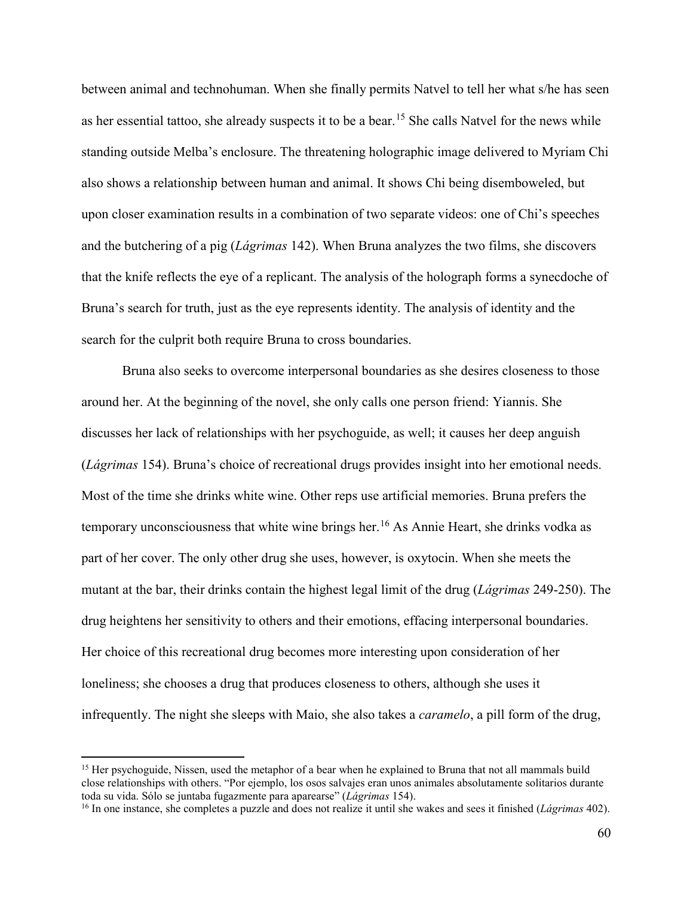between animal and technohuman. When she finally permits Natvel to tell her what s/he has seen as her essential tattoo, she already suspects it to be a bear.[15] She calls Natvel for the news while standing outside Melba's enclosure. The threatening holographic image delivered to Myriam Chi also shows a relationship between human and animal. It shows Chi being disemboweled, but upon closer examination results in a combination of two separate videos: one of Chi's speeches and the butchering of a pig (*Lágrimas* 142). When Bruna analyzes the two films, she discovers that the knife reflects the eye of a replicant. The analysis of the holograph forms a synecdoche of Bruna's search for truth, just as the eye represents identity. The analysis of identity and the search for the culprit both require Bruna to cross boundaries.

Bruna also seeks to overcome interpersonal boundaries as she desires closeness to those around her. At the beginning of the novel, she only calls one person friend: Yiannis. She discusses her lack of relationships with her psychoguide, as well; it causes her deep anguish (*Lágrimas* 154). Bruna's choice of recreational drugs provides insight into her emotional needs. Most of the time she drinks white wine. Other reps use artificial memories. Bruna prefers the temporary unconsciousness that white wine brings her.[16] As Annie Heart, she drinks vodka as part of her cover. The only other drug she uses, however, is oxytocin. When she meets the mutant at the bar, their drinks contain the highest legal limit of the drug (*Lágrimas* 249-250). The drug heightens her sensitivity to others and their emotions, effacing interpersonal boundaries. Her choice of this recreational drug becomes more interesting upon consideration of her loneliness; she chooses a drug that produces closeness to others, although she uses it infrequently. The night she sleeps with Maio, she also takes a *caramelo*, a pill form of the drug,

---

[15] Her psychoguide, Nissen, used the metaphor of a bear when he explained to Bruna that not all mammals build close relationships with others. "Por ejemplo, los osos salvajes eran unos animales absolutamente solitarios durante toda su vida. Sólo se juntaba fugazmente para aparearse" (*Lágrimas* 154).

[16] In one instance, she completes a puzzle and does not realize it until she wakes and sees it finished (*Lágrimas* 402).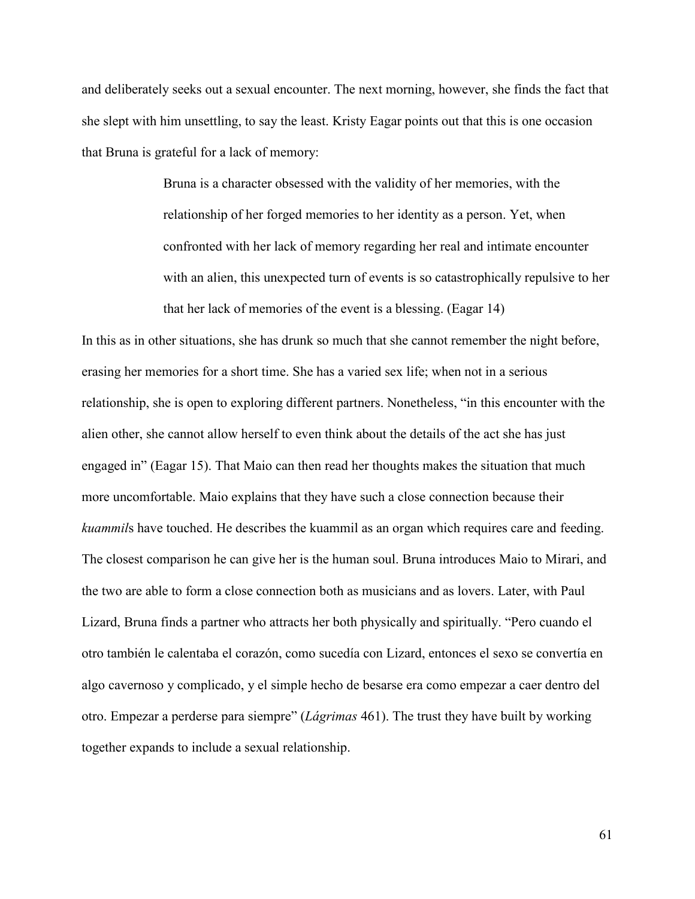and deliberately seeks out a sexual encounter. The next morning, however, she finds the fact that she slept with him unsettling, to say the least. Kristy Eagar points out that this is one occasion that Bruna is grateful for a lack of memory:

> Bruna is a character obsessed with the validity of her memories, with the relationship of her forged memories to her identity as a person. Yet, when confronted with her lack of memory regarding her real and intimate encounter with an alien, this unexpected turn of events is so catastrophically repulsive to her that her lack of memories of the event is a blessing. (Eagar 14)

In this as in other situations, she has drunk so much that she cannot remember the night before, erasing her memories for a short time. She has a varied sex life; when not in a serious relationship, she is open to exploring different partners. Nonetheless, "in this encounter with the alien other, she cannot allow herself to even think about the details of the act she has just engaged in" (Eagar 15). That Maio can then read her thoughts makes the situation that much more uncomfortable. Maio explains that they have such a close connection because their *kuammil*s have touched. He describes the kuammil as an organ which requires care and feeding. The closest comparison he can give her is the human soul. Bruna introduces Maio to Mirari, and the two are able to form a close connection both as musicians and as lovers. Later, with Paul Lizard, Bruna finds a partner who attracts her both physically and spiritually. "Pero cuando el otro también le calentaba el corazón, como sucedía con Lizard, entonces el sexo se convertía en algo cavernoso y complicado, y el simple hecho de besarse era como empezar a caer dentro del otro. Empezar a perderse para siempre" (*Lágrimas* 461). The trust they have built by working together expands to include a sexual relationship.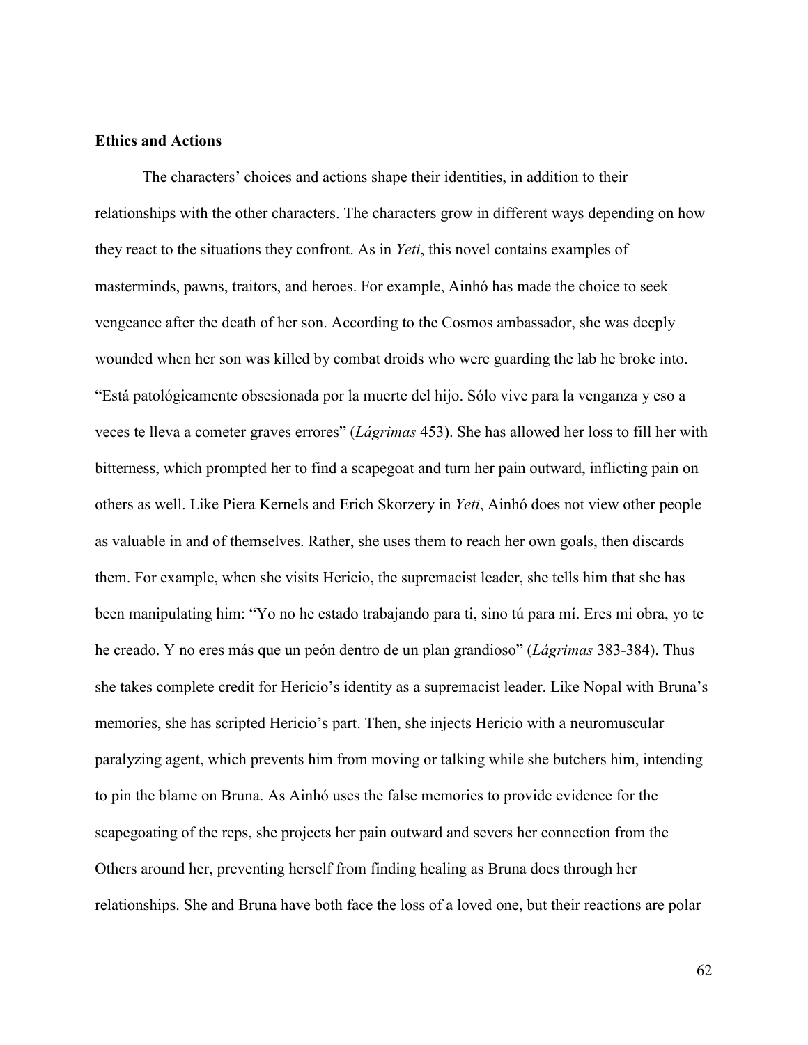**Ethics and Actions**

The characters' choices and actions shape their identities, in addition to their relationships with the other characters. The characters grow in different ways depending on how they react to the situations they confront. As in *Yeti*, this novel contains examples of masterminds, pawns, traitors, and heroes. For example, Ainhó has made the choice to seek vengeance after the death of her son. According to the Cosmos ambassador, she was deeply wounded when her son was killed by combat droids who were guarding the lab he broke into. "Está patológicamente obsesionada por la muerte del hijo. Sólo vive para la venganza y eso a veces te lleva a cometer graves errores" (*Lágrimas* 453). She has allowed her loss to fill her with bitterness, which prompted her to find a scapegoat and turn her pain outward, inflicting pain on others as well. Like Piera Kernels and Erich Skorzery in *Yeti*, Ainhó does not view other people as valuable in and of themselves. Rather, she uses them to reach her own goals, then discards them. For example, when she visits Hericio, the supremacist leader, she tells him that she has been manipulating him: "Yo no he estado trabajando para ti, sino tú para mí. Eres mi obra, yo te he creado. Y no eres más que un peón dentro de un plan grandioso" (*Lágrimas* 383-384). Thus she takes complete credit for Hericio's identity as a supremacist leader. Like Nopal with Bruna's memories, she has scripted Hericio's part. Then, she injects Hericio with a neuromuscular paralyzing agent, which prevents him from moving or talking while she butchers him, intending to pin the blame on Bruna. As Ainhó uses the false memories to provide evidence for the scapegoating of the reps, she projects her pain outward and severs her connection from the Others around her, preventing herself from finding healing as Bruna does through her relationships. She and Bruna have both face the loss of a loved one, but their reactions are polar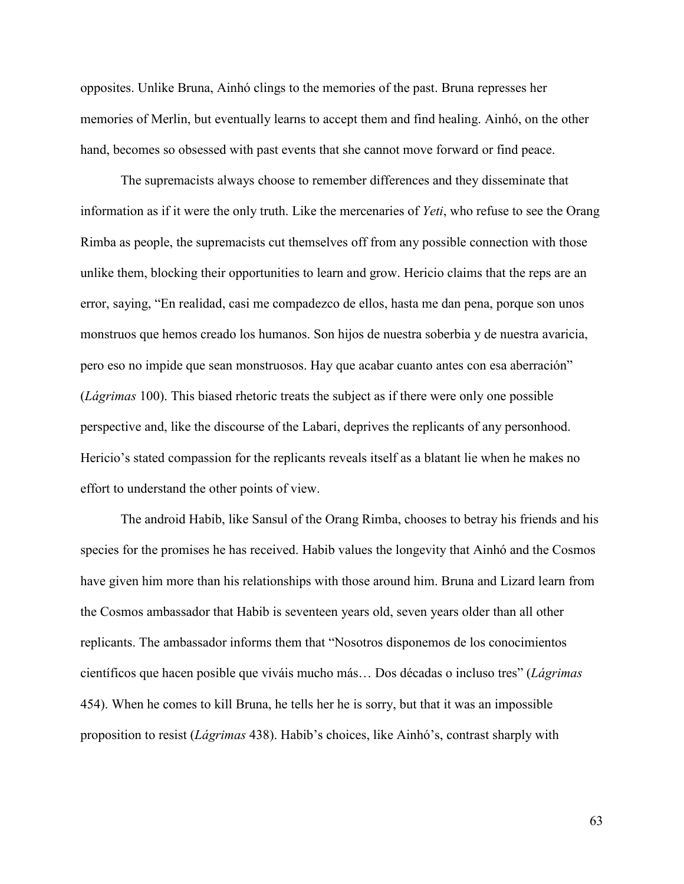opposites. Unlike Bruna, Ainhó clings to the memories of the past. Bruna represses her memories of Merlin, but eventually learns to accept them and find healing. Ainhó, on the other hand, becomes so obsessed with past events that she cannot move forward or find peace.

The supremacists always choose to remember differences and they disseminate that information as if it were the only truth. Like the mercenaries of *Yeti*, who refuse to see the Orang Rimba as people, the supremacists cut themselves off from any possible connection with those unlike them, blocking their opportunities to learn and grow. Hericio claims that the reps are an error, saying, "En realidad, casi me compadezco de ellos, hasta me dan pena, porque son unos monstruos que hemos creado los humanos. Son hijos de nuestra soberbia y de nuestra avaricia, pero eso no impide que sean monstruosos. Hay que acabar cuanto antes con esa aberración" (*Lágrimas* 100). This biased rhetoric treats the subject as if there were only one possible perspective and, like the discourse of the Labari, deprives the replicants of any personhood. Hericio's stated compassion for the replicants reveals itself as a blatant lie when he makes no effort to understand the other points of view.

The android Habib, like Sansul of the Orang Rimba, chooses to betray his friends and his species for the promises he has received. Habib values the longevity that Ainhó and the Cosmos have given him more than his relationships with those around him. Bruna and Lizard learn from the Cosmos ambassador that Habib is seventeen years old, seven years older than all other replicants. The ambassador informs them that "Nosotros disponemos de los conocimientos científicos que hacen posible que viváis mucho más… Dos décadas o incluso tres" (*Lágrimas* 454). When he comes to kill Bruna, he tells her he is sorry, but that it was an impossible proposition to resist (*Lágrimas* 438). Habib's choices, like Ainhó's, contrast sharply with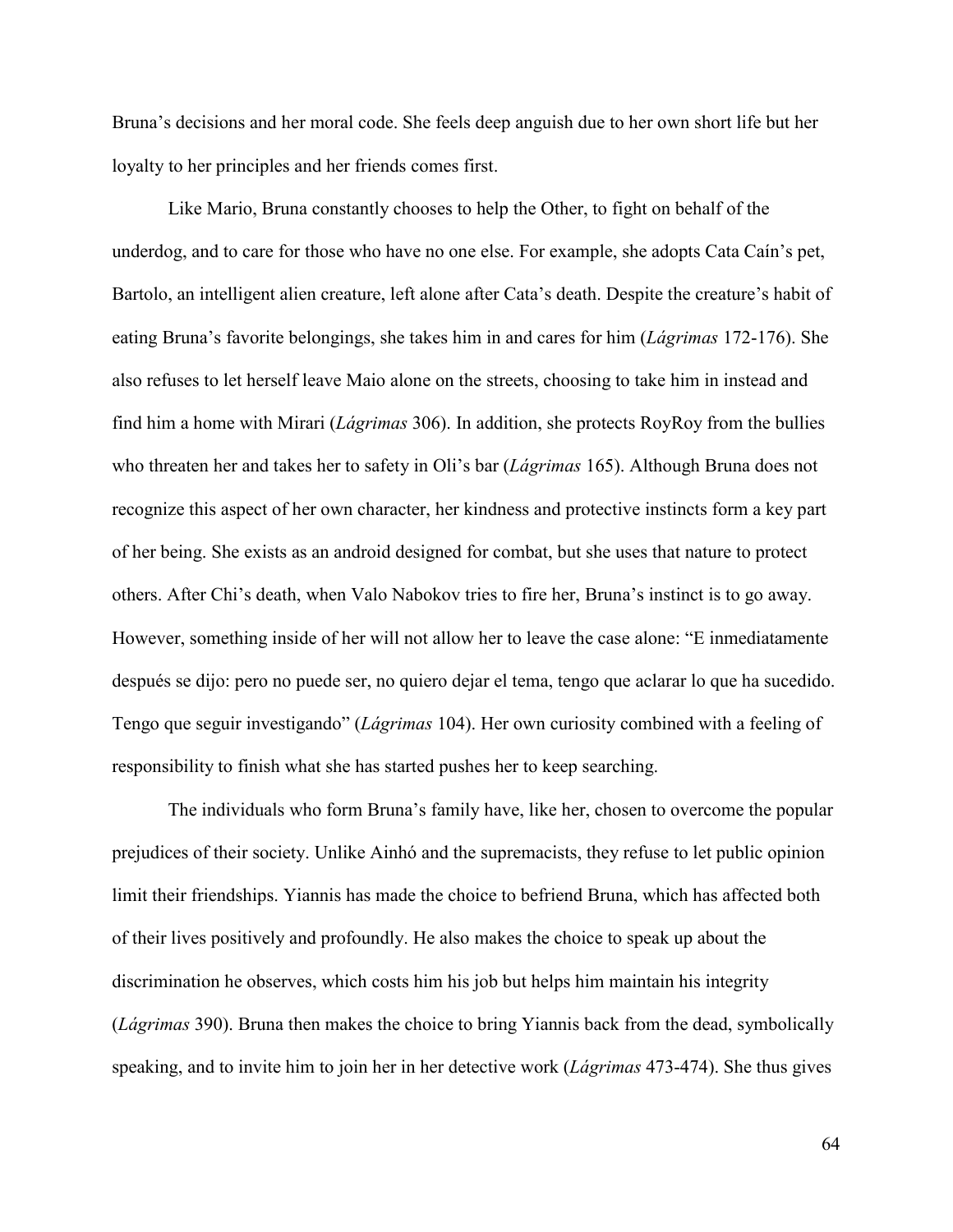Bruna's decisions and her moral code. She feels deep anguish due to her own short life but her loyalty to her principles and her friends comes first.

Like Mario, Bruna constantly chooses to help the Other, to fight on behalf of the underdog, and to care for those who have no one else. For example, she adopts Cata Caín's pet, Bartolo, an intelligent alien creature, left alone after Cata's death. Despite the creature's habit of eating Bruna's favorite belongings, she takes him in and cares for him (*Lágrimas* 172-176). She also refuses to let herself leave Maio alone on the streets, choosing to take him in instead and find him a home with Mirari (*Lágrimas* 306). In addition, she protects RoyRoy from the bullies who threaten her and takes her to safety in Oli's bar (*Lágrimas* 165). Although Bruna does not recognize this aspect of her own character, her kindness and protective instincts form a key part of her being. She exists as an android designed for combat, but she uses that nature to protect others. After Chi's death, when Valo Nabokov tries to fire her, Bruna's instinct is to go away. However, something inside of her will not allow her to leave the case alone: "E inmediatamente después se dijo: pero no puede ser, no quiero dejar el tema, tengo que aclarar lo que ha sucedido. Tengo que seguir investigando" (*Lágrimas* 104). Her own curiosity combined with a feeling of responsibility to finish what she has started pushes her to keep searching.

The individuals who form Bruna's family have, like her, chosen to overcome the popular prejudices of their society. Unlike Ainhó and the supremacists, they refuse to let public opinion limit their friendships. Yiannis has made the choice to befriend Bruna, which has affected both of their lives positively and profoundly. He also makes the choice to speak up about the discrimination he observes, which costs him his job but helps him maintain his integrity (*Lágrimas* 390). Bruna then makes the choice to bring Yiannis back from the dead, symbolically speaking, and to invite him to join her in her detective work (*Lágrimas* 473-474). She thus gives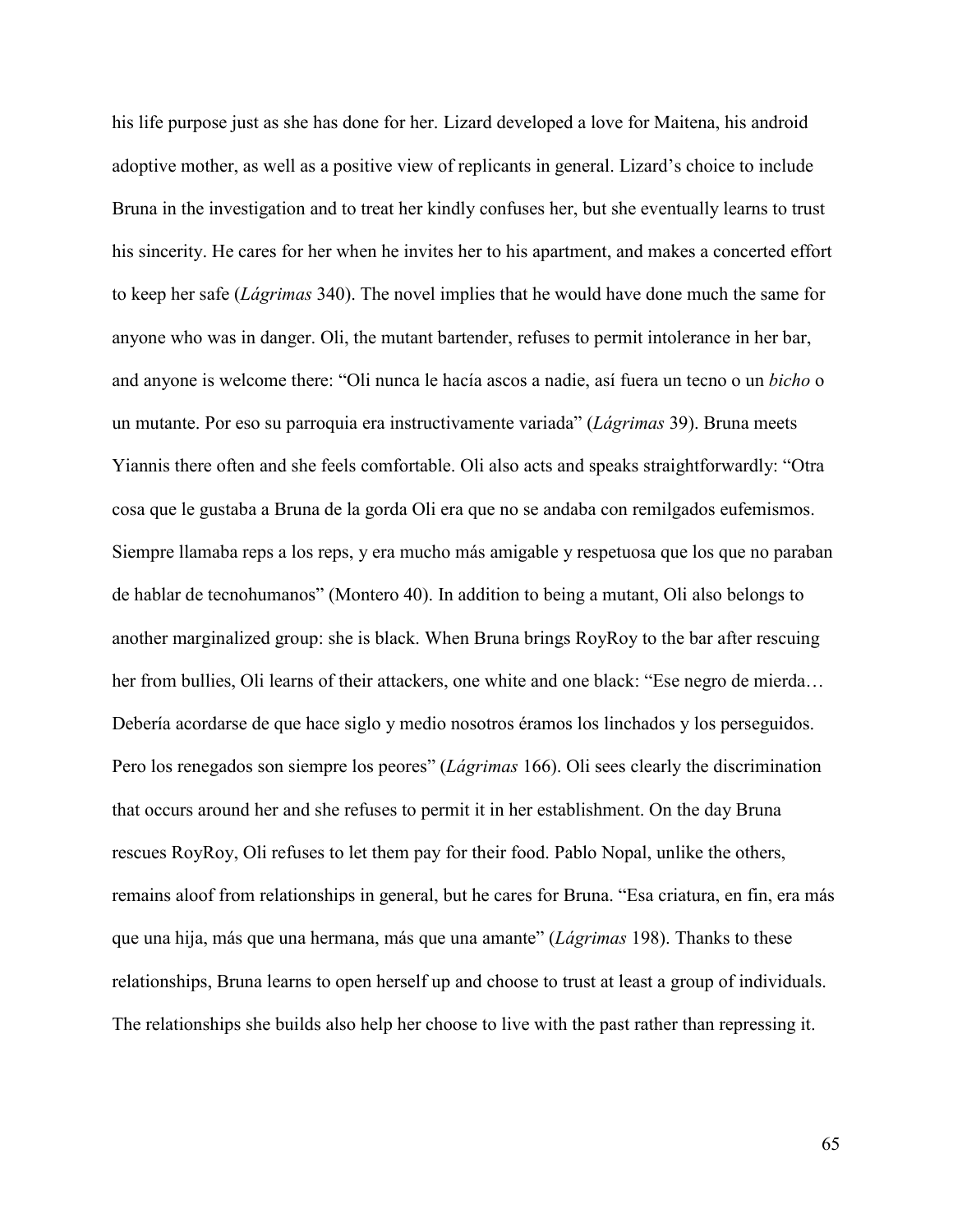his life purpose just as she has done for her. Lizard developed a love for Maitena, his android adoptive mother, as well as a positive view of replicants in general. Lizard's choice to include Bruna in the investigation and to treat her kindly confuses her, but she eventually learns to trust his sincerity. He cares for her when he invites her to his apartment, and makes a concerted effort to keep her safe (*Lágrimas* 340). The novel implies that he would have done much the same for anyone who was in danger. Oli, the mutant bartender, refuses to permit intolerance in her bar, and anyone is welcome there: "Oli nunca le hacía ascos a nadie, así fuera un tecno o un *bicho* o un mutante. Por eso su parroquia era instructivamente variada" (*Lágrimas* 39). Bruna meets Yiannis there often and she feels comfortable. Oli also acts and speaks straightforwardly: "Otra cosa que le gustaba a Bruna de la gorda Oli era que no se andaba con remilgados eufemismos. Siempre llamaba reps a los reps, y era mucho más amigable y respetuosa que los que no paraban de hablar de tecnohumanos" (Montero 40). In addition to being a mutant, Oli also belongs to another marginalized group: she is black. When Bruna brings RoyRoy to the bar after rescuing her from bullies, Oli learns of their attackers, one white and one black: "Ese negro de mierda… Debería acordarse de que hace siglo y medio nosotros éramos los linchados y los perseguidos. Pero los renegados son siempre los peores" (*Lágrimas* 166). Oli sees clearly the discrimination that occurs around her and she refuses to permit it in her establishment. On the day Bruna rescues RoyRoy, Oli refuses to let them pay for their food. Pablo Nopal, unlike the others, remains aloof from relationships in general, but he cares for Bruna. "Esa criatura, en fin, era más que una hija, más que una hermana, más que una amante" (*Lágrimas* 198). Thanks to these relationships, Bruna learns to open herself up and choose to trust at least a group of individuals. The relationships she builds also help her choose to live with the past rather than repressing it.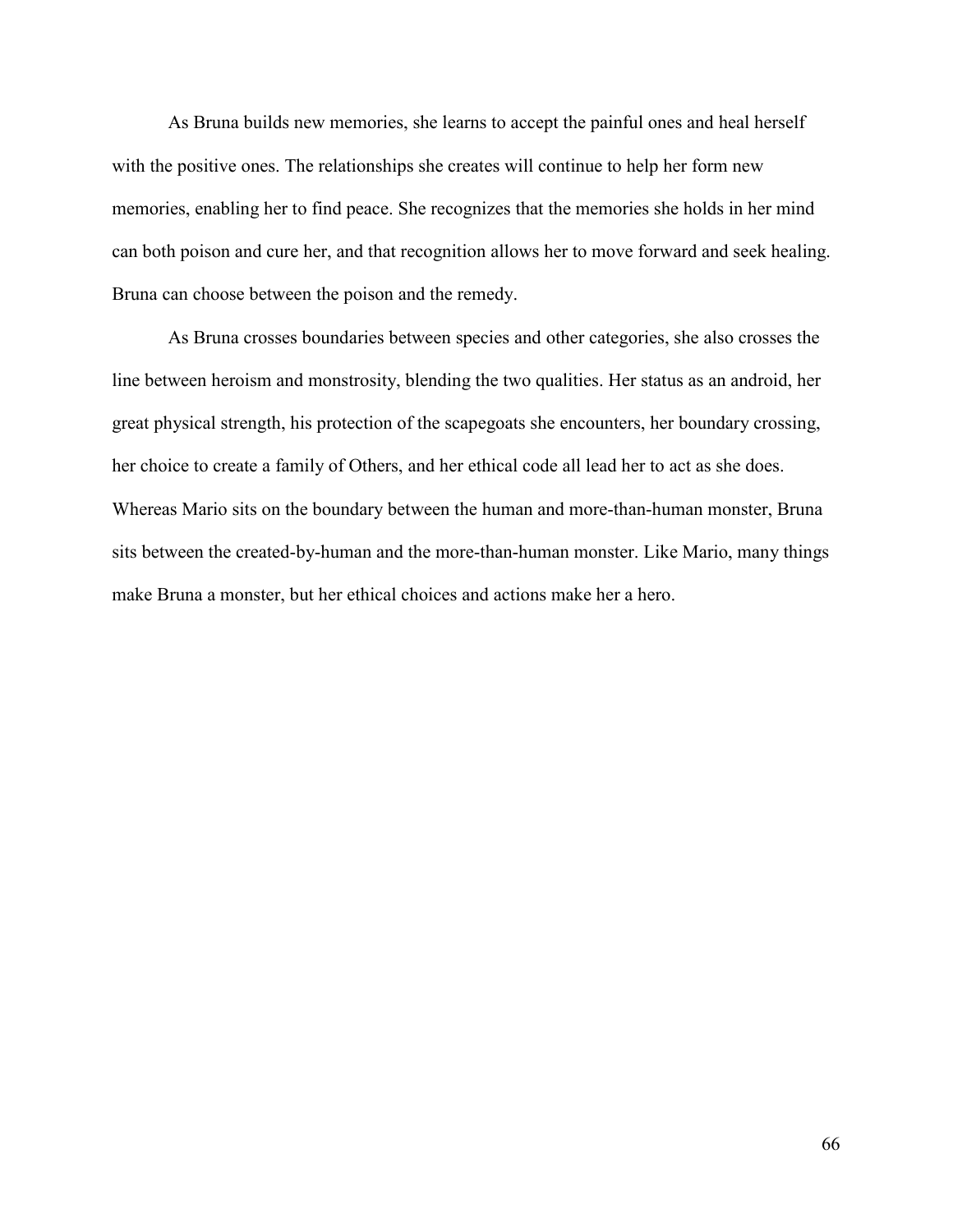As Bruna builds new memories, she learns to accept the painful ones and heal herself with the positive ones. The relationships she creates will continue to help her form new memories, enabling her to find peace. She recognizes that the memories she holds in her mind can both poison and cure her, and that recognition allows her to move forward and seek healing. Bruna can choose between the poison and the remedy.

As Bruna crosses boundaries between species and other categories, she also crosses the line between heroism and monstrosity, blending the two qualities. Her status as an android, her great physical strength, his protection of the scapegoats she encounters, her boundary crossing, her choice to create a family of Others, and her ethical code all lead her to act as she does. Whereas Mario sits on the boundary between the human and more-than-human monster, Bruna sits between the created-by-human and the more-than-human monster. Like Mario, many things make Bruna a monster, but her ethical choices and actions make her a hero.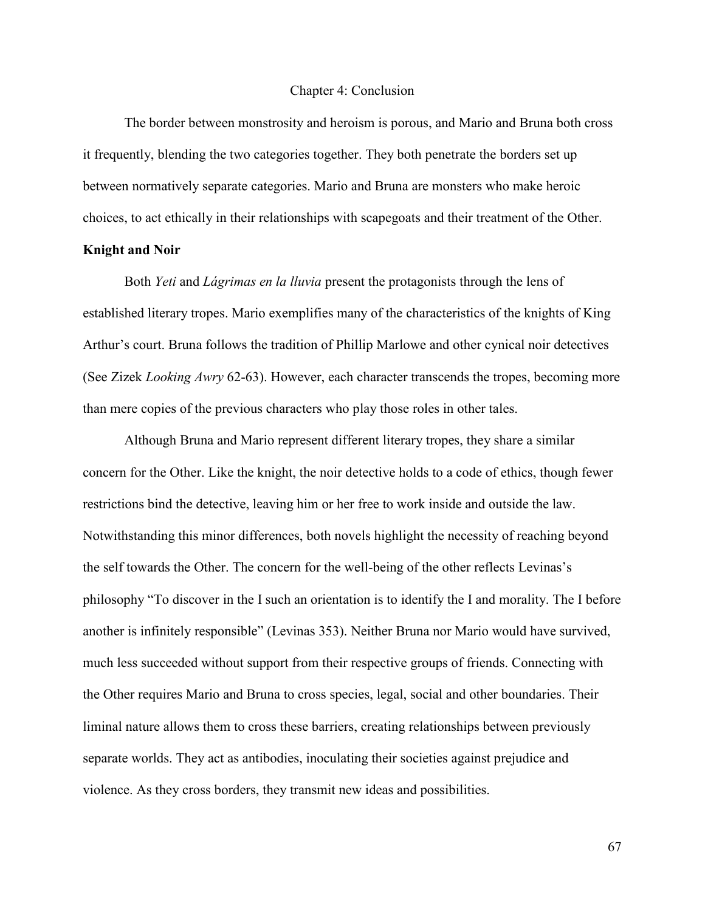# Chapter 4: Conclusion

The border between monstrosity and heroism is porous, and Mario and Bruna both cross it frequently, blending the two categories together. They both penetrate the borders set up between normatively separate categories. Mario and Bruna are monsters who make heroic choices, to act ethically in their relationships with scapegoats and their treatment of the Other.

## Knight and Noir

Both *Yeti* and *Lágrimas en la lluvia* present the protagonists through the lens of established literary tropes. Mario exemplifies many of the characteristics of the knights of King Arthur's court. Bruna follows the tradition of Phillip Marlowe and other cynical noir detectives (See Zizek *Looking Awry* 62-63). However, each character transcends the tropes, becoming more than mere copies of the previous characters who play those roles in other tales.

Although Bruna and Mario represent different literary tropes, they share a similar concern for the Other. Like the knight, the noir detective holds to a code of ethics, though fewer restrictions bind the detective, leaving him or her free to work inside and outside the law. Notwithstanding this minor differences, both novels highlight the necessity of reaching beyond the self towards the Other. The concern for the well-being of the other reflects Levinas's philosophy "To discover in the I such an orientation is to identify the I and morality. The I before another is infinitely responsible" (Levinas 353). Neither Bruna nor Mario would have survived, much less succeeded without support from their respective groups of friends. Connecting with the Other requires Mario and Bruna to cross species, legal, social and other boundaries. Their liminal nature allows them to cross these barriers, creating relationships between previously separate worlds. They act as antibodies, inoculating their societies against prejudice and violence. As they cross borders, they transmit new ideas and possibilities.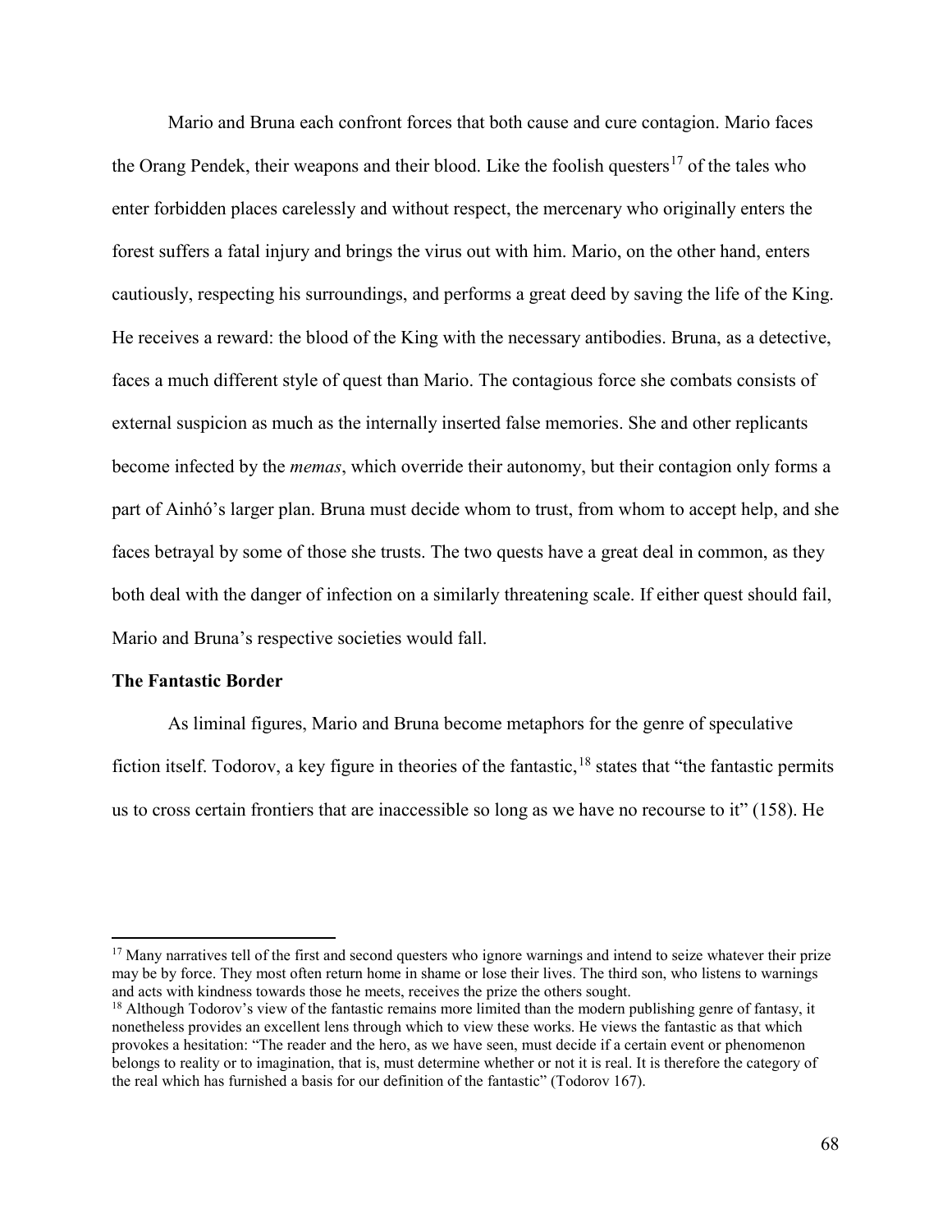Mario and Bruna each confront forces that both cause and cure contagion. Mario faces the Orang Pendek, their weapons and their blood. Like the foolish questers[17] of the tales who enter forbidden places carelessly and without respect, the mercenary who originally enters the forest suffers a fatal injury and brings the virus out with him. Mario, on the other hand, enters cautiously, respecting his surroundings, and performs a great deed by saving the life of the King. He receives a reward: the blood of the King with the necessary antibodies. Bruna, as a detective, faces a much different style of quest than Mario. The contagious force she combats consists of external suspicion as much as the internally inserted false memories. She and other replicants become infected by the *memas*, which override their autonomy, but their contagion only forms a part of Ainhó's larger plan. Bruna must decide whom to trust, from whom to accept help, and she faces betrayal by some of those she trusts. The two quests have a great deal in common, as they both deal with the danger of infection on a similarly threatening scale. If either quest should fail, Mario and Bruna's respective societies would fall.

**The Fantastic Border**

As liminal figures, Mario and Bruna become metaphors for the genre of speculative fiction itself. Todorov, a key figure in theories of the fantastic,[18] states that "the fantastic permits us to cross certain frontiers that are inaccessible so long as we have no recourse to it" (158). He

---

[17] Many narratives tell of the first and second questers who ignore warnings and intend to seize whatever their prize may be by force. They most often return home in shame or lose their lives. The third son, who listens to warnings and acts with kindness towards those he meets, receives the prize the others sought.

[18] Although Todorov's view of the fantastic remains more limited than the modern publishing genre of fantasy, it nonetheless provides an excellent lens through which to view these works. He views the fantastic as that which provokes a hesitation: "The reader and the hero, as we have seen, must decide if a certain event or phenomenon belongs to reality or to imagination, that is, must determine whether or not it is real. It is therefore the category of the real which has furnished a basis for our definition of the fantastic" (Todorov 167).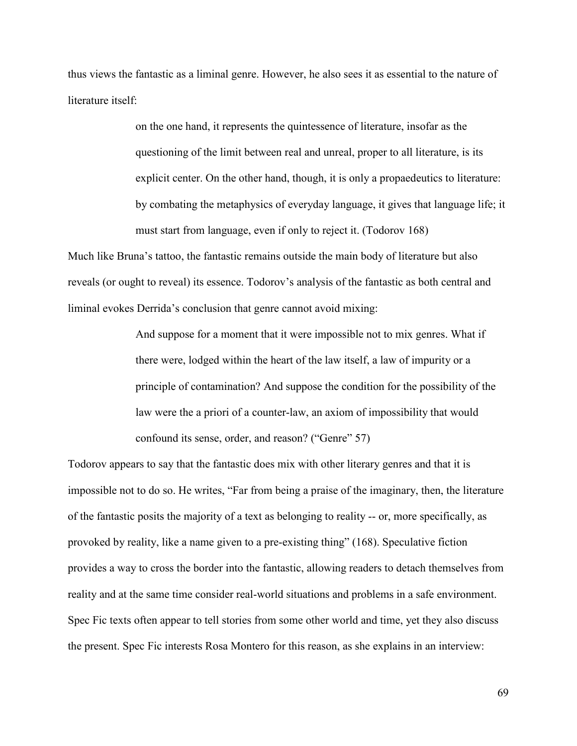thus views the fantastic as a liminal genre. However, he also sees it as essential to the nature of literature itself:

> on the one hand, it represents the quintessence of literature, insofar as the questioning of the limit between real and unreal, proper to all literature, is its explicit center. On the other hand, though, it is only a propaedeutics to literature: by combating the metaphysics of everyday language, it gives that language life; it must start from language, even if only to reject it. (Todorov 168)

Much like Bruna's tattoo, the fantastic remains outside the main body of literature but also reveals (or ought to reveal) its essence. Todorov's analysis of the fantastic as both central and liminal evokes Derrida's conclusion that genre cannot avoid mixing:

> And suppose for a moment that it were impossible not to mix genres. What if there were, lodged within the heart of the law itself, a law of impurity or a principle of contamination? And suppose the condition for the possibility of the law were the a priori of a counter-law, an axiom of impossibility that would confound its sense, order, and reason? ("Genre" 57)

Todorov appears to say that the fantastic does mix with other literary genres and that it is impossible not to do so. He writes, "Far from being a praise of the imaginary, then, the literature of the fantastic posits the majority of a text as belonging to reality -- or, more specifically, as provoked by reality, like a name given to a pre-existing thing" (168). Speculative fiction provides a way to cross the border into the fantastic, allowing readers to detach themselves from reality and at the same time consider real-world situations and problems in a safe environment. Spec Fic texts often appear to tell stories from some other world and time, yet they also discuss the present. Spec Fic interests Rosa Montero for this reason, as she explains in an interview: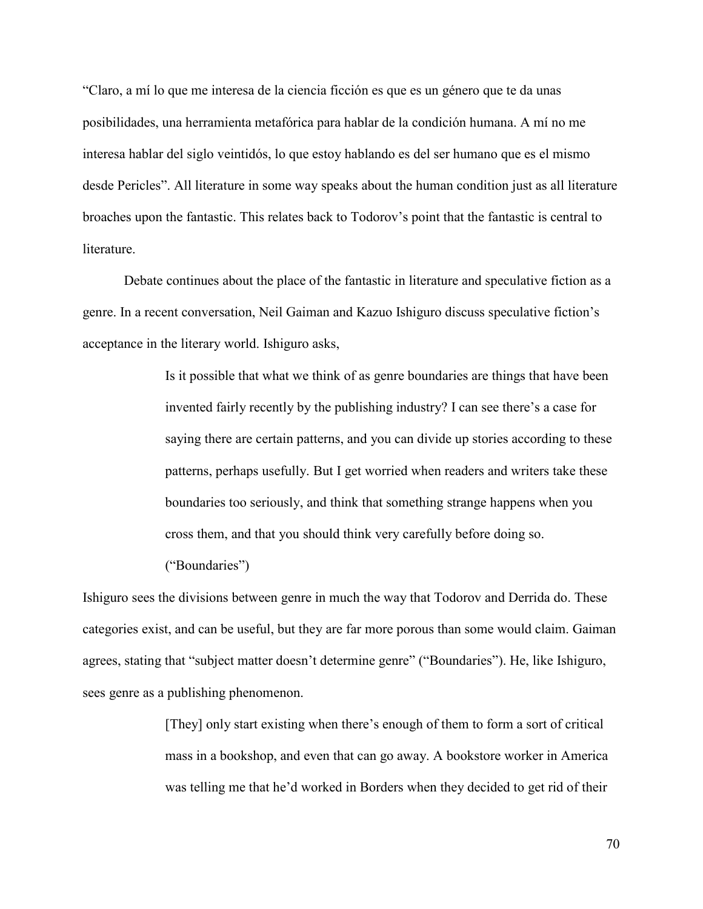"Claro, a mí lo que me interesa de la ciencia ficción es que es un género que te da unas posibilidades, una herramienta metafórica para hablar de la condición humana. A mí no me interesa hablar del siglo veintidós, lo que estoy hablando es del ser humano que es el mismo desde Pericles". All literature in some way speaks about the human condition just as all literature broaches upon the fantastic. This relates back to Todorov's point that the fantastic is central to literature.

Debate continues about the place of the fantastic in literature and speculative fiction as a genre. In a recent conversation, Neil Gaiman and Kazuo Ishiguro discuss speculative fiction's acceptance in the literary world. Ishiguro asks,

> Is it possible that what we think of as genre boundaries are things that have been invented fairly recently by the publishing industry? I can see there's a case for saying there are certain patterns, and you can divide up stories according to these patterns, perhaps usefully. But I get worried when readers and writers take these boundaries too seriously, and think that something strange happens when you cross them, and that you should think very carefully before doing so. ("Boundaries")

Ishiguro sees the divisions between genre in much the way that Todorov and Derrida do. These categories exist, and can be useful, but they are far more porous than some would claim. Gaiman agrees, stating that "subject matter doesn't determine genre" ("Boundaries"). He, like Ishiguro, sees genre as a publishing phenomenon.

> [They] only start existing when there's enough of them to form a sort of critical mass in a bookshop, and even that can go away. A bookstore worker in America was telling me that he'd worked in Borders when they decided to get rid of their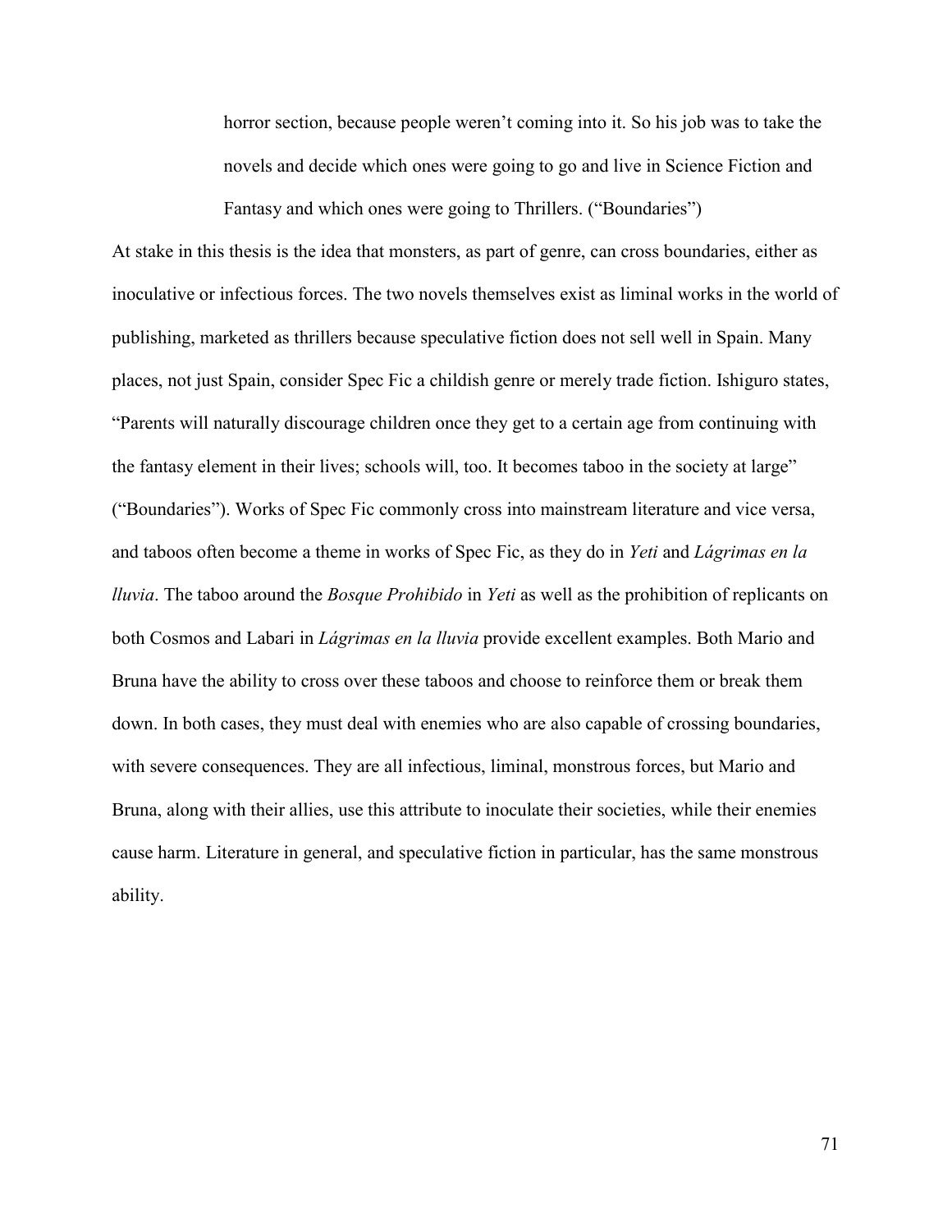> horror section, because people weren't coming into it. So his job was to take the novels and decide which ones were going to go and live in Science Fiction and Fantasy and which ones were going to Thrillers. ("Boundaries")

At stake in this thesis is the idea that monsters, as part of genre, can cross boundaries, either as inoculative or infectious forces. The two novels themselves exist as liminal works in the world of publishing, marketed as thrillers because speculative fiction does not sell well in Spain. Many places, not just Spain, consider Spec Fic a childish genre or merely trade fiction. Ishiguro states, "Parents will naturally discourage children once they get to a certain age from continuing with the fantasy element in their lives; schools will, too. It becomes taboo in the society at large" ("Boundaries"). Works of Spec Fic commonly cross into mainstream literature and vice versa, and taboos often become a theme in works of Spec Fic, as they do in *Yeti* and *Lágrimas en la lluvia*. The taboo around the *Bosque Prohibido* in *Yeti* as well as the prohibition of replicants on both Cosmos and Labari in *Lágrimas en la lluvia* provide excellent examples. Both Mario and Bruna have the ability to cross over these taboos and choose to reinforce them or break them down. In both cases, they must deal with enemies who are also capable of crossing boundaries, with severe consequences. They are all infectious, liminal, monstrous forces, but Mario and Bruna, along with their allies, use this attribute to inoculate their societies, while their enemies cause harm. Literature in general, and speculative fiction in particular, has the same monstrous ability.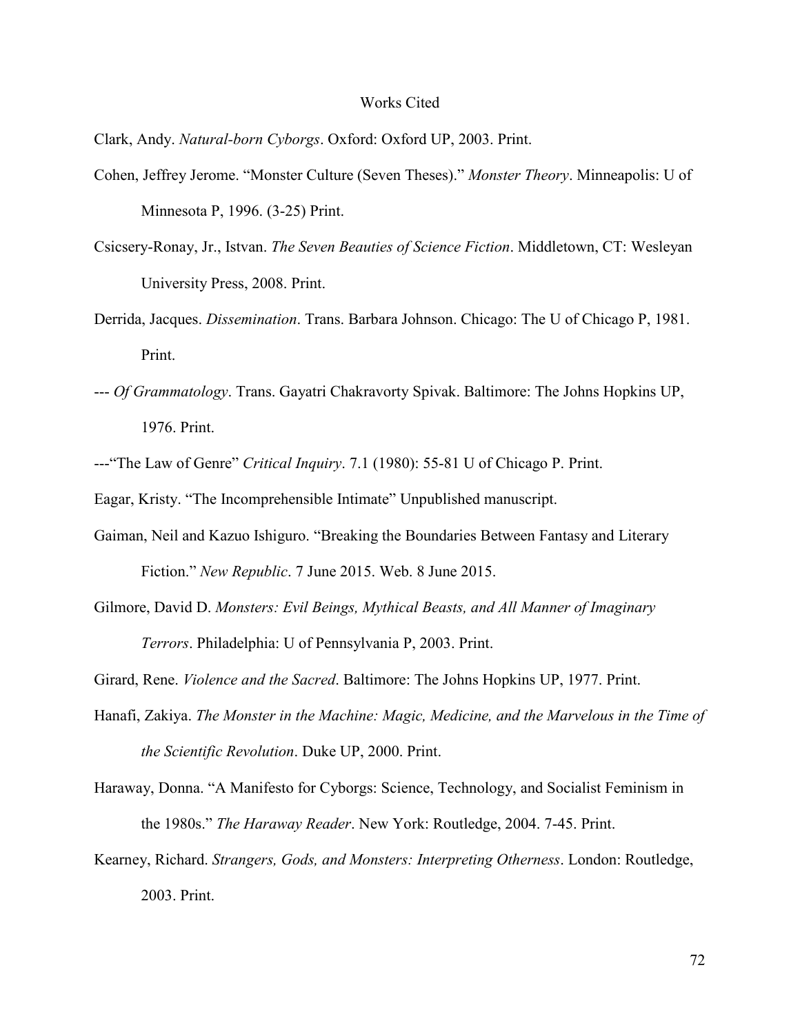# Works Cited

Clark, Andy. *Natural-born Cyborgs*. Oxford: Oxford UP, 2003. Print.

Cohen, Jeffrey Jerome. "Monster Culture (Seven Theses)." *Monster Theory*. Minneapolis: U of Minnesota P, 1996. (3-25) Print.

Csicsery-Ronay, Jr., Istvan. *The Seven Beauties of Science Fiction*. Middletown, CT: Wesleyan University Press, 2008. Print.

Derrida, Jacques. *Dissemination*. Trans. Barbara Johnson. Chicago: The U of Chicago P, 1981. Print.

--- *Of Grammatology*. Trans. Gayatri Chakravorty Spivak. Baltimore: The Johns Hopkins UP, 1976. Print.

---"The Law of Genre" *Critical Inquiry*. 7.1 (1980): 55-81 U of Chicago P. Print.

Eagar, Kristy. "The Incomprehensible Intimate" Unpublished manuscript.

Gaiman, Neil and Kazuo Ishiguro. "Breaking the Boundaries Between Fantasy and Literary Fiction." *New Republic*. 7 June 2015. Web. 8 June 2015.

Gilmore, David D. *Monsters: Evil Beings, Mythical Beasts, and All Manner of Imaginary Terrors*. Philadelphia: U of Pennsylvania P, 2003. Print.

Girard, Rene. *Violence and the Sacred*. Baltimore: The Johns Hopkins UP, 1977. Print.

Hanafi, Zakiya. *The Monster in the Machine: Magic, Medicine, and the Marvelous in the Time of the Scientific Revolution*. Duke UP, 2000. Print.

Haraway, Donna. "A Manifesto for Cyborgs: Science, Technology, and Socialist Feminism in the 1980s." *The Haraway Reader*. New York: Routledge, 2004. 7-45. Print.

Kearney, Richard. *Strangers, Gods, and Monsters: Interpreting Otherness*. London: Routledge, 2003. Print.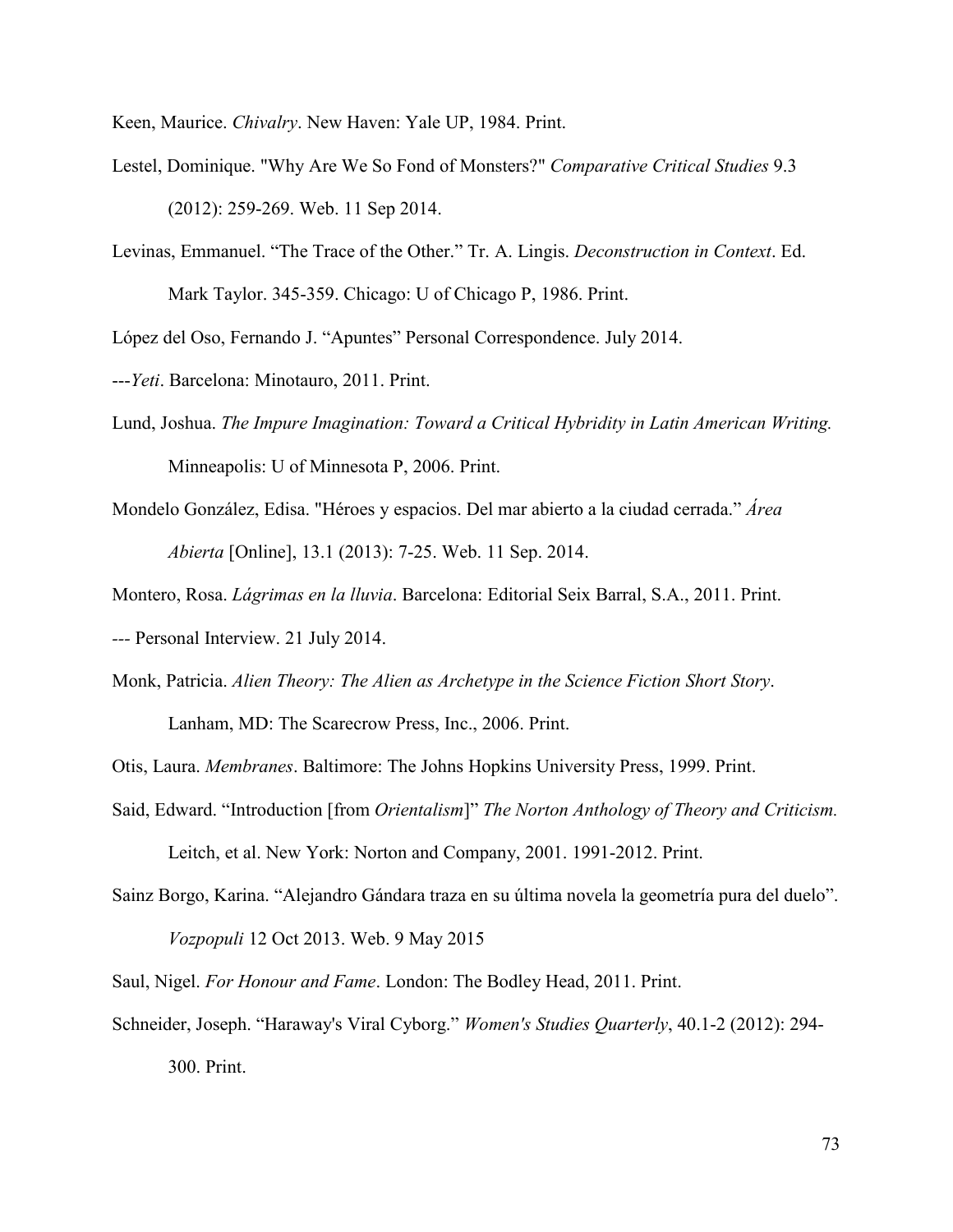Keen, Maurice. *Chivalry*. New Haven: Yale UP, 1984. Print.

Lestel, Dominique. "Why Are We So Fond of Monsters?" *Comparative Critical Studies* 9.3 (2012): 259-269. Web. 11 Sep 2014.

Levinas, Emmanuel. "The Trace of the Other." Tr. A. Lingis. *Deconstruction in Context*. Ed. Mark Taylor. 345-359. Chicago: U of Chicago P, 1986. Print.

López del Oso, Fernando J. "Apuntes" Personal Correspondence. July 2014.

---*Yeti*. Barcelona: Minotauro, 2011. Print.

Lund, Joshua. *The Impure Imagination: Toward a Critical Hybridity in Latin American Writing.* Minneapolis: U of Minnesota P, 2006. Print.

Mondelo González, Edisa. "Héroes y espacios. Del mar abierto a la ciudad cerrada." *Área Abierta* [Online], 13.1 (2013): 7-25. Web. 11 Sep. 2014.

Montero, Rosa. *Lágrimas en la lluvia*. Barcelona: Editorial Seix Barral, S.A., 2011. Print.

--- Personal Interview. 21 July 2014.

Monk, Patricia. *Alien Theory: The Alien as Archetype in the Science Fiction Short Story*. Lanham, MD: The Scarecrow Press, Inc., 2006. Print.

Otis, Laura. *Membranes*. Baltimore: The Johns Hopkins University Press, 1999. Print.

Said, Edward. "Introduction [from *Orientalism*]" *The Norton Anthology of Theory and Criticism.* Leitch, et al. New York: Norton and Company, 2001. 1991-2012. Print.

Sainz Borgo, Karina. "Alejandro Gándara traza en su última novela la geometría pura del duelo". *Vozpopuli* 12 Oct 2013. Web. 9 May 2015

Saul, Nigel. *For Honour and Fame*. London: The Bodley Head, 2011. Print.

Schneider, Joseph. "Haraway's Viral Cyborg." *Women's Studies Quarterly*, 40.1-2 (2012): 294-300. Print.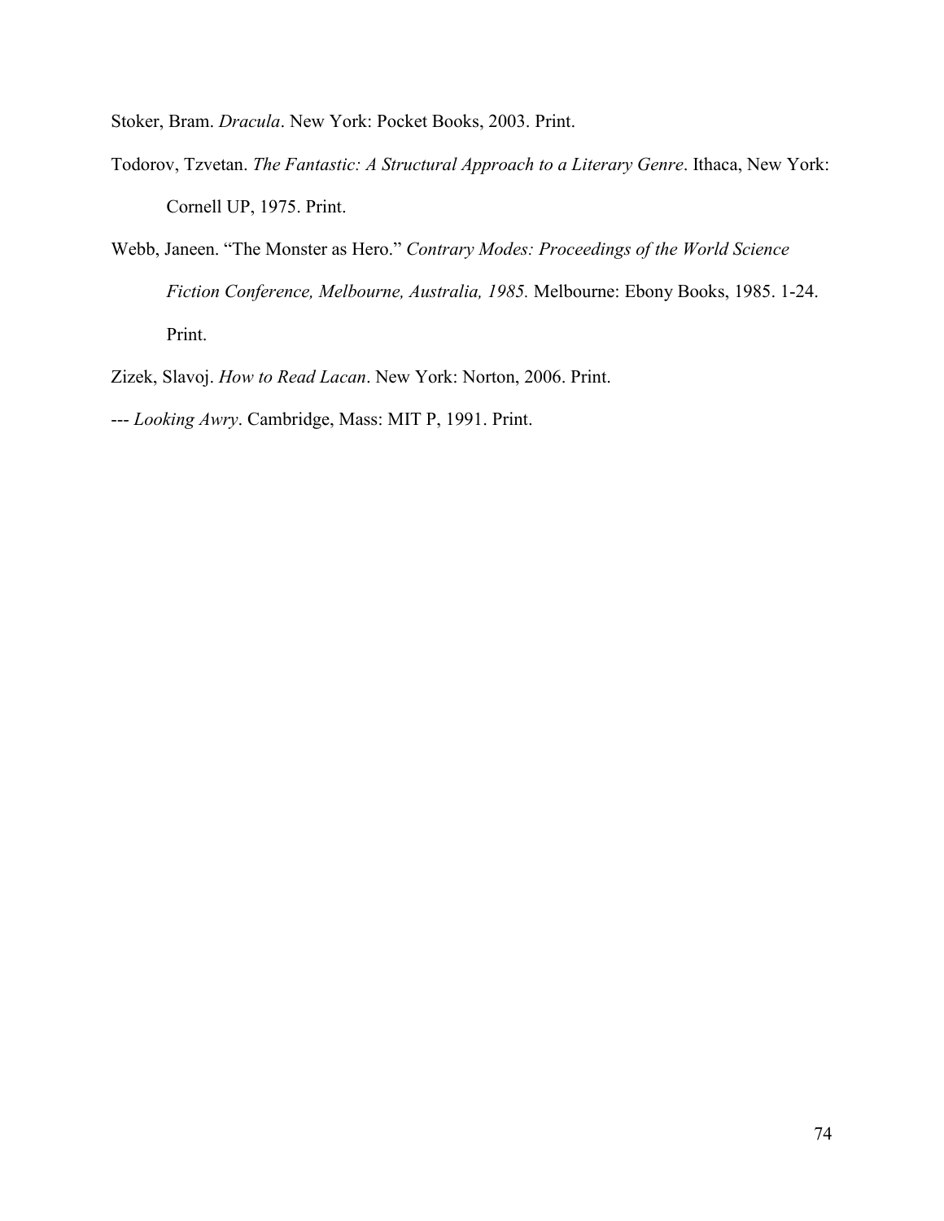Stoker, Bram. *Dracula*. New York: Pocket Books, 2003. Print.

Todorov, Tzvetan. *The Fantastic: A Structural Approach to a Literary Genre*. Ithaca, New York: Cornell UP, 1975. Print.

Webb, Janeen. "The Monster as Hero." *Contrary Modes: Proceedings of the World Science Fiction Conference, Melbourne, Australia, 1985.* Melbourne: Ebony Books, 1985. 1-24. Print.

Zizek, Slavoj. *How to Read Lacan*. New York: Norton, 2006. Print.

--- *Looking Awry*. Cambridge, Mass: MIT P, 1991. Print.